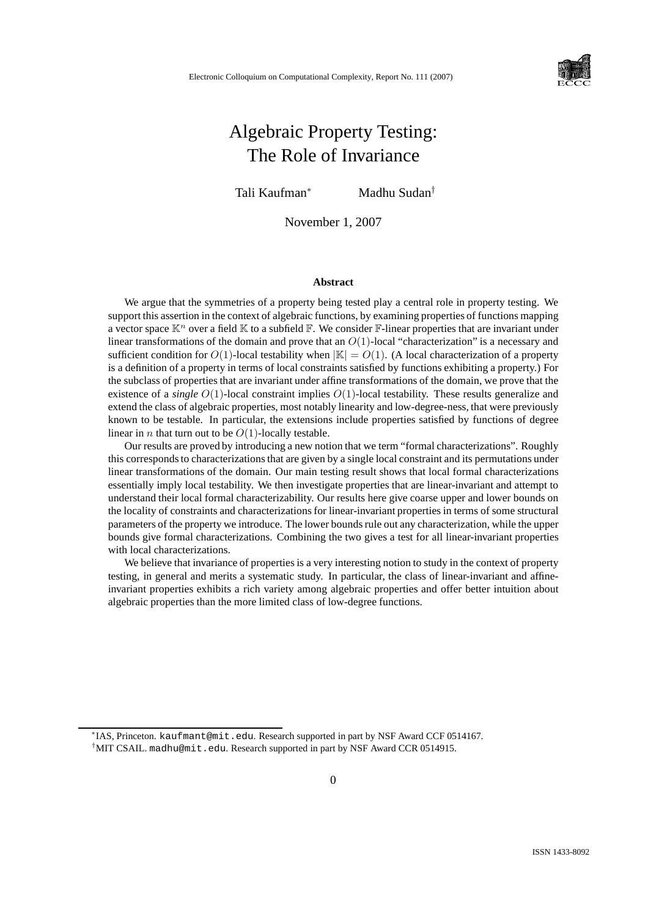# Algebraic Property Testing: The Role of Invariance

Tali Kaufman[*] Madhu Sudan[†]

November 1, 2007

### Abstract

We argue that the symmetries of a property being tested play a central role in property testing. We support this assertion in the context of algebraic functions, by examining properties of functions mapping a vector space $\mathbb{K}^n$ over a field $\mathbb{K}$ to a subfield $\mathbb{F}$. We consider $\mathbb{F}$-linear properties that are invariant under linear transformations of the domain and prove that an $O(1)$-local "characterization" is a necessary and sufficient condition for $O(1)$-local testability when $|\mathbb{K}| = O(1)$. (A local characterization of a property is a definition of a property in terms of local constraints satisfied by functions exhibiting a property.) For the subclass of properties that are invariant under affine transformations of the domain, we prove that the existence of a *single* $O(1)$-local constraint implies $O(1)$-local testability. These results generalize and extend the class of algebraic properties, most notably linearity and low-degree-ness, that were previously known to be testable. In particular, the extensions include properties satisfied by functions of degree linear in $n$ that turn out to be $O(1)$-locally testable.

Our results are proved by introducing a new notion that we term "formal characterizations". Roughly this corresponds to characterizations that are given by a single local constraint and its permutations under linear transformations of the domain. Our main testing result shows that local formal characterizations essentially imply local testability. We then investigate properties that are linear-invariant and attempt to understand their local formal characterizability. Our results here give coarse upper and lower bounds on the locality of constraints and characterizations for linear-invariant properties in terms of some structural parameters of the property we introduce. The lower bounds rule out any characterization, while the upper bounds give formal characterizations. Combining the two gives a test for all linear-invariant properties with local characterizations.

We believe that invariance of properties is a very interesting notion to study in the context of property testing, in general and merits a systematic study. In particular, the class of linear-invariant and affine-invariant properties exhibits a rich variety among algebraic properties and offer better intuition about algebraic properties than the more limited class of low-degree functions.

[*] IAS, Princeton. kaufmant@mit.edu. Research supported in part by NSF Award CCF 0514167.

[†] MIT CSAIL. madhu@mit.edu. Research supported in part by NSF Award CCR 0514915.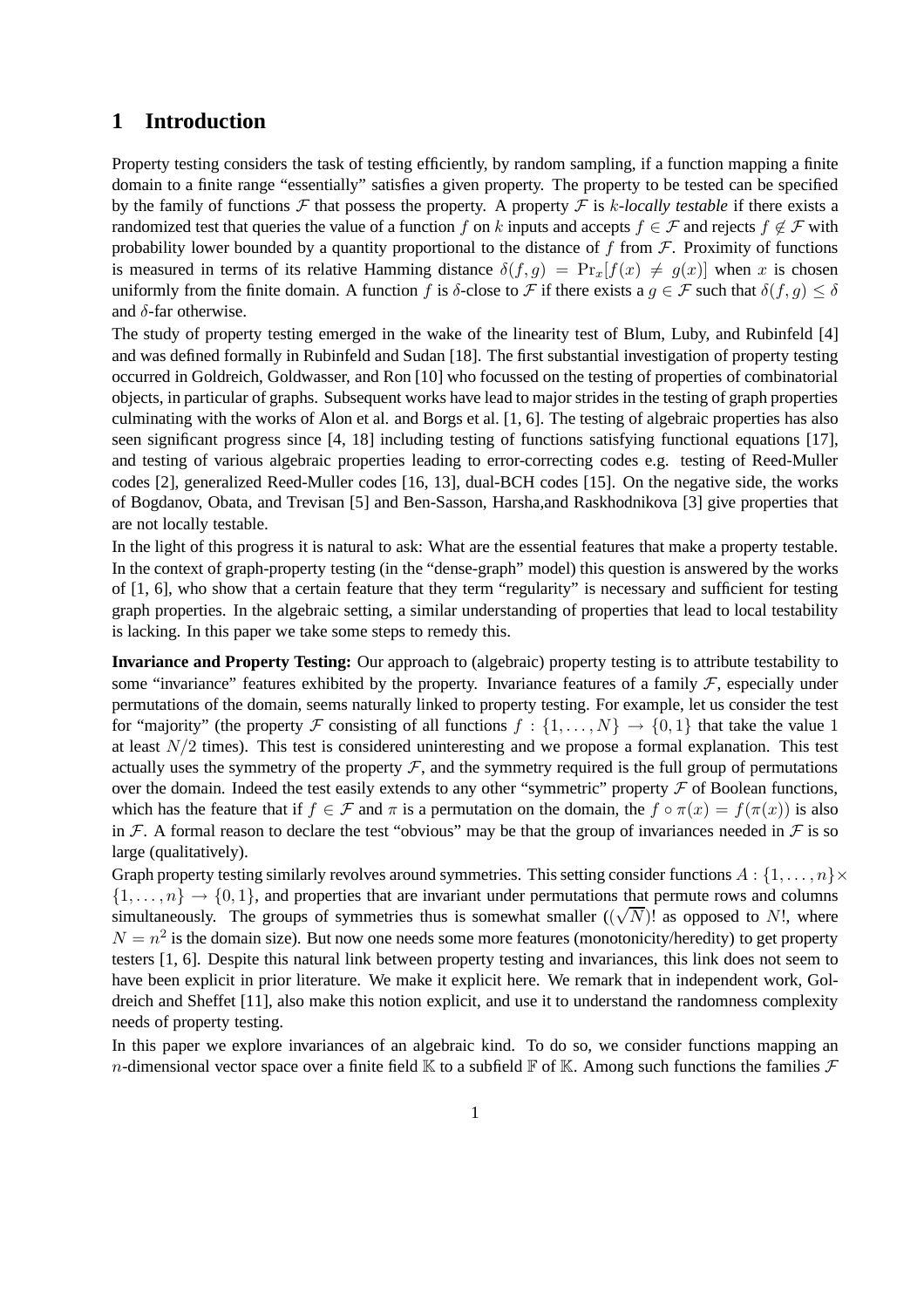# 1 Introduction

Property testing considers the task of testing efficiently, by random sampling, if a function mapping a finite domain to a finite range "essentially" satisfies a given property. The property to be tested can be specified by the family of functions $\mathcal{F}$ that possess the property. A property $\mathcal{F}$ is $k$-*locally testable* if there exists a randomized test that queries the value of a function $f$ on $k$ inputs and accepts $f \in \mathcal{F}$ and rejects $f \notin \mathcal{F}$ with probability lower bounded by a quantity proportional to the distance of $f$ from $\mathcal{F}$. Proximity of functions is measured in terms of its relative Hamming distance $\delta(f, g) = \Pr_x[f(x) \neq g(x)]$ when $x$ is chosen uniformly from the finite domain. A function $f$ is $\delta$-close to $\mathcal{F}$ if there exists a $g \in \mathcal{F}$ such that $\delta(f, g) \leq \delta$ and $\delta$-far otherwise.

The study of property testing emerged in the wake of the linearity test of Blum, Luby, and Rubinfeld [4] and was defined formally in Rubinfeld and Sudan [18]. The first substantial investigation of property testing occurred in Goldreich, Goldwasser, and Ron [10] who focussed on the testing of properties of combinatorial objects, in particular of graphs. Subsequent works have lead to major strides in the testing of graph properties culminating with the works of Alon et al. and Borgs et al. [1, 6]. The testing of algebraic properties has also seen significant progress since [4, 18] including testing of functions satisfying functional equations [17], and testing of various algebraic properties leading to error-correcting codes e.g. testing of Reed-Muller codes [2], generalized Reed-Muller codes [16, 13], dual-BCH codes [15]. On the negative side, the works of Bogdanov, Obata, and Trevisan [5] and Ben-Sasson, Harsha,and Raskhodnikova [3] give properties that are not locally testable.

In the light of this progress it is natural to ask: What are the essential features that make a property testable. In the context of graph-property testing (in the "dense-graph" model) this question is answered by the works of [1, 6], who show that a certain feature that they term "regularity" is necessary and sufficient for testing graph properties. In the algebraic setting, a similar understanding of properties that lead to local testability is lacking. In this paper we take some steps to remedy this.

**Invariance and Property Testing:** Our approach to (algebraic) property testing is to attribute testability to some "invariance" features exhibited by the property. Invariance features of a family $\mathcal{F}$, especially under permutations of the domain, seems naturally linked to property testing. For example, let us consider the test for "majority" (the property $\mathcal{F}$ consisting of all functions $f : \{1, \ldots, N\} \to \{0, 1\}$ that take the value 1 at least $N/2$ times). This test is considered uninteresting and we propose a formal explanation. This test actually uses the symmetry of the property $\mathcal{F}$, and the symmetry required is the full group of permutations over the domain. Indeed the test easily extends to any other "symmetric" property $\mathcal{F}$ of Boolean functions, which has the feature that if $f \in \mathcal{F}$ and $\pi$ is a permutation on the domain, the $f \circ \pi(x) = f(\pi(x))$ is also in $\mathcal{F}$. A formal reason to declare the test "obvious" may be that the group of invariances needed in $\mathcal{F}$ is so large (qualitatively).

Graph property testing similarly revolves around symmetries. This setting consider functions $A : \{1, \ldots, n\} \times \{1, \ldots, n\} \to \{0, 1\}$, and properties that are invariant under permutations that permute rows and columns simultaneously. The groups of symmetries thus is somewhat smaller ($(\sqrt{N})!$ as opposed to $N!$, where $N = n^2$ is the domain size). But now one needs some more features (monotonicity/heredity) to get property testers [1, 6]. Despite this natural link between property testing and invariances, this link does not seem to have been explicit in prior literature. We make it explicit here. We remark that in independent work, Goldreich and Sheffet [11], also make this notion explicit, and use it to understand the randomness complexity needs of property testing.

In this paper we explore invariances of an algebraic kind. To do so, we consider functions mapping an $n$-dimensional vector space over a finite field $\mathbb{K}$ to a subfield $\mathbb{F}$ of $\mathbb{K}$. Among such functions the families $\mathcal{F}$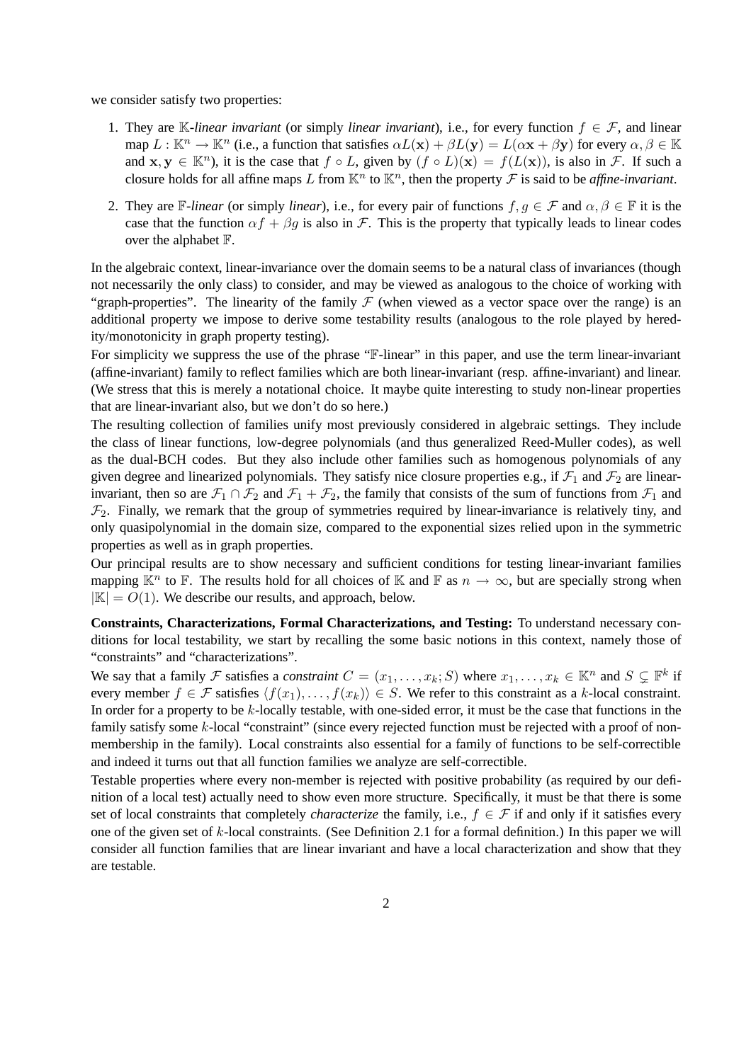we consider satisfy two properties:

1. They are $\mathbb{K}$-*linear invariant* (or simply *linear invariant*), i.e., for every function $f \in \mathcal{F}$, and linear map $L : \mathbb{K}^n \to \mathbb{K}^n$ (i.e., a function that satisfies $\alpha L(\mathbf{x}) + \beta L(\mathbf{y}) = L(\alpha \mathbf{x} + \beta \mathbf{y})$ for every $\alpha, \beta \in \mathbb{K}$ and $\mathbf{x}, \mathbf{y} \in \mathbb{K}^n$), it is the case that $f \circ L$, given by $(f \circ L)(\mathbf{x}) = f(L(\mathbf{x}))$, is also in $\mathcal{F}$. If such a closure holds for all affine maps $L$ from $\mathbb{K}^n$ to $\mathbb{K}^n$, then the property $\mathcal{F}$ is said to be *affine-invariant*.

2. They are $\mathbb{F}$-*linear* (or simply *linear*), i.e., for every pair of functions $f, g \in \mathcal{F}$ and $\alpha, \beta \in \mathbb{F}$ it is the case that the function $\alpha f + \beta g$ is also in $\mathcal{F}$. This is the property that typically leads to linear codes over the alphabet $\mathbb{F}$.

In the algebraic context, linear-invariance over the domain seems to be a natural class of invariances (though not necessarily the only class) to consider, and may be viewed as analogous to the choice of working with "graph-properties". The linearity of the family $\mathcal{F}$ (when viewed as a vector space over the range) is an additional property we impose to derive some testability results (analogous to the role played by heredity/monotonicity in graph property testing).

For simplicity we suppress the use of the phrase "$\mathbb{F}$-linear" in this paper, and use the term linear-invariant (affine-invariant) family to reflect families which are both linear-invariant (resp. affine-invariant) and linear. (We stress that this is merely a notational choice. It maybe quite interesting to study non-linear properties that are linear-invariant also, but we don't do so here.)

The resulting collection of families unify most previously considered in algebraic settings. They include the class of linear functions, low-degree polynomials (and thus generalized Reed-Muller codes), as well as the dual-BCH codes. But they also include other families such as homogenous polynomials of any given degree and linearized polynomials. They satisfy nice closure properties e.g., if $\mathcal{F}_1$ and $\mathcal{F}_2$ are linear-invariant, then so are $\mathcal{F}_1 \cap \mathcal{F}_2$ and $\mathcal{F}_1 + \mathcal{F}_2$, the family that consists of the sum of functions from $\mathcal{F}_1$ and $\mathcal{F}_2$. Finally, we remark that the group of symmetries required by linear-invariance is relatively tiny, and only quasipolynomial in the domain size, compared to the exponential sizes relied upon in the symmetric properties as well as in graph properties.

Our principal results are to show necessary and sufficient conditions for testing linear-invariant families mapping $\mathbb{K}^n$ to $\mathbb{F}$. The results hold for all choices of $\mathbb{K}$ and $\mathbb{F}$ as $n \to \infty$, but are specially strong when $|\mathbb{K}| = O(1)$. We describe our results, and approach, below.

**Constraints, Characterizations, Formal Characterizations, and Testing:** To understand necessary conditions for local testability, we start by recalling the some basic notions in this context, namely those of "constraints" and "characterizations".

We say that a family $\mathcal{F}$ satisfies a *constraint* $C = (x_1, \ldots, x_k; S)$ where $x_1, \ldots, x_k \in \mathbb{K}^n$ and $S \subsetneq \mathbb{F}^k$ if every member $f \in \mathcal{F}$ satisfies $\langle f(x_1), \ldots, f(x_k) \rangle \in S$. We refer to this constraint as a $k$-local constraint. In order for a property to be $k$-locally testable, with one-sided error, it must be the case that functions in the family satisfy some $k$-local "constraint" (since every rejected function must be rejected with a proof of non-membership in the family). Local constraints also essential for a family of functions to be self-correctible and indeed it turns out that all function families we analyze are self-correctible.

Testable properties where every non-member is rejected with positive probability (as required by our definition of a local test) actually need to show even more structure. Specifically, it must be that there is some set of local constraints that completely *characterize* the family, i.e., $f \in \mathcal{F}$ if and only if it satisfies every one of the given set of $k$-local constraints. (See Definition 2.1 for a formal definition.) In this paper we will consider all function families that are linear invariant and have a local characterization and show that they are testable.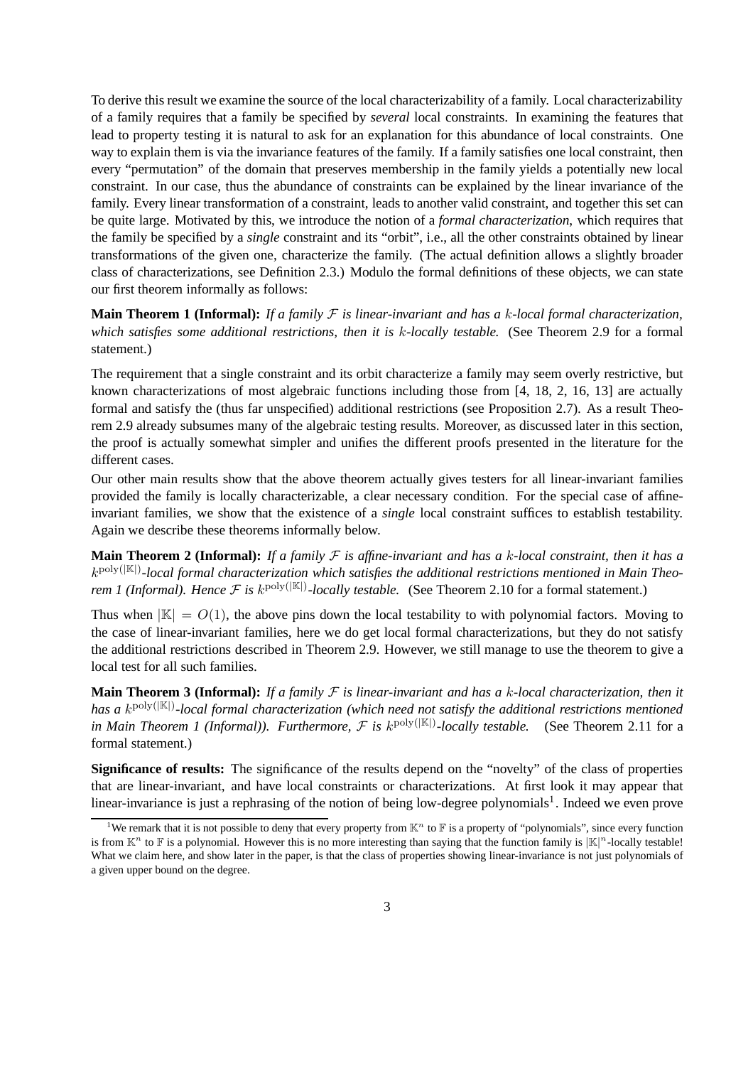To derive this result we examine the source of the local characterizability of a family. Local characterizability of a family requires that a family be specified by *several* local constraints. In examining the features that lead to property testing it is natural to ask for an explanation for this abundance of local constraints. One way to explain them is via the invariance features of the family. If a family satisfies one local constraint, then every "permutation" of the domain that preserves membership in the family yields a potentially new local constraint. In our case, thus the abundance of constraints can be explained by the linear invariance of the family. Every linear transformation of a constraint, leads to another valid constraint, and together this set can be quite large. Motivated by this, we introduce the notion of a *formal characterization*, which requires that the family be specified by a *single* constraint and its "orbit", i.e., all the other constraints obtained by linear transformations of the given one, characterize the family. (The actual definition allows a slightly broader class of characterizations, see Definition 2.3.) Modulo the formal definitions of these objects, we can state our first theorem informally as follows:

**Main Theorem 1 (Informal):** *If a family $\mathcal{F}$ is linear-invariant and has a $k$-local formal characterization, which satisfies some additional restrictions, then it is $k$-locally testable.* (See Theorem 2.9 for a formal statement.)

The requirement that a single constraint and its orbit characterize a family may seem overly restrictive, but known characterizations of most algebraic functions including those from [4, 18, 2, 16, 13] are actually formal and satisfy the (thus far unspecified) additional restrictions (see Proposition 2.7). As a result Theorem 2.9 already subsumes many of the algebraic testing results. Moreover, as discussed later in this section, the proof is actually somewhat simpler and unifies the different proofs presented in the literature for the different cases.

Our other main results show that the above theorem actually gives testers for all linear-invariant families provided the family is locally characterizable, a clear necessary condition. For the special case of affine-invariant families, we show that the existence of a *single* local constraint suffices to establish testability. Again we describe these theorems informally below.

**Main Theorem 2 (Informal):** *If a family $\mathcal{F}$ is affine-invariant and has a $k$-local constraint, then it has a $k^{\mathrm{poly}(|\mathbb{K}|)}$-local formal characterization which satisfies the additional restrictions mentioned in Main Theorem 1 (Informal). Hence $\mathcal{F}$ is $k^{\mathrm{poly}(|\mathbb{K}|)}$-locally testable.* (See Theorem 2.10 for a formal statement.)

Thus when $|\mathbb{K}| = O(1)$, the above pins down the local testability to with polynomial factors. Moving to the case of linear-invariant families, here we do get local formal characterizations, but they do not satisfy the additional restrictions described in Theorem 2.9. However, we still manage to use the theorem to give a local test for all such families.

**Main Theorem 3 (Informal):** *If a family $\mathcal{F}$ is linear-invariant and has a $k$-local characterization, then it has a $k^{\mathrm{poly}(|\mathbb{K}|)}$-local formal characterization (which need not satisfy the additional restrictions mentioned in Main Theorem 1 (Informal)). Furthermore, $\mathcal{F}$ is $k^{\mathrm{poly}(|\mathbb{K}|)}$-locally testable.* (See Theorem 2.11 for a formal statement.)

**Significance of results:** The significance of the results depend on the "novelty" of the class of properties that are linear-invariant, and have local constraints or characterizations. At first look it may appear that linear-invariance is just a rephrasing of the notion of being low-degree polynomials[1]. Indeed we even prove

[1] We remark that it is not possible to deny that every property from $\mathbb{K}^n$ to $\mathbb{F}$ is a property of "polynomials", since every function is from $\mathbb{K}^n$ to $\mathbb{F}$ is a polynomial. However this is no more interesting than saying that the function family is $|\mathbb{K}|^n$-locally testable! What we claim here, and show later in the paper, is that the class of properties showing linear-invariance is not just polynomials of a given upper bound on the degree.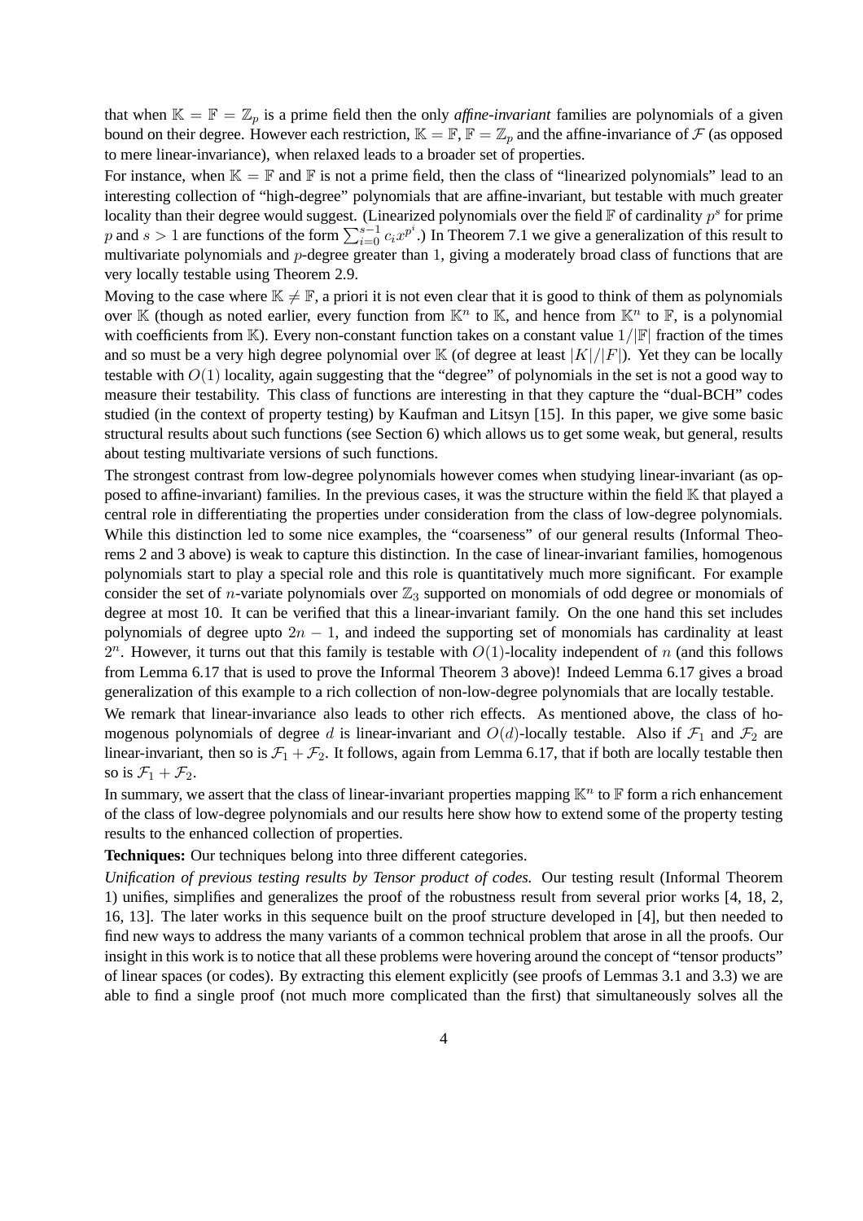that when $\mathbb{K} = \mathbb{F} = \mathbb{Z}_p$ is a prime field then the only *affine-invariant* families are polynomials of a given bound on their degree. However each restriction, $\mathbb{K} = \mathbb{F}$, $\mathbb{F} = \mathbb{Z}_p$ and the affine-invariance of $\mathcal{F}$ (as opposed to mere linear-invariance), when relaxed leads to a broader set of properties.

For instance, when $\mathbb{K} = \mathbb{F}$ and $\mathbb{F}$ is not a prime field, then the class of "linearized polynomials" lead to an interesting collection of "high-degree" polynomials that are affine-invariant, but testable with much greater locality than their degree would suggest. (Linearized polynomials over the field $\mathbb{F}$ of cardinality $p^s$ for prime $p$ and $s > 1$ are functions of the form $\sum_{i=0}^{s-1} c_i x^{p^i}$.) In Theorem 7.1 we give a generalization of this result to multivariate polynomials and $p$-degree greater than 1, giving a moderately broad class of functions that are very locally testable using Theorem 2.9.

Moving to the case where $\mathbb{K} \neq \mathbb{F}$, a priori it is not even clear that it is good to think of them as polynomials over $\mathbb{K}$ (though as noted earlier, every function from $\mathbb{K}^n$ to $\mathbb{K}$, and hence from $\mathbb{K}^n$ to $\mathbb{F}$, is a polynomial with coefficients from $\mathbb{K}$). Every non-constant function takes on a constant value $1/|\mathbb{F}|$ fraction of the times and so must be a very high degree polynomial over $\mathbb{K}$ (of degree at least $|K|/|F|$). Yet they can be locally testable with $O(1)$ locality, again suggesting that the "degree" of polynomials in the set is not a good way to measure their testability. This class of functions are interesting in that they capture the "dual-BCH" codes studied (in the context of property testing) by Kaufman and Litsyn [15]. In this paper, we give some basic structural results about such functions (see Section 6) which allows us to get some weak, but general, results about testing multivariate versions of such functions.

The strongest contrast from low-degree polynomials however comes when studying linear-invariant (as opposed to affine-invariant) families. In the previous cases, it was the structure within the field $\mathbb{K}$ that played a central role in differentiating the properties under consideration from the class of low-degree polynomials. While this distinction led to some nice examples, the "coarseness" of our general results (Informal Theorems 2 and 3 above) is weak to capture this distinction. In the case of linear-invariant families, homogenous polynomials start to play a special role and this role is quantitatively much more significant. For example consider the set of $n$-variate polynomials over $\mathbb{Z}_3$ supported on monomials of odd degree or monomials of degree at most 10. It can be verified that this a linear-invariant family. On the one hand this set includes polynomials of degree upto $2n - 1$, and indeed the supporting set of monomials has cardinality at least $2^n$. However, it turns out that this family is testable with $O(1)$-locality independent of $n$ (and this follows from Lemma 6.17 that is used to prove the Informal Theorem 3 above)! Indeed Lemma 6.17 gives a broad generalization of this example to a rich collection of non-low-degree polynomials that are locally testable.

We remark that linear-invariance also leads to other rich effects. As mentioned above, the class of homogenous polynomials of degree $d$ is linear-invariant and $O(d)$-locally testable. Also if $\mathcal{F}_1$ and $\mathcal{F}_2$ are linear-invariant, then so is $\mathcal{F}_1 + \mathcal{F}_2$. It follows, again from Lemma 6.17, that if both are locally testable then so is $\mathcal{F}_1 + \mathcal{F}_2$.

In summary, we assert that the class of linear-invariant properties mapping $\mathbb{K}^n$ to $\mathbb{F}$ form a rich enhancement of the class of low-degree polynomials and our results here show how to extend some of the property testing results to the enhanced collection of properties.

**Techniques:** Our techniques belong into three different categories.

*Unification of previous testing results by Tensor product of codes.* Our testing result (Informal Theorem 1) unifies, simplifies and generalizes the proof of the robustness result from several prior works [4, 18, 2, 16, 13]. The later works in this sequence built on the proof structure developed in [4], but then needed to find new ways to address the many variants of a common technical problem that arose in all the proofs. Our insight in this work is to notice that all these problems were hovering around the concept of "tensor products" of linear spaces (or codes). By extracting this element explicitly (see proofs of Lemmas 3.1 and 3.3) we are able to find a single proof (not much more complicated than the first) that simultaneously solves all the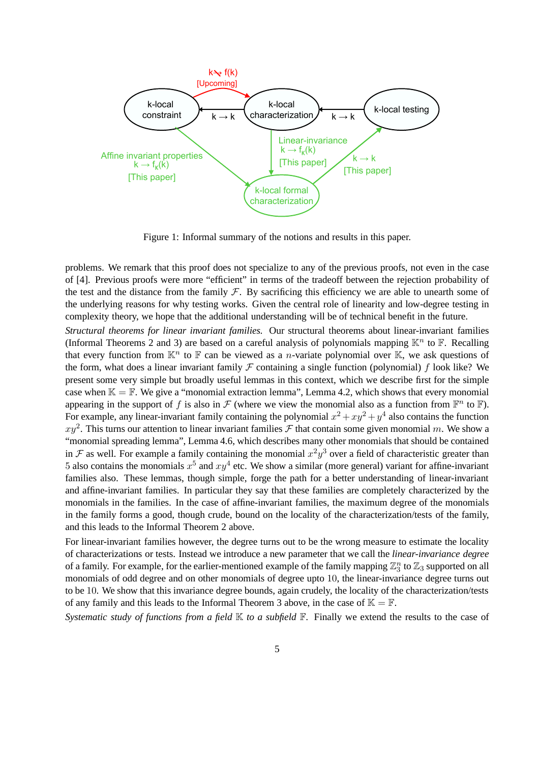Figure 1: Informal summary of the notions and results in this paper.

problems. We remark that this proof does not specialize to any of the previous proofs, not even in the case of [4]. Previous proofs were more "efficient" in terms of the tradeoff between the rejection probability of the test and the distance from the family $\mathcal{F}$. By sacrificing this efficiency we are able to unearth some of the underlying reasons for why testing works. Given the central role of linearity and low-degree testing in complexity theory, we hope that the additional understanding will be of technical benefit in the future.

*Structural theorems for linear invariant families.* Our structural theorems about linear-invariant families (Informal Theorems 2 and 3) are based on a careful analysis of polynomials mapping $\mathbb{K}^n$ to $\mathbb{F}$. Recalling that every function from $\mathbb{K}^n$ to $\mathbb{F}$ can be viewed as a $n$-variate polynomial over $\mathbb{K}$, we ask questions of the form, what does a linear invariant family $\mathcal{F}$ containing a single function (polynomial) $f$ look like? We present some very simple but broadly useful lemmas in this context, which we describe first for the simple case when $\mathbb{K} = \mathbb{F}$. We give a "monomial extraction lemma", Lemma 4.2, which shows that every monomial appearing in the support of $f$ is also in $\mathcal{F}$ (where we view the monomial also as a function from $\mathbb{F}^n$ to $\mathbb{F}$). For example, any linear-invariant family containing the polynomial $x^2 + xy^2 + y^4$ also contains the function $xy^2$. This turns our attention to linear invariant families $\mathcal{F}$ that contain some given monomial $m$. We show a "monomial spreading lemma", Lemma 4.6, which describes many other monomials that should be contained in $\mathcal{F}$ as well. For example a family containing the monomial $x^2y^3$ over a field of characteristic greater than $5$ also contains the monomials $x^5$ and $xy^4$ etc. We show a similar (more general) variant for affine-invariant families also. These lemmas, though simple, forge the path for a better understanding of linear-invariant and affine-invariant families. In particular they say that these families are completely characterized by the monomials in the families. In the case of affine-invariant families, the maximum degree of the monomials in the family forms a good, though crude, bound on the locality of the characterization/tests of the family, and this leads to the Informal Theorem 2 above.

For linear-invariant families however, the degree turns out to be the wrong measure to estimate the locality of characterizations or tests. Instead we introduce a new parameter that we call the *linear-invariance degree* of a family. For example, for the earlier-mentioned example of the family mapping $\mathbb{Z}_3^n$ to $\mathbb{Z}_3$ supported on all monomials of odd degree and on other monomials of degree upto $10$, the linear-invariance degree turns out to be $10$. We show that this invariance degree bounds, again crudely, the locality of the characterization/tests of any family and this leads to the Informal Theorem 3 above, in the case of $\mathbb{K} = \mathbb{F}$.

*Systematic study of functions from a field* $\mathbb{K}$ *to a subfield* $\mathbb{F}$. Finally we extend the results to the case of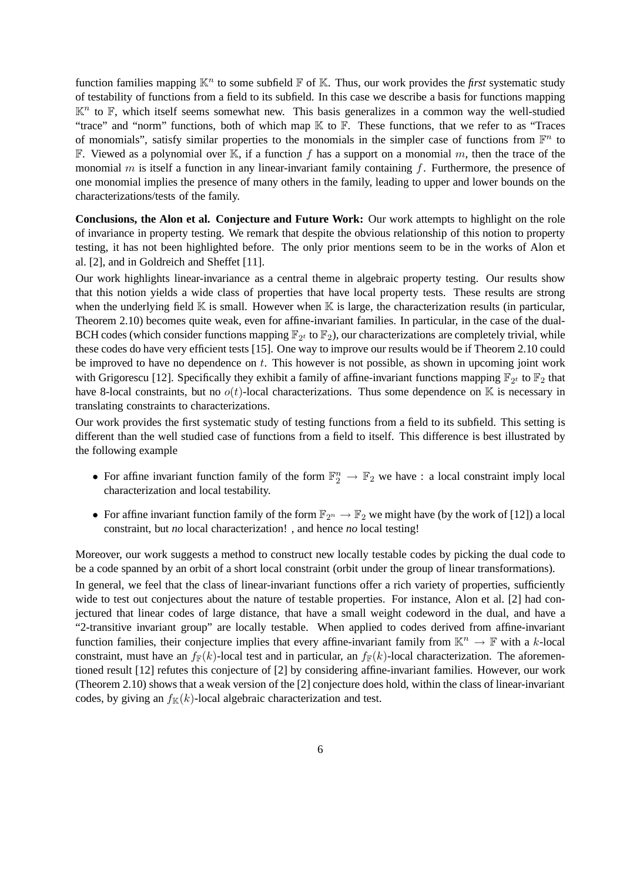function families mapping $\mathbb{K}^n$ to some subfield $\mathbb{F}$ of $\mathbb{K}$. Thus, our work provides the *first* systematic study of testability of functions from a field to its subfield. In this case we describe a basis for functions mapping $\mathbb{K}^n$ to $\mathbb{F}$, which itself seems somewhat new. This basis generalizes in a common way the well-studied "trace" and "norm" functions, both of which map $\mathbb{K}$ to $\mathbb{F}$. These functions, that we refer to as "Traces of monomials", satisfy similar properties to the monomials in the simpler case of functions from $\mathbb{F}^n$ to $\mathbb{F}$. Viewed as a polynomial over $\mathbb{K}$, if a function $f$ has a support on a monomial $m$, then the trace of the monomial $m$ is itself a function in any linear-invariant family containing $f$. Furthermore, the presence of one monomial implies the presence of many others in the family, leading to upper and lower bounds on the characterizations/tests of the family.

**Conclusions, the Alon et al. Conjecture and Future Work:** Our work attempts to highlight on the role of invariance in property testing. We remark that despite the obvious relationship of this notion to property testing, it has not been highlighted before. The only prior mentions seem to be in the works of Alon et al. [2], and in Goldreich and Sheffet [11].

Our work highlights linear-invariance as a central theme in algebraic property testing. Our results show that this notion yields a wide class of properties that have local property tests. These results are strong when the underlying field $\mathbb{K}$ is small. However when $\mathbb{K}$ is large, the characterization results (in particular, Theorem 2.10) becomes quite weak, even for affine-invariant families. In particular, in the case of the dual-BCH codes (which consider functions mapping $\mathbb{F}_{2^t}$ to $\mathbb{F}_2$), our characterizations are completely trivial, while these codes do have very efficient tests [15]. One way to improve our results would be if Theorem 2.10 could be improved to have no dependence on $t$. This however is not possible, as shown in upcoming joint work with Grigorescu [12]. Specifically they exhibit a family of affine-invariant functions mapping $\mathbb{F}_{2^t}$ to $\mathbb{F}_2$ that have 8-local constraints, but no $o(t)$-local characterizations. Thus some dependence on $\mathbb{K}$ is necessary in translating constraints to characterizations.

Our work provides the first systematic study of testing functions from a field to its subfield. This setting is different than the well studied case of functions from a field to itself. This difference is best illustrated by the following example

- For affine invariant function family of the form $\mathbb{F}_2^n \to \mathbb{F}_2$ we have : a local constraint imply local characterization and local testability.
- For affine invariant function family of the form $\mathbb{F}_{2^n} \to \mathbb{F}_2$ we might have (by the work of [12]) a local constraint, but *no* local characterization! , and hence *no* local testing!

Moreover, our work suggests a method to construct new locally testable codes by picking the dual code to be a code spanned by an orbit of a short local constraint (orbit under the group of linear transformations).

In general, we feel that the class of linear-invariant functions offer a rich variety of properties, sufficiently wide to test out conjectures about the nature of testable properties. For instance, Alon et al. [2] had conjectured that linear codes of large distance, that have a small weight codeword in the dual, and have a "2-transitive invariant group" are locally testable. When applied to codes derived from affine-invariant function families, their conjecture implies that every affine-invariant family from $\mathbb{K}^n \to \mathbb{F}$ with a $k$-local constraint, must have an $f_{\mathbb{F}}(k)$-local test and in particular, an $f_{\mathbb{F}}(k)$-local characterization. The aforementioned result [12] refutes this conjecture of [2] by considering affine-invariant families. However, our work (Theorem 2.10) shows that a weak version of the [2] conjecture does hold, within the class of linear-invariant codes, by giving an $f_{\mathbb{K}}(k)$-local algebraic characterization and test.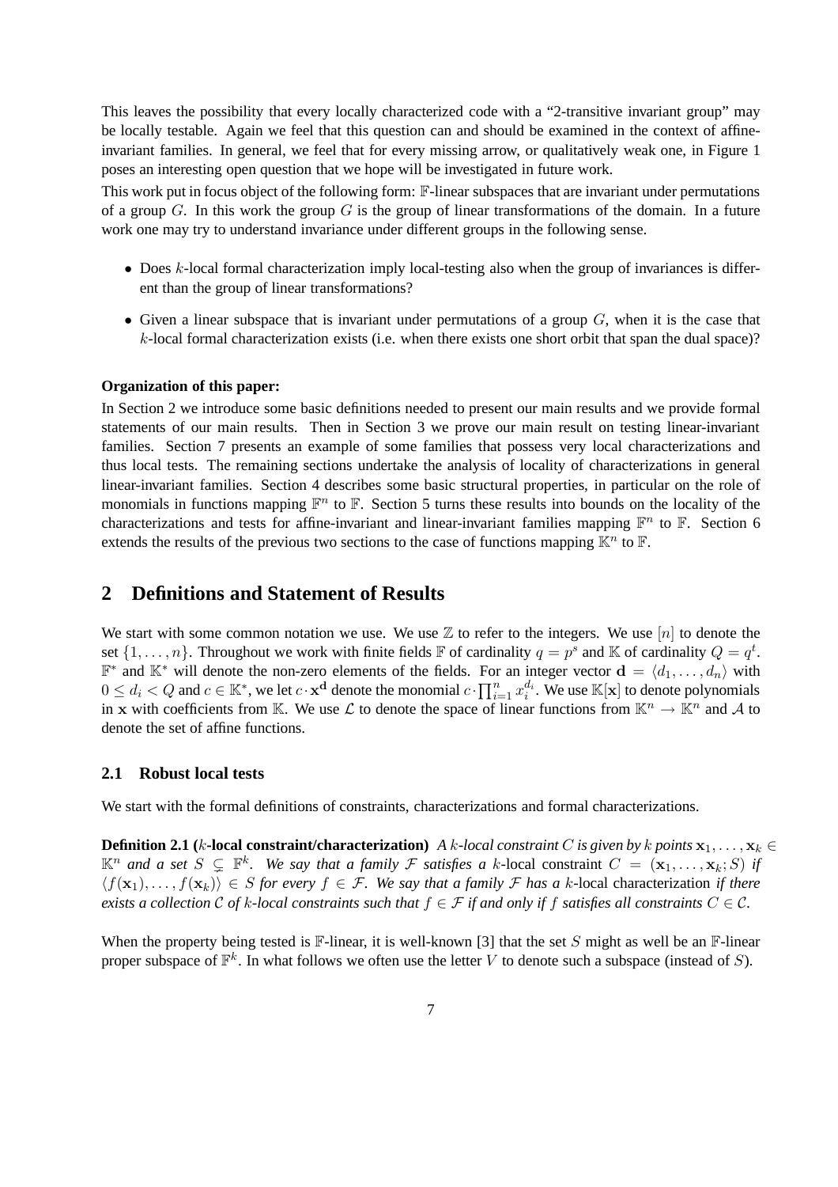This leaves the possibility that every locally characterized code with a "2-transitive invariant group" may be locally testable. Again we feel that this question can and should be examined in the context of affine-invariant families. In general, we feel that for every missing arrow, or qualitatively weak one, in Figure 1 poses an interesting open question that we hope will be investigated in future work.

This work put in focus object of the following form: $\mathbb{F}$-linear subspaces that are invariant under permutations of a group $G$. In this work the group $G$ is the group of linear transformations of the domain. In a future work one may try to understand invariance under different groups in the following sense.

- Does $k$-local formal characterization imply local-testing also when the group of invariances is different than the group of linear transformations?
- Given a linear subspace that is invariant under permutations of a group $G$, when it is the case that $k$-local formal characterization exists (i.e. when there exists one short orbit that span the dual space)?

**Organization of this paper:**

In Section 2 we introduce some basic definitions needed to present our main results and we provide formal statements of our main results. Then in Section 3 we prove our main result on testing linear-invariant families. Section 7 presents an example of some families that possess very local characterizations and thus local tests. The remaining sections undertake the analysis of locality of characterizations in general linear-invariant families. Section 4 describes some basic structural properties, in particular on the role of monomials in functions mapping $\mathbb{F}^n$ to $\mathbb{F}$. Section 5 turns these results into bounds on the locality of the characterizations and tests for affine-invariant and linear-invariant families mapping $\mathbb{F}^n$ to $\mathbb{F}$. Section 6 extends the results of the previous two sections to the case of functions mapping $\mathbb{K}^n$ to $\mathbb{F}$.

## 2 Definitions and Statement of Results

We start with some common notation we use. We use $\mathbb{Z}$ to refer to the integers. We use $[n]$ to denote the set $\{1, \ldots, n\}$. Throughout we work with finite fields $\mathbb{F}$ of cardinality $q = p^s$ and $\mathbb{K}$ of cardinality $Q = q^t$. $\mathbb{F}^*$ and $\mathbb{K}^*$ will denote the non-zero elements of the fields. For an integer vector $\mathbf{d} = \langle d_1, \ldots, d_n \rangle$ with $0 \leq d_i < Q$ and $c \in \mathbb{K}^*$, we let $c \cdot \mathbf{x}^{\mathbf{d}}$ denote the monomial $c \cdot \prod_{i=1}^{n} x_i^{d_i}$. We use $\mathbb{K}[\mathbf{x}]$ to denote polynomials in $\mathbf{x}$ with coefficients from $\mathbb{K}$. We use $\mathcal{L}$ to denote the space of linear functions from $\mathbb{K}^n \to \mathbb{K}^n$ and $\mathcal{A}$ to denote the set of affine functions.

### 2.1 Robust local tests

We start with the formal definitions of constraints, characterizations and formal characterizations.

**Definition 2.1 ($k$-local constraint/characterization)** *A $k$-local constraint $C$ is given by $k$ points $\mathbf{x}_1, \ldots, \mathbf{x}_k \in \mathbb{K}^n$ and a set $S \subsetneq \mathbb{F}^k$. We say that a family $\mathcal{F}$ satisfies a $k$-local constraint $C = (\mathbf{x}_1, \ldots, \mathbf{x}_k; S)$ if $\langle f(\mathbf{x}_1), \ldots, f(\mathbf{x}_k) \rangle \in S$ for every $f \in \mathcal{F}$. We say that a family $\mathcal{F}$ has a $k$-local characterization if there exists a collection $\mathcal{C}$ of $k$-local constraints such that $f \in \mathcal{F}$ if and only if $f$ satisfies all constraints $C \in \mathcal{C}$.*

When the property being tested is $\mathbb{F}$-linear, it is well-known [3] that the set $S$ might as well be an $\mathbb{F}$-linear proper subspace of $\mathbb{F}^k$. In what follows we often use the letter $V$ to denote such a subspace (instead of $S$).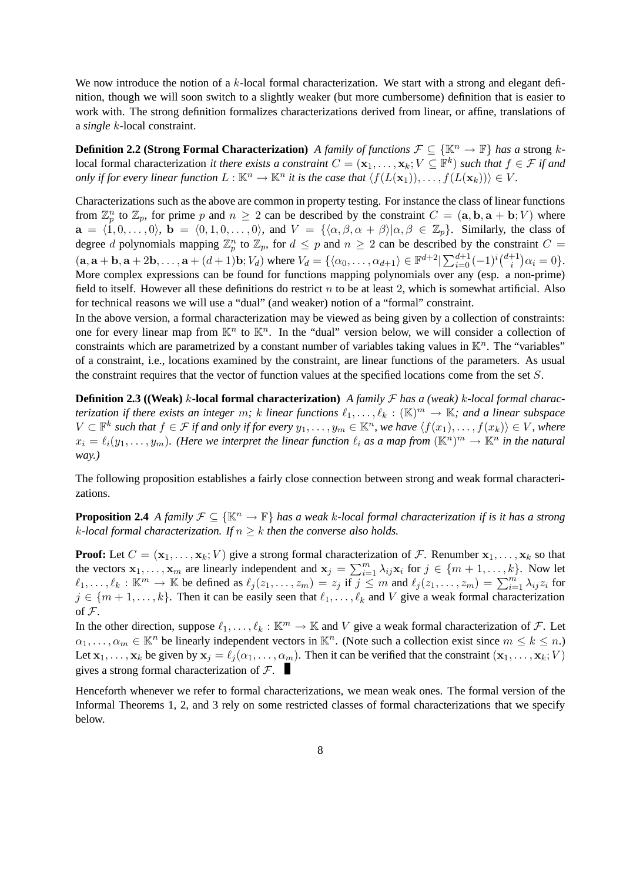We now introduce the notion of a $k$-local formal characterization. We start with a strong and elegant definition, though we will soon switch to a slightly weaker (but more cumbersome) definition that is easier to work with. The strong definition formalizes characterizations derived from linear, or affine, translations of a *single* $k$-local constraint.

**Definition 2.2 (Strong Formal Characterization)** *A family of functions $\mathcal{F} \subseteq \{\mathbb{K}^n \to \mathbb{F}\}$ has a* strong $k$-local formal characterization *it there exists a constraint $C = (\mathbf{x}_1, \ldots, \mathbf{x}_k; V \subseteq \mathbb{F}^k)$ such that $f \in \mathcal{F}$ if and only if for every linear function $L : \mathbb{K}^n \to \mathbb{K}^n$ it is the case that $\langle f(L(\mathbf{x}_1)), \ldots, f(L(\mathbf{x}_k)) \rangle \in V$.*

Characterizations such as the above are common in property testing. For instance the class of linear functions from $\mathbb{Z}_p^n$ to $\mathbb{Z}_p$, for prime $p$ and $n \geq 2$ can be described by the constraint $C = (\mathbf{a}, \mathbf{b}, \mathbf{a} + \mathbf{b}; V)$ where $\mathbf{a} = \langle 1, 0, \ldots, 0 \rangle$, $\mathbf{b} = \langle 0, 1, 0, \ldots, 0 \rangle$, and $V = \{\langle \alpha, \beta, \alpha + \beta \rangle | \alpha, \beta \in \mathbb{Z}_p\}$. Similarly, the class of degree $d$ polynomials mapping $\mathbb{Z}_p^n$ to $\mathbb{Z}_p$, for $d \leq p$ and $n \geq 2$ can be described by the constraint $C = (\mathbf{a}, \mathbf{a} + \mathbf{b}, \mathbf{a} + 2\mathbf{b}, \ldots, \mathbf{a} + (d+1)\mathbf{b}; V_d)$ where $V_d = \{\langle \alpha_0, \ldots, \alpha_{d+1} \rangle \in \mathbb{F}^{d+2} | \sum_{i=0}^{d+1} (-1)^i \binom{d+1}{i} \alpha_i = 0\}$. More complex expressions can be found for functions mapping polynomials over any (esp. a non-prime) field to itself. However all these definitions do restrict $n$ to be at least 2, which is somewhat artificial. Also for technical reasons we will use a "dual" (and weaker) notion of a "formal" constraint.

In the above version, a formal characterization may be viewed as being given by a collection of constraints: one for every linear map from $\mathbb{K}^n$ to $\mathbb{K}^n$. In the "dual" version below, we will consider a collection of constraints which are parametrized by a constant number of variables taking values in $\mathbb{K}^n$. The "variables" of a constraint, i.e., locations examined by the constraint, are linear functions of the parameters. As usual the constraint requires that the vector of function values at the specified locations come from the set $S$.

**Definition 2.3 ((Weak) $k$-local formal characterization)** *A family $\mathcal{F}$ has a (weak) $k$-local formal characterization if there exists an integer $m$; $k$ linear functions $\ell_1, \ldots, \ell_k : (\mathbb{K})^m \to \mathbb{K}$; and a linear subspace $V \subset \mathbb{F}^k$ such that $f \in \mathcal{F}$ if and only if for every $y_1, \ldots, y_m \in \mathbb{K}^n$, we have $\langle f(x_1), \ldots, f(x_k) \rangle \in V$, where $x_i = \ell_i(y_1, \ldots, y_m)$. (Here we interpret the linear function $\ell_i$ as a map from $(\mathbb{K}^n)^m \to \mathbb{K}^n$ in the natural way.)*

The following proposition establishes a fairly close connection between strong and weak formal characterizations.

**Proposition 2.4** *A family $\mathcal{F} \subseteq \{\mathbb{K}^n \to \mathbb{F}\}$ has a weak $k$-local formal characterization if is it has a strong $k$-local formal characterization. If $n \geq k$ then the converse also holds.*

**Proof:** Let $C = (\mathbf{x}_1, \ldots, \mathbf{x}_k; V)$ give a strong formal characterization of $\mathcal{F}$. Renumber $\mathbf{x}_1, \ldots, \mathbf{x}_k$ so that the vectors $\mathbf{x}_1, \ldots, \mathbf{x}_m$ are linearly independent and $\mathbf{x}_j = \sum_{i=1}^m \lambda_{ij} \mathbf{x}_i$ for $j \in \{m+1, \ldots, k\}$. Now let $\ell_1, \ldots, \ell_k : \mathbb{K}^m \to \mathbb{K}$ be defined as $\ell_j(z_1, \ldots, z_m) = z_j$ if $j \leq m$ and $\ell_j(z_1, \ldots, z_m) = \sum_{i=1}^m \lambda_{ij} z_i$ for $j \in \{m+1, \ldots, k\}$. Then it can be easily seen that $\ell_1, \ldots, \ell_k$ and $V$ give a weak formal characterization of $\mathcal{F}$.

In the other direction, suppose $\ell_1, \ldots, \ell_k : \mathbb{K}^m \to \mathbb{K}$ and $V$ give a weak formal characterization of $\mathcal{F}$. Let $\alpha_1, \ldots, \alpha_m \in \mathbb{K}^n$ be linearly independent vectors in $\mathbb{K}^n$. (Note such a collection exist since $m \leq k \leq n$.) Let $\mathbf{x}_1, \ldots, \mathbf{x}_k$ be given by $\mathbf{x}_j = \ell_j(\alpha_1, \ldots, \alpha_m)$. Then it can be verified that the constraint $(\mathbf{x}_1, \ldots, \mathbf{x}_k; V)$ gives a strong formal characterization of $\mathcal{F}$. ■

Henceforth whenever we refer to formal characterizations, we mean weak ones. The formal version of the Informal Theorems 1, 2, and 3 rely on some restricted classes of formal characterizations that we specify below.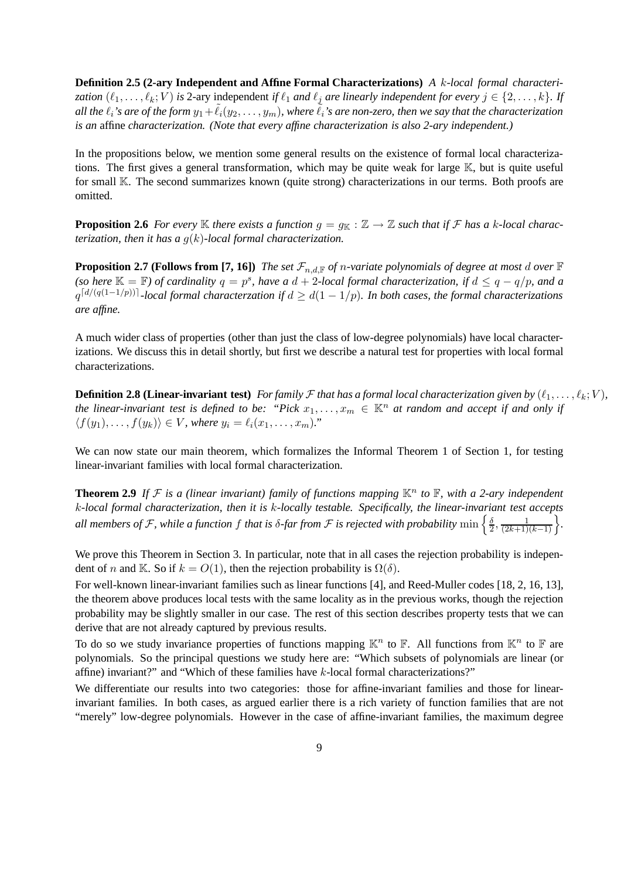**Definition 2.5 (2-ary Independent and Affine Formal Characterizations)** *A $k$-local formal characterization $(\ell_1, \ldots, \ell_k; V)$ is* 2-ary independent *if $\ell_1$ and $\ell_j$ are linearly independent for every $j \in \{2, \ldots, k\}$. If all the $\ell_i$'s are of the form $y_1 + \tilde{\ell}_i(y_2, \ldots, y_m)$, where $\tilde{\ell}_i$'s are non-zero, then we say that the characterization is an* affine *characterization. (Note that every affine characterization is also 2-ary independent.)*

In the propositions below, we mention some general results on the existence of formal local characterizations. The first gives a general transformation, which may be quite weak for large $\mathbb{K}$, but is quite useful for small $\mathbb{K}$. The second summarizes known (quite strong) characterizations in our terms. Both proofs are omitted.

**Proposition 2.6** *For every $\mathbb{K}$ there exists a function $g = g_{\mathbb{K}} : \mathbb{Z} \to \mathbb{Z}$ such that if $\mathcal{F}$ has a $k$-local characterization, then it has a $g(k)$-local formal characterization.*

**Proposition 2.7 (Follows from [7, 16])** *The set $\mathcal{F}_{n,d,\mathbb{F}}$ of $n$-variate polynomials of degree at most $d$ over $\mathbb{F}$ (so here $\mathbb{K} = \mathbb{F}$) of cardinality $q = p^s$, have a $d+2$-local formal characterization, if $d \leq q - q/p$, and a $q^{\lceil d/(q(1-1/p)) \rceil}$-local formal characterzation if $d \geq d(1 - 1/p)$. In both cases, the formal characterizations are affine.*

A much wider class of properties (other than just the class of low-degree polynomials) have local characterizations. We discuss this in detail shortly, but first we describe a natural test for properties with local formal characterizations.

**Definition 2.8 (Linear-invariant test)** *For family $\mathcal{F}$ that has a formal local characterization given by $(\ell_1, \ldots, \ell_k; V)$, the linear-invariant test is defined to be: "Pick $x_1, \ldots, x_m \in \mathbb{K}^n$ at random and accept if and only if $\langle f(y_1), \ldots, f(y_k) \rangle \in V$, where $y_i = \ell_i(x_1, \ldots, x_m)$."*

We can now state our main theorem, which formalizes the Informal Theorem 1 of Section 1, for testing linear-invariant families with local formal characterization.

**Theorem 2.9** *If $\mathcal{F}$ is a (linear invariant) family of functions mapping $\mathbb{K}^n$ to $\mathbb{F}$, with a 2-ary independent $k$-local formal characterization, then it is $k$-locally testable. Specifically, the linear-invariant test accepts all members of $\mathcal{F}$, while a function $f$ that is $\delta$-far from $\mathcal{F}$ is rejected with probability $\min\left\{\frac{\delta}{2}, \frac{1}{(2k+1)(k-1)}\right\}$.*

We prove this Theorem in Section 3. In particular, note that in all cases the rejection probability is independent of $n$ and $\mathbb{K}$. So if $k = O(1)$, then the rejection probability is $\Omega(\delta)$.

For well-known linear-invariant families such as linear functions [4], and Reed-Muller codes [18, 2, 16, 13], the theorem above produces local tests with the same locality as in the previous works, though the rejection probability may be slightly smaller in our case. The rest of this section describes property tests that we can derive that are not already captured by previous results.

To do so we study invariance properties of functions mapping $\mathbb{K}^n$ to $\mathbb{F}$. All functions from $\mathbb{K}^n$ to $\mathbb{F}$ are polynomials. So the principal questions we study here are: "Which subsets of polynomials are linear (or affine) invariant?" and "Which of these families have $k$-local formal characterizations?"

We differentiate our results into two categories: those for affine-invariant families and those for linear-invariant families. In both cases, as argued earlier there is a rich variety of function families that are not "merely" low-degree polynomials. However in the case of affine-invariant families, the maximum degree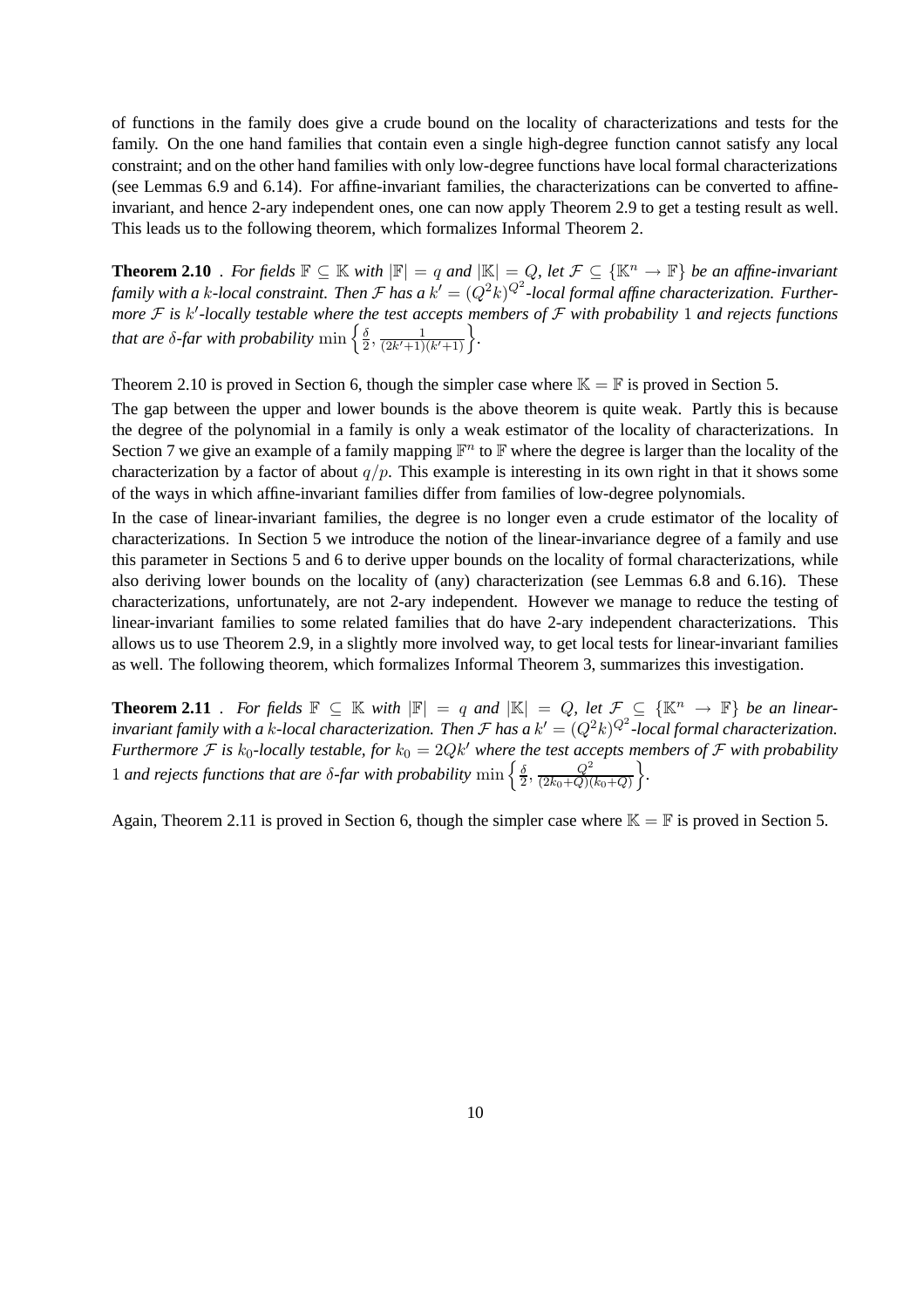of functions in the family does give a crude bound on the locality of characterizations and tests for the family. On the one hand families that contain even a single high-degree function cannot satisfy any local constraint; and on the other hand families with only low-degree functions have local formal characterizations (see Lemmas 6.9 and 6.14). For affine-invariant families, the characterizations can be converted to affine-invariant, and hence 2-ary independent ones, one can now apply Theorem 2.9 to get a testing result as well. This leads us to the following theorem, which formalizes Informal Theorem 2.

**Theorem 2.10** . *For fields $\mathbb{F} \subseteq \mathbb{K}$ with $|\mathbb{F}| = q$ and $|\mathbb{K}| = Q$, let $\mathcal{F} \subseteq \{\mathbb{K}^n \to \mathbb{F}\}$ be an affine-invariant family with a $k$-local constraint. Then $\mathcal{F}$ has a $k' = (Q^2 k)^{Q^2}$-local formal affine characterization. Furthermore $\mathcal{F}$ is $k'$-locally testable where the test accepts members of $\mathcal{F}$ with probability 1 and rejects functions that are $\delta$-far with probability $\min\left\{\frac{\delta}{2}, \frac{1}{(2k'+1)(k'+1)}\right\}$.*

Theorem 2.10 is proved in Section 6, though the simpler case where $\mathbb{K} = \mathbb{F}$ is proved in Section 5.

The gap between the upper and lower bounds is the above theorem is quite weak. Partly this is because the degree of the polynomial in a family is only a weak estimator of the locality of characterizations. In Section 7 we give an example of a family mapping $\mathbb{F}^n$ to $\mathbb{F}$ where the degree is larger than the locality of the characterization by a factor of about $q/p$. This example is interesting in its own right in that it shows some of the ways in which affine-invariant families differ from families of low-degree polynomials.

In the case of linear-invariant families, the degree is no longer even a crude estimator of the locality of characterizations. In Section 5 we introduce the notion of the linear-invariance degree of a family and use this parameter in Sections 5 and 6 to derive upper bounds on the locality of formal characterizations, while also deriving lower bounds on the locality of (any) characterization (see Lemmas 6.8 and 6.16). These characterizations, unfortunately, are not 2-ary independent. However we manage to reduce the testing of linear-invariant families to some related families that do have 2-ary independent characterizations. This allows us to use Theorem 2.9, in a slightly more involved way, to get local tests for linear-invariant families as well. The following theorem, which formalizes Informal Theorem 3, summarizes this investigation.

**Theorem 2.11** . *For fields $\mathbb{F} \subseteq \mathbb{K}$ with $|\mathbb{F}| = q$ and $|\mathbb{K}| = Q$, let $\mathcal{F} \subseteq \{\mathbb{K}^n \to \mathbb{F}\}$ be an linear-invariant family with a $k$-local characterization. Then $\mathcal{F}$ has a $k' = (Q^2 k)^{Q^2}$-local formal characterization. Furthermore $\mathcal{F}$ is $k_0$-locally testable, for $k_0 = 2Qk'$ where the test accepts members of $\mathcal{F}$ with probability 1 and rejects functions that are $\delta$-far with probability $\min\left\{\frac{\delta}{2}, \frac{Q^2}{(2k_0+Q)(k_0+Q)}\right\}$.*

Again, Theorem 2.11 is proved in Section 6, though the simpler case where $\mathbb{K} = \mathbb{F}$ is proved in Section 5.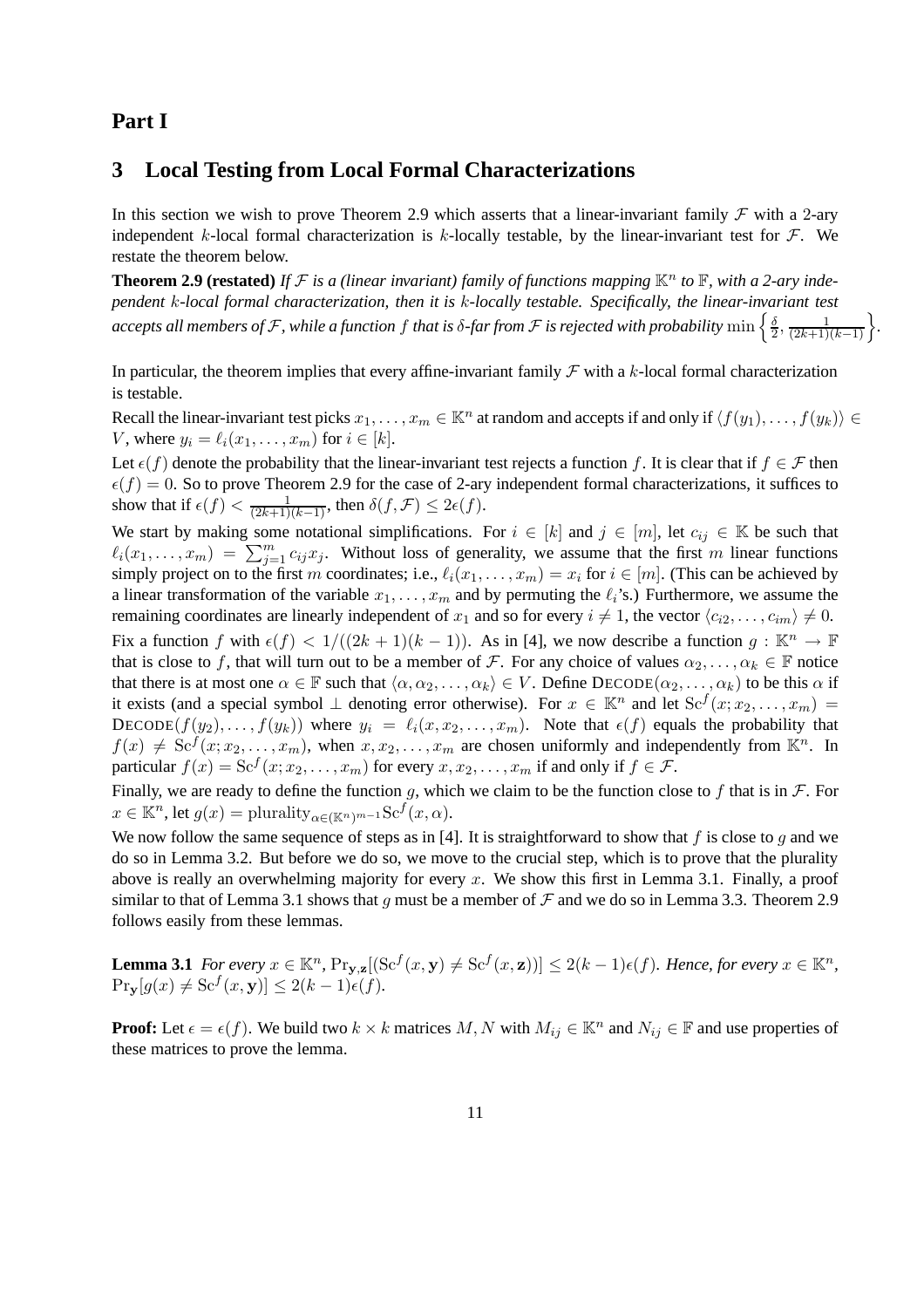# Part I

## 3 Local Testing from Local Formal Characterizations

In this section we wish to prove Theorem 2.9 which asserts that a linear-invariant family $\mathcal{F}$ with a 2-ary independent $k$-local formal characterization is $k$-locally testable, by the linear-invariant test for $\mathcal{F}$. We restate the theorem below.

**Theorem 2.9 (restated)** *If $\mathcal{F}$ is a (linear invariant) family of functions mapping $\mathbb{K}^n$ to $\mathbb{F}$, with a 2-ary independent $k$-local formal characterization, then it is $k$-locally testable. Specifically, the linear-invariant test accepts all members of $\mathcal{F}$, while a function $f$ that is $\delta$-far from $\mathcal{F}$ is rejected with probability $\min\left\{\frac{\delta}{2}, \frac{1}{(2k+1)(k-1)}\right\}$.*

In particular, the theorem implies that every affine-invariant family $\mathcal{F}$ with a $k$-local formal characterization is testable.

Recall the linear-invariant test picks $x_1, \ldots, x_m \in \mathbb{K}^n$ at random and accepts if and only if $\langle f(y_1), \ldots, f(y_k)\rangle \in V$, where $y_i = \ell_i(x_1, \ldots, x_m)$ for $i \in [k]$.

Let $\epsilon(f)$ denote the probability that the linear-invariant test rejects a function $f$. It is clear that if $f \in \mathcal{F}$ then $\epsilon(f) = 0$. So to prove Theorem 2.9 for the case of 2-ary independent formal characterizations, it suffices to show that if $\epsilon(f) < \frac{1}{(2k+1)(k-1)}$, then $\delta(f, \mathcal{F}) \leq 2\epsilon(f)$.

We start by making some notational simplifications. For $i \in [k]$ and $j \in [m]$, let $c_{ij} \in \mathbb{K}$ be such that $\ell_i(x_1, \ldots, x_m) = \sum_{j=1}^m c_{ij} x_j$. Without loss of generality, we assume that the first $m$ linear functions simply project on to the first $m$ coordinates; i.e., $\ell_i(x_1, \ldots, x_m) = x_i$ for $i \in [m]$. (This can be achieved by a linear transformation of the variable $x_1, \ldots, x_m$ and by permuting the $\ell_i$'s.) Furthermore, we assume the remaining coordinates are linearly independent of $x_1$ and so for every $i \neq 1$, the vector $\langle c_{i2}, \ldots, c_{im}\rangle \neq 0$.

Fix a function $f$ with $\epsilon(f) < 1/((2k+1)(k-1))$. As in [4], we now describe a function $g : \mathbb{K}^n \to \mathbb{F}$ that is close to $f$, that will turn out to be a member of $\mathcal{F}$. For any choice of values $\alpha_2, \ldots, \alpha_k \in \mathbb{F}$ notice that there is at most one $\alpha \in \mathbb{F}$ such that $\langle \alpha, \alpha_2, \ldots, \alpha_k\rangle \in V$. Define $\text{DECODE}(\alpha_2, \ldots, \alpha_k)$ to be this $\alpha$ if it exists (and a special symbol $\perp$ denoting error otherwise). For $x \in \mathbb{K}^n$ and let $\text{Sc}^f(x; x_2, \ldots, x_m) = \text{DECODE}(f(y_2), \ldots, f(y_k))$ where $y_i = \ell_i(x, x_2, \ldots, x_m)$. Note that $\epsilon(f)$ equals the probability that $f(x) \neq \text{Sc}^f(x; x_2, \ldots, x_m)$, when $x, x_2, \ldots, x_m$ are chosen uniformly and independently from $\mathbb{K}^n$. In particular $f(x) = \text{Sc}^f(x; x_2, \ldots, x_m)$ for every $x, x_2, \ldots, x_m$ if and only if $f \in \mathcal{F}$.

Finally, we are ready to define the function $g$, which we claim to be the function close to $f$ that is in $\mathcal{F}$. For $x \in \mathbb{K}^n$, let $g(x) = \text{plurality}_{\alpha \in (\mathbb{K}^n)^{m-1}} \text{Sc}^f(x, \alpha)$.

We now follow the same sequence of steps as in [4]. It is straightforward to show that $f$ is close to $g$ and we do so in Lemma 3.2. But before we do so, we move to the crucial step, which is to prove that the plurality above is really an overwhelming majority for every $x$. We show this first in Lemma 3.1. Finally, a proof similar to that of Lemma 3.1 shows that $g$ must be a member of $\mathcal{F}$ and we do so in Lemma 3.3. Theorem 2.9 follows easily from these lemmas.

**Lemma 3.1** *For every $x \in \mathbb{K}^n$, $\Pr_{\mathbf{y},\mathbf{z}}[(\text{Sc}^f(x, \mathbf{y}) \neq \text{Sc}^f(x, \mathbf{z}))] \leq 2(k-1)\epsilon(f)$. Hence, for every $x \in \mathbb{K}^n$, $\Pr_{\mathbf{y}}[g(x) \neq \text{Sc}^f(x, \mathbf{y})] \leq 2(k-1)\epsilon(f)$.*

**Proof:** Let $\epsilon = \epsilon(f)$. We build two $k \times k$ matrices $M, N$ with $M_{ij} \in \mathbb{K}^n$ and $N_{ij} \in \mathbb{F}$ and use properties of these matrices to prove the lemma.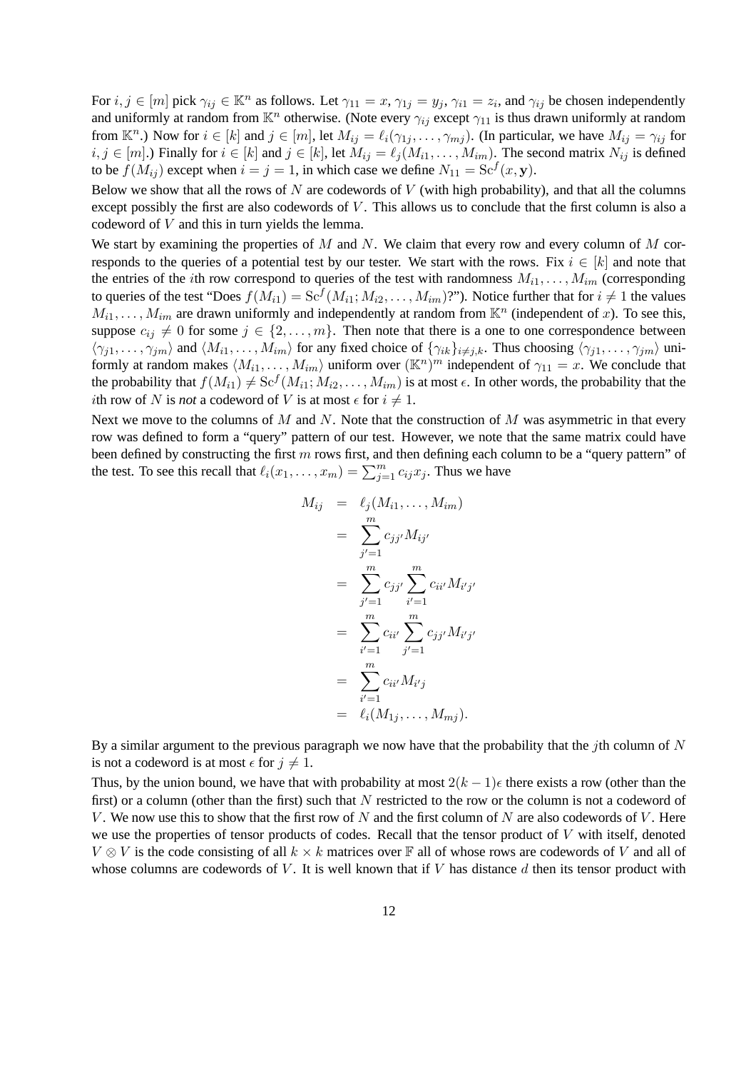For $i, j \in [m]$ pick $\gamma_{ij} \in \mathbb{K}^n$ as follows. Let $\gamma_{11} = x$, $\gamma_{1j} = y_j$, $\gamma_{i1} = z_i$, and $\gamma_{ij}$ be chosen independently and uniformly at random from $\mathbb{K}^n$ otherwise. (Note every $\gamma_{ij}$ except $\gamma_{11}$ is thus drawn uniformly at random from $\mathbb{K}^n$.) Now for $i \in [k]$ and $j \in [m]$, let $M_{ij} = \ell_i(\gamma_{1j}, \ldots, \gamma_{mj})$. (In particular, we have $M_{ij} = \gamma_{ij}$ for $i, j \in [m]$.) Finally for $i \in [k]$ and $j \in [k]$, let $M_{ij} = \ell_j(M_{i1}, \ldots, M_{im})$. The second matrix $N_{ij}$ is defined to be $f(M_{ij})$ except when $i = j = 1$, in which case we define $N_{11} = \mathrm{Sc}^f(x, \mathbf{y})$.

Below we show that all the rows of $N$ are codewords of $V$ (with high probability), and that all the columns except possibly the first are also codewords of $V$. This allows us to conclude that the first column is also a codeword of $V$ and this in turn yields the lemma.

We start by examining the properties of $M$ and $N$. We claim that every row and every column of $M$ corresponds to the queries of a potential test by our tester. We start with the rows. Fix $i \in [k]$ and note that the entries of the $i$th row correspond to queries of the test with randomness $M_{i1}, \ldots, M_{im}$ (corresponding to queries of the test "Does $f(M_{i1}) = \mathrm{Sc}^f(M_{i1}; M_{i2}, \ldots, M_{im})$?"). Notice further that for $i \neq 1$ the values $M_{i1}, \ldots, M_{im}$ are drawn uniformly and independently at random from $\mathbb{K}^n$ (independent of $x$). To see this, suppose $c_{ij} \neq 0$ for some $j \in \{2, \ldots, m\}$. Then note that there is a one to one correspondence between $\langle \gamma_{j1}, \ldots, \gamma_{jm} \rangle$ and $\langle M_{i1}, \ldots, M_{im} \rangle$ for any fixed choice of $\{\gamma_{ik}\}_{i \neq j, k}$. Thus choosing $\langle \gamma_{j1}, \ldots, \gamma_{jm} \rangle$ uniformly at random makes $\langle M_{i1}, \ldots, M_{im} \rangle$ uniform over $(\mathbb{K}^n)^m$ independent of $\gamma_{11} = x$. We conclude that the probability that $f(M_{i1}) \neq \mathrm{Sc}^f(M_{i1}; M_{i2}, \ldots, M_{im})$ is at most $\epsilon$. In other words, the probability that the $i$th row of $N$ is *not* a codeword of $V$ is at most $\epsilon$ for $i \neq 1$.

Next we move to the columns of $M$ and $N$. Note that the construction of $M$ was asymmetric in that every row was defined to form a "query" pattern of our test. However, we note that the same matrix could have been defined by constructing the first $m$ rows first, and then defining each column to be a "query pattern" of the test. To see this recall that $\ell_i(x_1, \ldots, x_m) = \sum_{j=1}^m c_{ij} x_j$. Thus we have

$$
\begin{aligned}
M_{ij} &= \ell_j(M_{i1}, \ldots, M_{im}) \\
&= \sum_{j'=1}^m c_{jj'} M_{ij'} \\
&= \sum_{j'=1}^m c_{jj'} \sum_{i'=1}^m c_{ii'} M_{i'j'} \\
&= \sum_{i'=1}^m c_{ii'} \sum_{j'=1}^m c_{jj'} M_{i'j'} \\
&= \sum_{i'=1}^m c_{ii'} M_{i'j} \\
&= \ell_i(M_{1j}, \ldots, M_{mj}).
\end{aligned}
$$

By a similar argument to the previous paragraph we now have that the probability that the $j$th column of $N$ is not a codeword is at most $\epsilon$ for $j \neq 1$.

Thus, by the union bound, we have that with probability at most $2(k-1)\epsilon$ there exists a row (other than the first) or a column (other than the first) such that $N$ restricted to the row or the column is not a codeword of $V$. We now use this to show that the first row of $N$ and the first column of $N$ are also codewords of $V$. Here we use the properties of tensor products of codes. Recall that the tensor product of $V$ with itself, denoted $V \otimes V$ is the code consisting of all $k \times k$ matrices over $\mathbb{F}$ all of whose rows are codewords of $V$ and all of whose columns are codewords of $V$. It is well known that if $V$ has distance $d$ then its tensor product with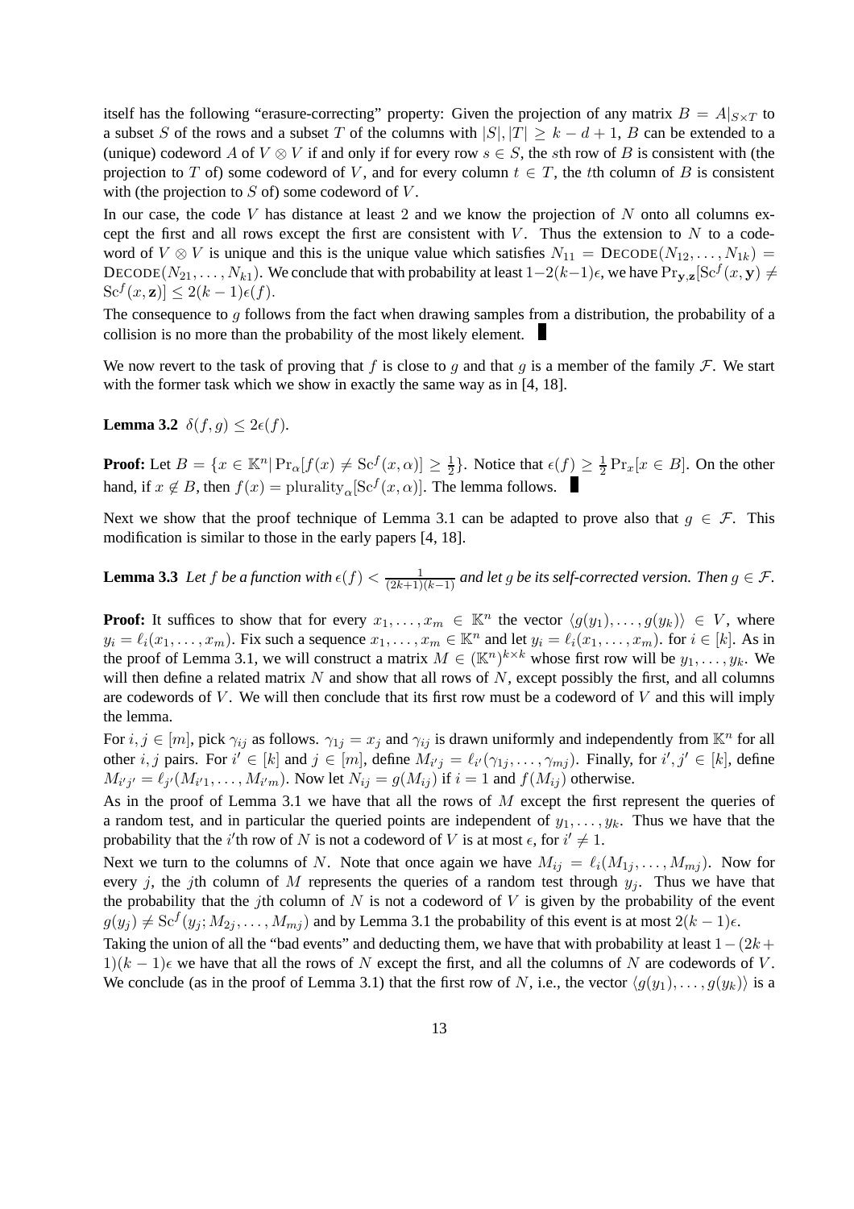itself has the following "erasure-correcting" property: Given the projection of any matrix $B = A|_{S\times T}$ to a subset $S$ of the rows and a subset $T$ of the columns with $|S|, |T| \geq k - d + 1$, $B$ can be extended to a (unique) codeword $A$ of $V \otimes V$ if and only if for every row $s \in S$, the $s$th row of $B$ is consistent with (the projection to $T$ of) some codeword of $V$, and for every column $t \in T$, the $t$th column of $B$ is consistent with (the projection to $S$ of) some codeword of $V$.

In our case, the code $V$ has distance at least 2 and we know the projection of $N$ onto all columns except the first and all rows except the first are consistent with $V$. Thus the extension to $N$ to a codeword of $V \otimes V$ is unique and this is the unique value which satisfies $N_{11} = \textsc{Decode}(N_{12}, \ldots, N_{1k}) = \textsc{Decode}(N_{21}, \ldots, N_{k1})$. We conclude that with probability at least $1-2(k-1)\epsilon$, we have $\Pr_{\mathbf{y},\mathbf{z}}[\mathrm{Sc}^f(x, \mathbf{y}) \neq \mathrm{Sc}^f(x, \mathbf{z})] \leq 2(k-1)\epsilon(f)$.

The consequence to $g$ follows from the fact when drawing samples from a distribution, the probability of a collision is no more than the probability of the most likely element. ∎

We now revert to the task of proving that $f$ is close to $g$ and that $g$ is a member of the family $\mathcal{F}$. We start with the former task which we show in exactly the same way as in [4, 18].

**Lemma 3.2** $\delta(f, g) \leq 2\epsilon(f)$.

**Proof:** Let $B = \{x \in \mathbb{K}^n | \Pr_\alpha[f(x) \neq \mathrm{Sc}^f(x, \alpha)] \geq \frac{1}{2}\}$. Notice that $\epsilon(f) \geq \frac{1}{2}\Pr_x[x \in B]$. On the other hand, if $x \notin B$, then $f(x) = \mathrm{plurality}_\alpha[\mathrm{Sc}^f(x, \alpha)]$. The lemma follows. ∎

Next we show that the proof technique of Lemma 3.1 can be adapted to prove also that $g \in \mathcal{F}$. This modification is similar to those in the early papers [4, 18].

**Lemma 3.3** *Let $f$ be a function with $\epsilon(f) < \frac{1}{(2k+1)(k-1)}$ and let $g$ be its self-corrected version. Then $g \in \mathcal{F}$.*

**Proof:** It suffices to show that for every $x_1, \ldots, x_m \in \mathbb{K}^n$ the vector $\langle g(y_1), \ldots, g(y_k)\rangle \in V$, where $y_i = \ell_i(x_1, \ldots, x_m)$. Fix such a sequence $x_1, \ldots, x_m \in \mathbb{K}^n$ and let $y_i = \ell_i(x_1, \ldots, x_m)$. for $i \in [k]$. As in the proof of Lemma 3.1, we will construct a matrix $M \in (\mathbb{K}^n)^{k\times k}$ whose first row will be $y_1, \ldots, y_k$. We will then define a related matrix $N$ and show that all rows of $N$, except possibly the first, and all columns are codewords of $V$. We will then conclude that its first row must be a codeword of $V$ and this will imply the lemma.

For $i, j \in [m]$, pick $\gamma_{ij}$ as follows. $\gamma_{1j} = x_j$ and $\gamma_{ij}$ is drawn uniformly and independently from $\mathbb{K}^n$ for all other $i, j$ pairs. For $i' \in [k]$ and $j \in [m]$, define $M_{i'j} = \ell_{i'}(\gamma_{1j}, \ldots, \gamma_{mj})$. Finally, for $i', j' \in [k]$, define $M_{i'j'} = \ell_{j'}(M_{i'1}, \ldots, M_{i'm})$. Now let $N_{ij} = g(M_{ij})$ if $i = 1$ and $f(M_{ij})$ otherwise.

As in the proof of Lemma 3.1 we have that all the rows of $M$ except the first represent the queries of a random test, and in particular the queried points are independent of $y_1, \ldots, y_k$. Thus we have that the probability that the $i'$th row of $N$ is not a codeword of $V$ is at most $\epsilon$, for $i' \neq 1$.

Next we turn to the columns of $N$. Note that once again we have $M_{ij} = \ell_i(M_{1j}, \ldots, M_{mj})$. Now for every $j$, the $j$th column of $M$ represents the queries of a random test through $y_j$. Thus we have that the probability that the $j$th column of $N$ is not a codeword of $V$ is given by the probability of the event $g(y_j) \neq \mathrm{Sc}^f(y_j; M_{2j}, \ldots, M_{mj})$ and by Lemma 3.1 the probability of this event is at most $2(k-1)\epsilon$.

Taking the union of all the "bad events" and deducting them, we have that with probability at least $1-(2k+1)(k-1)\epsilon$ we have that all the rows of $N$ except the first, and all the columns of $N$ are codewords of $V$. We conclude (as in the proof of Lemma 3.1) that the first row of $N$, i.e., the vector $\langle g(y_1), \ldots, g(y_k)\rangle$ is a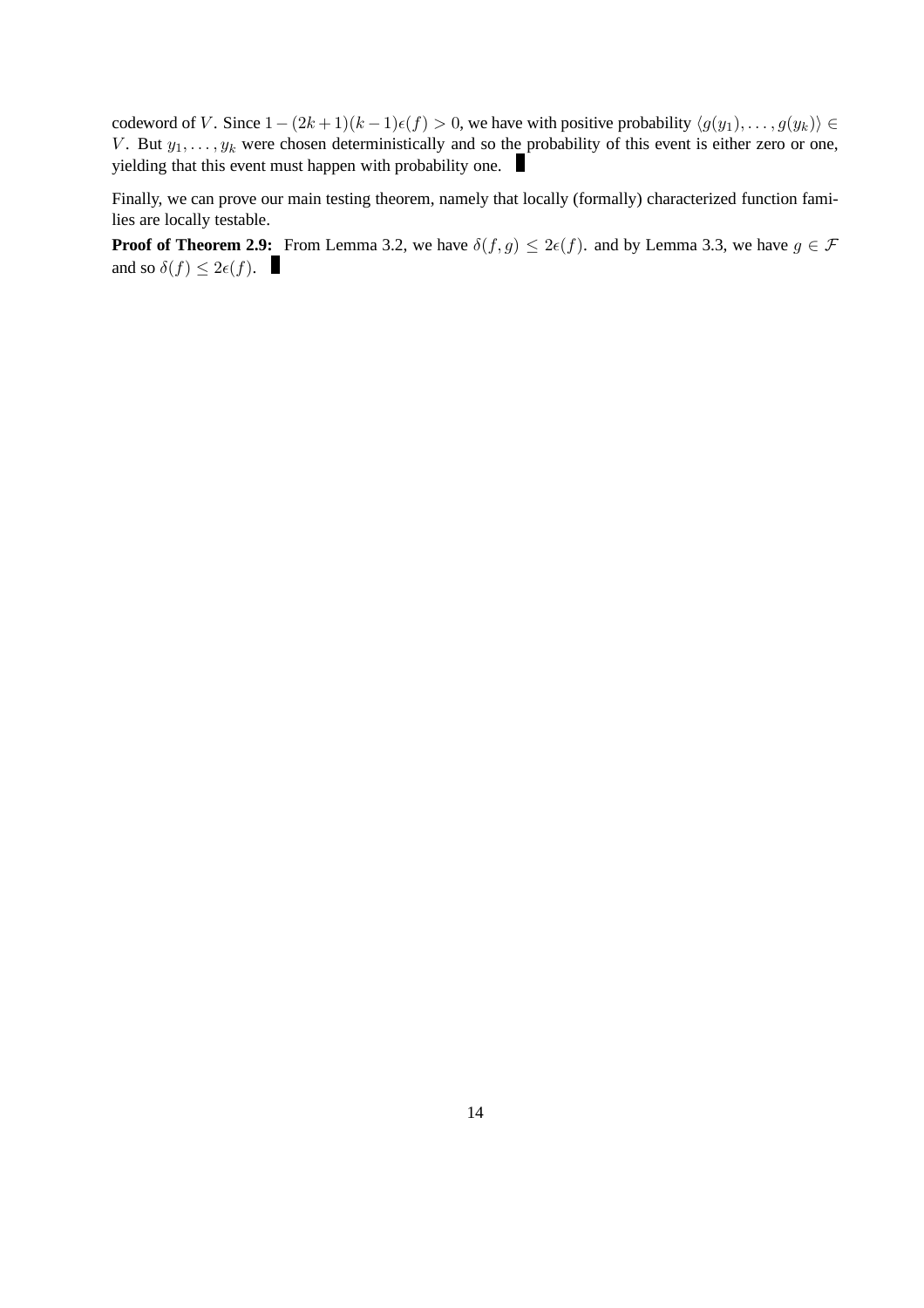codeword of $V$. Since $1-(2k+1)(k-1)\epsilon(f) > 0$, we have with positive probability $\langle g(y_1), \ldots, g(y_k)\rangle \in V$. But $y_1, \ldots, y_k$ were chosen deterministically and so the probability of this event is either zero or one, yielding that this event must happen with probability one. ∎

Finally, we can prove our main testing theorem, namely that locally (formally) characterized function families are locally testable.

**Proof of Theorem 2.9:** From Lemma 3.2, we have $\delta(f, g) \leq 2\epsilon(f)$. and by Lemma 3.3, we have $g \in \mathcal{F}$ and so $\delta(f) \leq 2\epsilon(f)$. ∎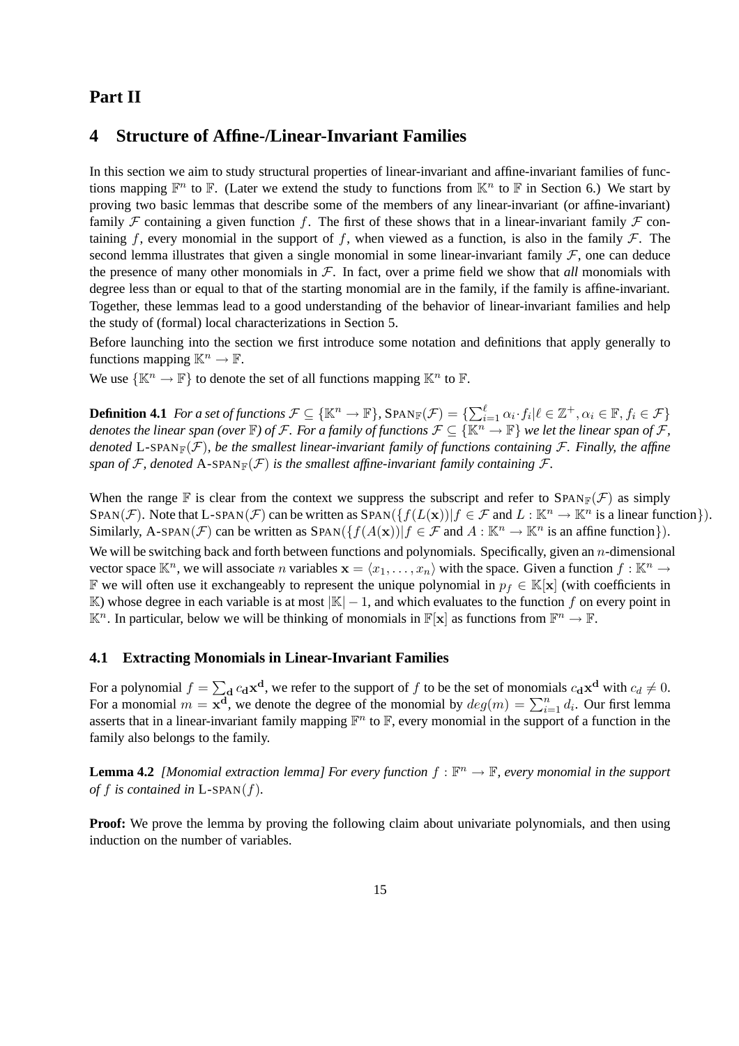# Part II

## 4 Structure of Affine-/Linear-Invariant Families

In this section we aim to study structural properties of linear-invariant and affine-invariant families of functions mapping $\mathbb{F}^n$ to $\mathbb{F}$. (Later we extend the study to functions from $\mathbb{K}^n$ to $\mathbb{F}$ in Section 6.) We start by proving two basic lemmas that describe some of the members of any linear-invariant (or affine-invariant) family $\mathcal{F}$ containing a given function $f$. The first of these shows that in a linear-invariant family $\mathcal{F}$ containing $f$, every monomial in the support of $f$, when viewed as a function, is also in the family $\mathcal{F}$. The second lemma illustrates that given a single monomial in some linear-invariant family $\mathcal{F}$, one can deduce the presence of many other monomials in $\mathcal{F}$. In fact, over a prime field we show that *all* monomials with degree less than or equal to that of the starting monomial are in the family, if the family is affine-invariant. Together, these lemmas lead to a good understanding of the behavior of linear-invariant families and help the study of (formal) local characterizations in Section 5.

Before launching into the section we first introduce some notation and definitions that apply generally to functions mapping $\mathbb{K}^n \to \mathbb{F}$.

We use $\{\mathbb{K}^n \to \mathbb{F}\}$ to denote the set of all functions mapping $\mathbb{K}^n$ to $\mathbb{F}$.

**Definition 4.1** *For a set of functions $\mathcal{F} \subseteq \{\mathbb{K}^n \to \mathbb{F}\}$, $\text{SPAN}_{\mathbb{F}}(\mathcal{F}) = \{\sum_{i=1}^{\ell} \alpha_i \cdot f_i | \ell \in \mathbb{Z}^+, \alpha_i \in \mathbb{F}, f_i \in \mathcal{F}\}$ denotes the linear span (over $\mathbb{F}$) of $\mathcal{F}$. For a family of functions $\mathcal{F} \subseteq \{\mathbb{K}^n \to \mathbb{F}\}$ we let the linear span of $\mathcal{F}$, denoted $\text{L-SPAN}_{\mathbb{F}}(\mathcal{F})$, be the smallest linear-invariant family of functions containing $\mathcal{F}$. Finally, the affine span of $\mathcal{F}$, denoted $\text{A-SPAN}_{\mathbb{F}}(\mathcal{F})$ is the smallest affine-invariant family containing $\mathcal{F}$.*

When the range $\mathbb{F}$ is clear from the context we suppress the subscript and refer to $\text{SPAN}_{\mathbb{F}}(\mathcal{F})$ as simply $\text{SPAN}(\mathcal{F})$. Note that $\text{L-SPAN}(\mathcal{F})$ can be written as $\text{SPAN}(\{f(L(\mathbf{x}))|f \in \mathcal{F}$ and $L : \mathbb{K}^n \to \mathbb{K}^n$ is a linear function$\})$. Similarly, $\text{A-SPAN}(\mathcal{F})$ can be written as $\text{SPAN}(\{f(A(\mathbf{x}))|f \in \mathcal{F}$ and $A : \mathbb{K}^n \to \mathbb{K}^n$ is an affine function$\})$.

We will be switching back and forth between functions and polynomials. Specifically, given an $n$-dimensional vector space $\mathbb{K}^n$, we will associate $n$ variables $\mathbf{x} = \langle x_1, \ldots, x_n \rangle$ with the space. Given a function $f : \mathbb{K}^n \to \mathbb{F}$ we will often use it exchangeably to represent the unique polynomial in $p_f \in \mathbb{K}[\mathbf{x}]$ (with coefficients in $\mathbb{K}$) whose degree in each variable is at most $|\mathbb{K}| - 1$, and which evaluates to the function $f$ on every point in $\mathbb{K}^n$. In particular, below we will be thinking of monomials in $\mathbb{F}[\mathbf{x}]$ as functions from $\mathbb{F}^n \to \mathbb{F}$.

### 4.1 Extracting Monomials in Linear-Invariant Families

For a polynomial $f = \sum_{\mathbf{d}} c_{\mathbf{d}} \mathbf{x}^{\mathbf{d}}$, we refer to the support of $f$ to be the set of monomials $c_{\mathbf{d}} \mathbf{x}^{\mathbf{d}}$ with $c_d \neq 0$. For a monomial $m = \mathbf{x}^{\mathbf{d}}$, we denote the degree of the monomial by $deg(m) = \sum_{i=1}^{n} d_i$. Our first lemma asserts that in a linear-invariant family mapping $\mathbb{F}^n$ to $\mathbb{F}$, every monomial in the support of a function in the family also belongs to the family.

**Lemma 4.2** *[Monomial extraction lemma] For every function $f : \mathbb{F}^n \to \mathbb{F}$, every monomial in the support of $f$ is contained in $\text{L-SPAN}(f)$.*

**Proof:** We prove the lemma by proving the following claim about univariate polynomials, and then using induction on the number of variables.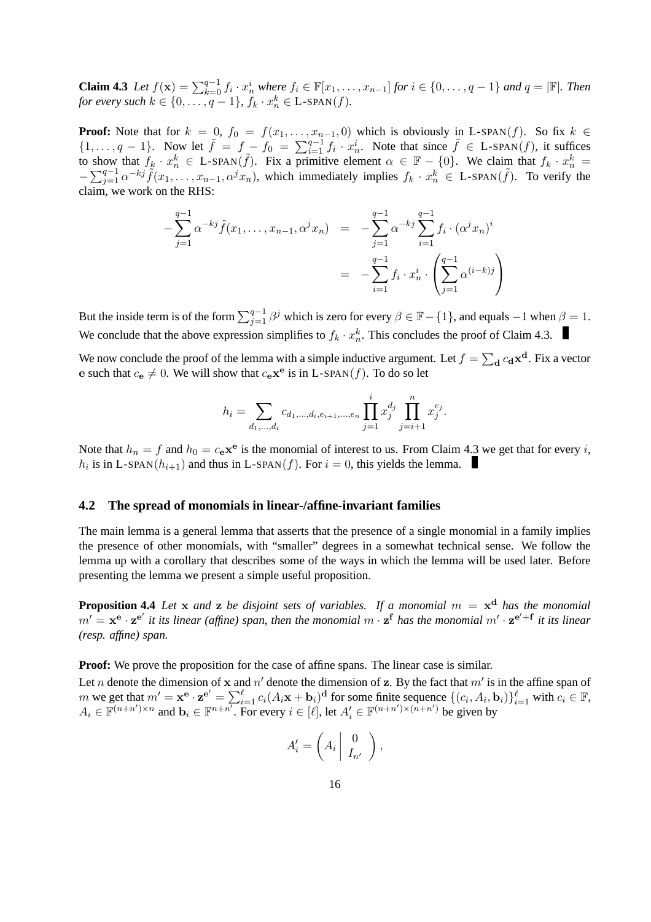**Claim 4.3** *Let $f(\mathbf{x}) = \sum_{k=0}^{q-1} f_i \cdot x_n^i$ where $f_i \in \mathbb{F}[x_1, \ldots, x_{n-1}]$ for $i \in \{0, \ldots, q-1\}$ and $q = |\mathbb{F}|$. Then for every such $k \in \{0, \ldots, q-1\}$, $f_k \cdot x_n^k \in$ L-SPAN$(f)$.*

**Proof:** Note that for $k = 0$, $f_0 = f(x_1, \ldots, x_{n-1}, 0)$ which is obviously in L-SPAN$(f)$. So fix $k \in \{1, \ldots, q-1\}$. Now let $\tilde{f} = f - f_0 = \sum_{i=1}^{q-1} f_i \cdot x_n^i$. Note that since $\tilde{f} \in$ L-SPAN$(f)$, it suffices to show that $f_k \cdot x_n^k \in$ L-SPAN$(\tilde{f})$. Fix a primitive element $\alpha \in \mathbb{F} - \{0\}$. We claim that $f_k \cdot x_n^k = -\sum_{j=1}^{q-1} \alpha^{-kj} \tilde{f}(x_1, \ldots, x_{n-1}, \alpha^j x_n)$, which immediately implies $f_k \cdot x_n^k \in$ L-SPAN$(\tilde{f})$. To verify the claim, we work on the RHS:

$$
\begin{aligned}
-\sum_{j=1}^{q-1} \alpha^{-kj} \tilde{f}(x_1, \ldots, x_{n-1}, \alpha^j x_n) &= -\sum_{j=1}^{q-1} \alpha^{-kj} \sum_{i=1}^{q-1} f_i \cdot (\alpha^j x_n)^i \\
&= -\sum_{i=1}^{q-1} f_i \cdot x_n^i \cdot \left( \sum_{j=1}^{q-1} \alpha^{(i-k)j} \right)
\end{aligned}
$$

But the inside term is of the form $\sum_{j=1}^{q-1} \beta^j$ which is zero for every $\beta \in \mathbb{F} - \{1\}$, and equals $-1$ when $\beta = 1$. We conclude that the above expression simplifies to $f_k \cdot x_n^k$. This concludes the proof of Claim 4.3. ∎

We now conclude the proof of the lemma with a simple inductive argument. Let $f = \sum_{\mathbf{d}} c_{\mathbf{d}} \mathbf{x}^{\mathbf{d}}$. Fix a vector $\mathbf{e}$ such that $c_{\mathbf{e}} \neq 0$. We will show that $c_{\mathbf{e}} \mathbf{x}^{\mathbf{e}}$ is in L-SPAN$(f)$. To do so let

$$
h_i = \sum_{d_1, \ldots, d_i} c_{d_1, \ldots, d_i, e_{i+1}, \ldots, e_n} \prod_{j=1}^{i} x_j^{d_j} \prod_{j=i+1}^{n} x_j^{e_j}.
$$

Note that $h_n = f$ and $h_0 = c_{\mathbf{e}} \mathbf{x}^{\mathbf{e}}$ is the monomial of interest to us. From Claim 4.3 we get that for every $i$, $h_i$ is in L-SPAN$(h_{i+1})$ and thus in L-SPAN$(f)$. For $i = 0$, this yields the lemma. ∎

## 4.2 The spread of monomials in linear-/affine-invariant families

The main lemma is a general lemma that asserts that the presence of a single monomial in a family implies the presence of other monomials, with "smaller" degrees in a somewhat technical sense. We follow the lemma up with a corollary that describes some of the ways in which the lemma will be used later. Before presenting the lemma we present a simple useful proposition.

**Proposition 4.4** *Let $\mathbf{x}$ and $\mathbf{z}$ be disjoint sets of variables. If a monomial $m = \mathbf{x}^{\mathbf{d}}$ has the monomial $m' = \mathbf{x}^{\mathbf{e}} \cdot \mathbf{z}^{\mathbf{e}'}$ it its linear (affine) span, then the monomial $m \cdot \mathbf{z}^{\mathbf{f}}$ has the monomial $m' \cdot \mathbf{z}^{\mathbf{e}'+\mathbf{f}}$ it its linear (resp. affine) span.*

**Proof:** We prove the proposition for the case of affine spans. The linear case is similar.

Let $n$ denote the dimension of $\mathbf{x}$ and $n'$ denote the dimension of $\mathbf{z}$. By the fact that $m'$ is in the affine span of $m$ we get that $m' = \mathbf{x}^{\mathbf{e}} \cdot \mathbf{z}^{\mathbf{e}'} = \sum_{i=1}^{\ell} c_i (A_i \mathbf{x} + \mathbf{b}_i)^{\mathbf{d}}$ for some finite sequence $\{(c_i, A_i, \mathbf{b}_i)\}_{i=1}^{\ell}$ with $c_i \in \mathbb{F}$, $A_i \in \mathbb{F}^{(n+n') \times n}$ and $\mathbf{b}_i \in \mathbb{F}^{n+n'}$. For every $i \in [\ell]$, let $A_i' \in \mathbb{F}^{(n+n') \times (n+n')}$ be given by

$$
A_i' = \left( A_i \;\middle|\; \begin{matrix} 0 \\ I_{n'} \end{matrix} \right),
$$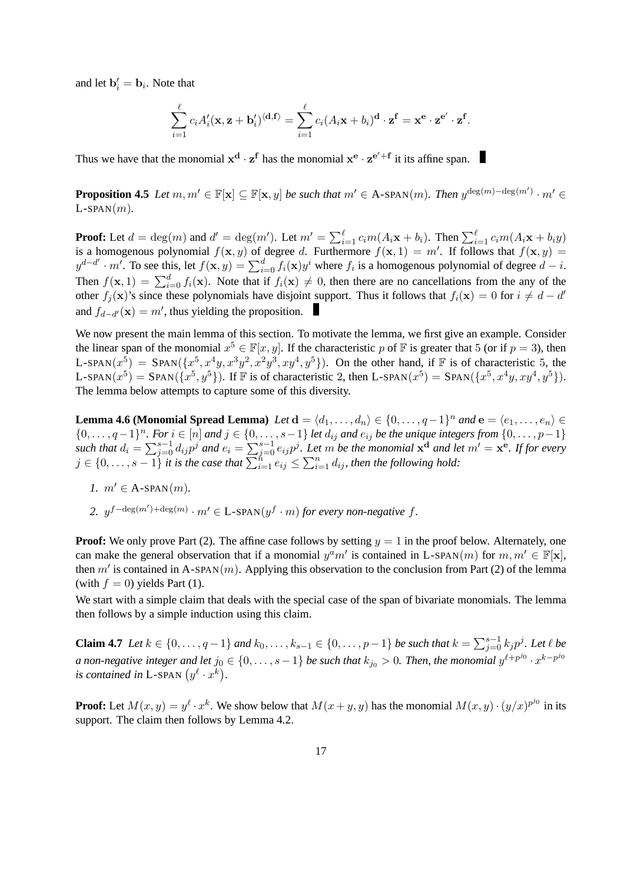and let $\mathbf{b}_i' = \mathbf{b}_i$. Note that

$$\sum_{i=1}^{\ell} c_i A_i'(\mathbf{x}, \mathbf{z} + \mathbf{b}_i')^{\langle \mathbf{d}, \mathbf{f} \rangle} = \sum_{i=1}^{\ell} c_i (A_i \mathbf{x} + b_i)^{\mathbf{d}} \cdot \mathbf{z}^{\mathbf{f}} = \mathbf{x}^{\mathbf{e}} \cdot \mathbf{z}^{\mathbf{e}'} \cdot \mathbf{z}^{\mathbf{f}}.$$

Thus we have that the monomial $\mathbf{x}^{\mathbf{d}} \cdot \mathbf{z}^{\mathbf{f}}$ has the monomial $\mathbf{x}^{\mathbf{e}} \cdot \mathbf{z}^{\mathbf{e}'+\mathbf{f}}$ it its affine span. ∎

**Proposition 4.5** *Let $m, m' \in \mathbb{F}[\mathbf{x}] \subseteq \mathbb{F}[\mathbf{x}, y]$ be such that $m' \in \text{A-SPAN}(m)$. Then $y^{\deg(m)-\deg(m')} \cdot m' \in \text{L-SPAN}(m)$.*

**Proof:** Let $d = \deg(m)$ and $d' = \deg(m')$. Let $m' = \sum_{i=1}^{\ell} c_i m(A_i \mathbf{x} + b_i)$. Then $\sum_{i=1}^{\ell} c_i m(A_i \mathbf{x} + b_i y)$ is a homogenous polynomial $f(\mathbf{x}, y)$ of degree $d$. Furthermore $f(\mathbf{x}, 1) = m'$. If follows that $f(\mathbf{x}, y) = y^{d-d'} \cdot m'$. To see this, let $f(\mathbf{x}, y) = \sum_{i=0}^{d} f_i(\mathbf{x}) y^i$ where $f_i$ is a homogenous polynomial of degree $d - i$. Then $f(\mathbf{x}, 1) = \sum_{i=0}^{d} f_i(\mathbf{x})$. Note that if $f_i(\mathbf{x}) \neq 0$, then there are no cancellations from the any of the other $f_j(\mathbf{x})$'s since these polynomials have disjoint support. Thus it follows that $f_i(\mathbf{x}) = 0$ for $i \neq d - d'$ and $f_{d-d'}(\mathbf{x}) = m'$, thus yielding the proposition. ∎

We now present the main lemma of this section. To motivate the lemma, we first give an example. Consider the linear span of the monomial $x^5 \in \mathbb{F}[x, y]$. If the characteristic $p$ of $\mathbb{F}$ is greater that 5 (or if $p = 3$), then $\text{L-SPAN}(x^5) = \text{SPAN}(\{x^5, x^4 y, x^3 y^2, x^2 y^3, x y^4, y^5\})$. On the other hand, if $\mathbb{F}$ is of characteristic 5, the $\text{L-SPAN}(x^5) = \text{SPAN}(\{x^5, y^5\})$. If $\mathbb{F}$ is of characteristic 2, then $\text{L-SPAN}(x^5) = \text{SPAN}(\{x^5, x^4 y, x y^4, y^5\})$. The lemma below attempts to capture some of this diversity.

**Lemma 4.6 (Monomial Spread Lemma)** *Let $\mathbf{d} = \langle d_1, \ldots, d_n \rangle \in \{0, \ldots, q-1\}^n$ and $\mathbf{e} = \langle e_1, \ldots, e_n \rangle \in \{0, \ldots, q-1\}^n$. For $i \in [n]$ and $j \in \{0, \ldots, s-1\}$ let $d_{ij}$ and $e_{ij}$ be the unique integers from $\{0, \ldots, p-1\}$ such that $d_i = \sum_{j=0}^{s-1} d_{ij} p^j$ and $e_i = \sum_{j=0}^{s-1} e_{ij} p^j$. Let $m$ be the monomial $\mathbf{x}^{\mathbf{d}}$ and let $m' = \mathbf{x}^{\mathbf{e}}$. If for every $j \in \{0, \ldots, s-1\}$ it is the case that $\sum_{i=1}^{n} e_{ij} \leq \sum_{i=1}^{n} d_{ij}$, then the following hold:*

1. *$m' \in \text{A-SPAN}(m)$.*
2. *$y^{f - \deg(m') + \deg(m)} \cdot m' \in \text{L-SPAN}(y^f \cdot m)$ for every non-negative $f$.*

**Proof:** We only prove Part (2). The affine case follows by setting $y = 1$ in the proof below. Alternately, one can make the general observation that if a monomial $y^a m'$ is contained in $\text{L-SPAN}(m)$ for $m, m' \in \mathbb{F}[\mathbf{x}]$, then $m'$ is contained in $\text{A-SPAN}(m)$. Applying this observation to the conclusion from Part (2) of the lemma (with $f = 0$) yields Part (1).

We start with a simple claim that deals with the special case of the span of bivariate monomials. The lemma then follows by a simple induction using this claim.

**Claim 4.7** *Let $k \in \{0, \ldots, q-1\}$ and $k_0, \ldots, k_{s-1} \in \{0, \ldots, p-1\}$ be such that $k = \sum_{j=0}^{s-1} k_j p^j$. Let $\ell$ be a non-negative integer and let $j_0 \in \{0, \ldots, s-1\}$ be such that $k_{j_0} > 0$. Then, the monomial $y^{\ell + p^{j_0}} \cdot x^{k - p^{j_0}}$ is contained in $\text{L-SPAN}\left(y^{\ell} \cdot x^k\right)$.*

**Proof:** Let $M(x, y) = y^{\ell} \cdot x^k$. We show below that $M(x + y, y)$ has the monomial $M(x, y) \cdot (y/x)^{p^{j_0}}$ in its support. The claim then follows by Lemma 4.2.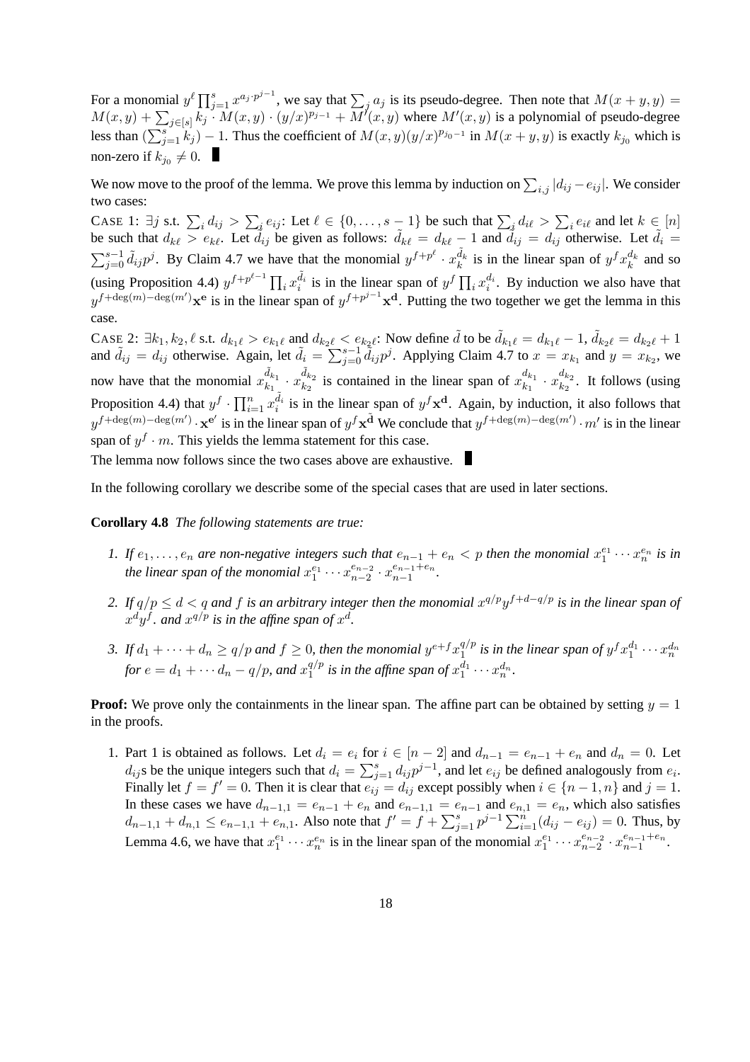For a monomial $y^\ell \prod_{j=1}^s x^{a_j \cdot p^{j-1}}$, we say that $\sum_j a_j$ is its pseudo-degree. Then note that $M(x+y,y) = M(x,y) + \sum_{j\in[s]} k_j \cdot M(x,y)\cdot (y/x)^{p_{j-1}} + M'(x,y)$ where $M'(x,y)$ is a polynomial of pseudo-degree less than $(\sum_{j=1}^s k_j) - 1$. Thus the coefficient of $M(x,y)(y/x)^{p_{j_0}-1}$ in $M(x+y,y)$ is exactly $k_{j_0}$ which is non-zero if $k_{j_0} \neq 0$. ∎

We now move to the proof of the lemma. We prove this lemma by induction on $\sum_{i,j} |d_{ij} - e_{ij}|$. We consider two cases:

CASE 1: $\exists j$ s.t. $\sum_i d_{ij} > \sum_i e_{ij}$: Let $\ell \in \{0,\dots,s-1\}$ be such that $\sum_i d_{i\ell} > \sum_i e_{i\ell}$ and let $k \in [n]$ be such that $d_{k\ell} > e_{k\ell}$. Let $\tilde{d}_{ij}$ be given as follows: $\tilde{d}_{k\ell} = d_{k\ell} - 1$ and $\tilde{d}_{ij} = d_{ij}$ otherwise. Let $\tilde{d}_i = \sum_{j=0}^{s-1} \tilde{d}_{ij} p^j$. By Claim 4.7 we have that the monomial $y^{f+p^\ell} \cdot x_k^{\tilde{d}_k}$ is in the linear span of $y^f x_k^{d_k}$ and so (using Proposition 4.4) $y^{f+p^{\ell-1}} \prod_i x_i^{\tilde{d}_i}$ is in the linear span of $y^f \prod_i x_i^{d_i}$. By induction we also have that $y^{f+\deg(m)-\deg(m')}\mathbf{x}^{\mathbf{e}}$ is in the linear span of $y^{f+p^{j-1}}\mathbf{x}^{\mathbf{d}}$. Putting the two together we get the lemma in this case.

CASE 2: $\exists k_1, k_2, \ell$ s.t. $d_{k_1\ell} > e_{k_1\ell}$ and $d_{k_2\ell} < e_{k_2\ell}$: Now define $\tilde{d}$ to be $\tilde{d}_{k_1\ell} = d_{k_1\ell} - 1$, $\tilde{d}_{k_2\ell} = d_{k_2\ell} + 1$ and $\tilde{d}_{ij} = d_{ij}$ otherwise. Again, let $\tilde{d}_i = \sum_{j=0}^{s-1} \tilde{d}_{ij} p^j$. Applying Claim 4.7 to $x = x_{k_1}$ and $y = x_{k_2}$, we now have that the monomial $x_{k_1}^{\tilde{d}_{k_1}} \cdot x_{k_2}^{\tilde{d}_{k_2}}$ is contained in the linear span of $x_{k_1}^{d_{k_1}} \cdot x_{k_2}^{d_{k_2}}$. It follows (using Proposition 4.4) that $y^f \cdot \prod_{i=1}^n x_i^{\tilde{d}_i}$ is in the linear span of $y^f \mathbf{x}^{\mathbf{d}}$. Again, by induction, it also follows that $y^{f+\deg(m)-\deg(m')} \cdot \mathbf{x}^{\mathbf{e}'}$ is in the linear span of $y^f \mathbf{x}^{\tilde{\mathbf{d}}}$ We conclude that $y^{f+\deg(m)-\deg(m')} \cdot m'$ is in the linear span of $y^f \cdot m$. This yields the lemma statement for this case.

The lemma now follows since the two cases above are exhaustive. ∎

In the following corollary we describe some of the special cases that are used in later sections.

**Corollary 4.8** *The following statements are true:*

1. *If $e_1,\dots,e_n$ are non-negative integers such that $e_{n-1} + e_n < p$ then the monomial $x_1^{e_1}\cdots x_n^{e_n}$ is in the linear span of the monomial $x_1^{e_1}\cdots x_{n-2}^{e_{n-2}} \cdot x_{n-1}^{e_{n-1}+e_n}$.*

2. *If $q/p \le d < q$ and $f$ is an arbitrary integer then the monomial $x^{q/p} y^{f+d-q/p}$ is in the linear span of $x^d y^f$. and $x^{q/p}$ is in the affine span of $x^d$.*

3. *If $d_1 + \cdots + d_n \ge q/p$ and $f \ge 0$, then the monomial $y^{e+f} x_1^{q/p}$ is in the linear span of $y^f x_1^{d_1}\cdots x_n^{d_n}$ for $e = d_1 + \cdots d_n - q/p$, and $x_1^{q/p}$ is in the affine span of $x_1^{d_1}\cdots x_n^{d_n}$.*

**Proof:** We prove only the containments in the linear span. The affine part can be obtained by setting $y = 1$ in the proofs.

1. Part 1 is obtained as follows. Let $d_i = e_i$ for $i \in [n-2]$ and $d_{n-1} = e_{n-1} + e_n$ and $d_n = 0$. Let $d_{ij}$s be the unique integers such that $d_i = \sum_{j=1}^s d_{ij} p^{j-1}$, and let $e_{ij}$ be defined analogously from $e_i$. Finally let $f = f' = 0$. Then it is clear that $e_{ij} = d_{ij}$ except possibly when $i \in \{n-1, n\}$ and $j = 1$. In these cases we have $d_{n-1,1} = e_{n-1} + e_n$ and $e_{n-1,1} = e_{n-1}$ and $e_{n,1} = e_n$, which also satisfies $d_{n-1,1} + d_{n,1} \le e_{n-1,1} + e_{n,1}$. Also note that $f' = f + \sum_{j=1}^s p^{j-1} \sum_{i=1}^n (d_{ij} - e_{ij}) = 0$. Thus, by Lemma 4.6, we have that $x_1^{e_1}\cdots x_n^{e_n}$ is in the linear span of the monomial $x_1^{e_1}\cdots x_{n-2}^{e_{n-2}} \cdot x_{n-1}^{e_{n-1}+e_n}$.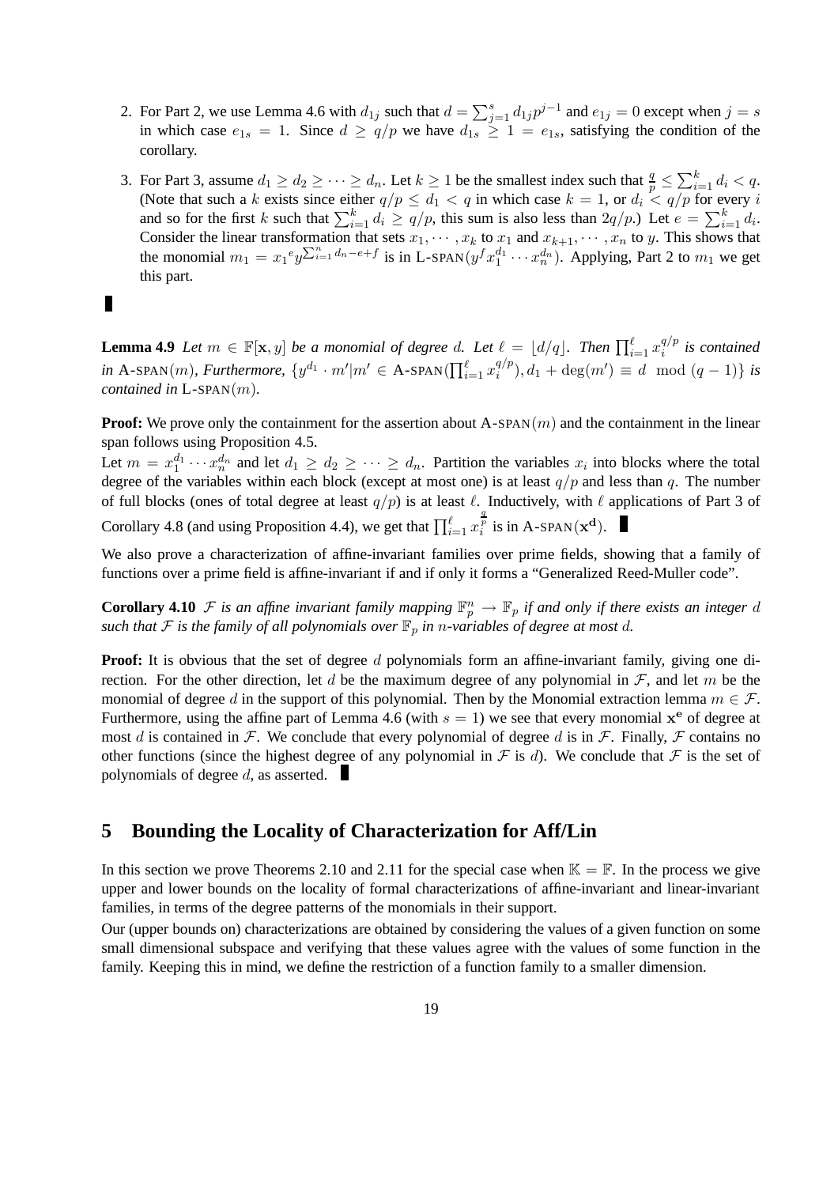2. For Part 2, we use Lemma 4.6 with $d_{1j}$ such that $d = \sum_{j=1}^{s} d_{1j} p^{j-1}$ and $e_{1j} = 0$ except when $j = s$ in which case $e_{1s} = 1$. Since $d \geq q/p$ we have $d_{1s} \geq 1 = e_{1s}$, satisfying the condition of the corollary.

3. For Part 3, assume $d_1 \geq d_2 \geq \cdots \geq d_n$. Let $k \geq 1$ be the smallest index such that $\frac{q}{p} \leq \sum_{i=1}^{k} d_i < q$. (Note that such a $k$ exists since either $q/p \leq d_1 < q$ in which case $k = 1$, or $d_i < q/p$ for every $i$ and so for the first $k$ such that $\sum_{i=1}^{k} d_i \geq q/p$, this sum is also less than $2q/p$.) Let $e = \sum_{i=1}^{k} d_i$. Consider the linear transformation that sets $x_1, \cdots, x_k$ to $x_1$ and $x_{k+1}, \cdots, x_n$ to $y$. This shows that the monomial $m_1 = {x_1}^e y^{\sum_{i=1}^{n} d_n - e + f}$ is in L-SPAN$(y^f x_1^{d_1} \cdots x_n^{d_n})$. Applying, Part 2 to $m_1$ we get this part.

■

**Lemma 4.9** *Let $m \in \mathbb{F}[\mathbf{x}, y]$ be a monomial of degree $d$. Let $\ell = \lfloor d/q \rfloor$. Then $\prod_{i=1}^{\ell} x_i^{q/p}$ is contained in* A-SPAN$(m)$*, Furthermore, $\{y^{d_1} \cdot m' | m' \in$ A-SPAN$(\prod_{i=1}^{\ell} x_i^{q/p}), d_1 + \deg(m') \equiv d \mod (q-1)\}$ is contained in* L-SPAN$(m)$.

**Proof:** We prove only the containment for the assertion about A-SPAN$(m)$ and the containment in the linear span follows using Proposition 4.5.
Let $m = x_1^{d_1} \cdots x_n^{d_n}$ and let $d_1 \geq d_2 \geq \cdots \geq d_n$. Partition the variables $x_i$ into blocks where the total degree of the variables within each block (except at most one) is at least $q/p$ and less than $q$. The number of full blocks (ones of total degree at least $q/p$) is at least $\ell$. Inductively, with $\ell$ applications of Part 3 of Corollary 4.8 (and using Proposition 4.4), we get that $\prod_{i=1}^{\ell} x_i^{\frac{q}{p}}$ is in A-SPAN$(\mathbf{x}^{\mathbf{d}})$. ■

We also prove a characterization of affine-invariant families over prime fields, showing that a family of functions over a prime field is affine-invariant if and only if it forms a "Generalized Reed-Muller code".

**Corollary 4.10** *$\mathcal{F}$ is an affine invariant family mapping $\mathbb{F}_p^n \to \mathbb{F}_p$ if and only if there exists an integer $d$ such that $\mathcal{F}$ is the family of all polynomials over $\mathbb{F}_p$ in $n$-variables of degree at most $d$.*

**Proof:** It is obvious that the set of degree $d$ polynomials form an affine-invariant family, giving one direction. For the other direction, let $d$ be the maximum degree of any polynomial in $\mathcal{F}$, and let $m$ be the monomial of degree $d$ in the support of this polynomial. Then by the Monomial extraction lemma $m \in \mathcal{F}$. Furthermore, using the affine part of Lemma 4.6 (with $s = 1$) we see that every monomial $\mathbf{x}^{\mathbf{e}}$ of degree at most $d$ is contained in $\mathcal{F}$. We conclude that every polynomial of degree $d$ is in $\mathcal{F}$. Finally, $\mathcal{F}$ contains no other functions (since the highest degree of any polynomial in $\mathcal{F}$ is $d$). We conclude that $\mathcal{F}$ is the set of polynomials of degree $d$, as asserted. ■

## 5 Bounding the Locality of Characterization for Aff/Lin

In this section we prove Theorems 2.10 and 2.11 for the special case when $\mathbb{K} = \mathbb{F}$. In the process we give upper and lower bounds on the locality of formal characterizations of affine-invariant and linear-invariant families, in terms of the degree patterns of the monomials in their support.

Our (upper bounds on) characterizations are obtained by considering the values of a given function on some small dimensional subspace and verifying that these values agree with the values of some function in the family. Keeping this in mind, we define the restriction of a function family to a smaller dimension.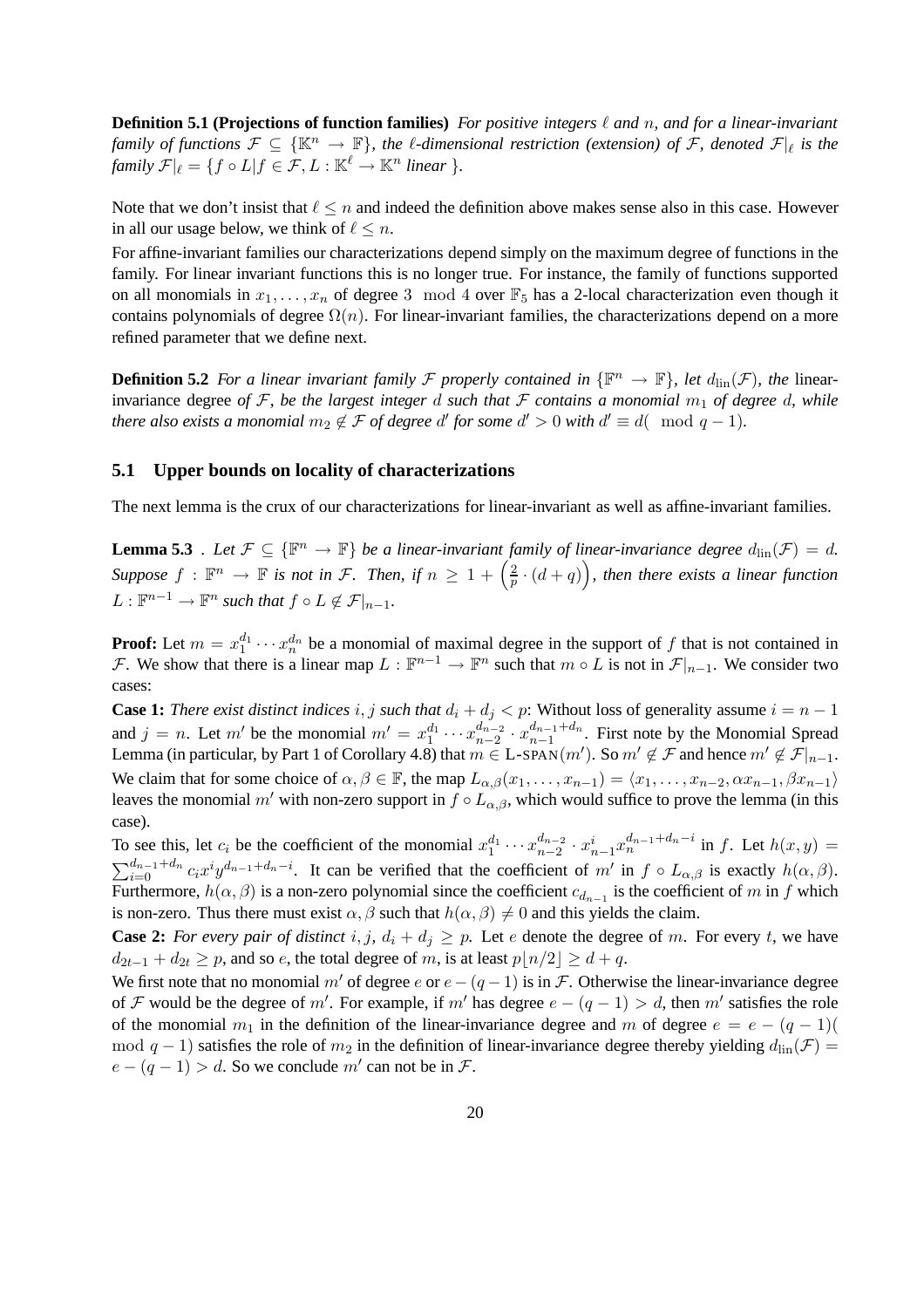**Definition 5.1 (Projections of function families)** *For positive integers $\ell$ and $n$, and for a linear-invariant family of functions $\mathcal{F} \subseteq \{\mathbb{K}^n \to \mathbb{F}\}$, the $\ell$-dimensional restriction (extension) of $\mathcal{F}$, denoted $\mathcal{F}|_\ell$ is the family $\mathcal{F}|_\ell = \{f \circ L | f \in \mathcal{F}, L : \mathbb{K}^\ell \to \mathbb{K}^n$ linear $\}$.*

Note that we don't insist that $\ell \leq n$ and indeed the definition above makes sense also in this case. However in all our usage below, we think of $\ell \leq n$.

For affine-invariant families our characterizations depend simply on the maximum degree of functions in the family. For linear invariant functions this is no longer true. For instance, the family of functions supported on all monomials in $x_1, \ldots, x_n$ of degree $3 \mod 4$ over $\mathbb{F}_5$ has a 2-local characterization even though it contains polynomials of degree $\Omega(n)$. For linear-invariant families, the characterizations depend on a more refined parameter that we define next.

**Definition 5.2** *For a linear invariant family $\mathcal{F}$ properly contained in $\{\mathbb{F}^n \to \mathbb{F}\}$, let $d_{\text{lin}}(\mathcal{F})$, the* linear-invariance degree *of $\mathcal{F}$, be the largest integer $d$ such that $\mathcal{F}$ contains a monomial $m_1$ of degree $d$, while there also exists a monomial $m_2 \notin \mathcal{F}$ of degree $d'$ for some $d' > 0$ with $d' \equiv d (\mod q-1)$.*

## 5.1 Upper bounds on locality of characterizations

The next lemma is the crux of our characterizations for linear-invariant as well as affine-invariant families.

**Lemma 5.3** . *Let $\mathcal{F} \subseteq \{\mathbb{F}^n \to \mathbb{F}\}$ be a linear-invariant family of linear-invariance degree $d_{\text{lin}}(\mathcal{F}) = d$. Suppose $f : \mathbb{F}^n \to \mathbb{F}$ is not in $\mathcal{F}$. Then, if $n \geq 1 + \left(\frac{2}{p} \cdot (d+q)\right)$, then there exists a linear function $L : \mathbb{F}^{n-1} \to \mathbb{F}^n$ such that $f \circ L \notin \mathcal{F}|_{n-1}$.*

**Proof:** Let $m = x_1^{d_1} \cdots x_n^{d_n}$ be a monomial of maximal degree in the support of $f$ that is not contained in $\mathcal{F}$. We show that there is a linear map $L : \mathbb{F}^{n-1} \to \mathbb{F}^n$ such that $m \circ L$ is not in $\mathcal{F}|_{n-1}$. We consider two cases:

**Case 1:** *There exist distinct indices $i, j$ such that $d_i + d_j < p$*: Without loss of generality assume $i = n-1$ and $j = n$. Let $m'$ be the monomial $m' = x_1^{d_1} \cdots x_{n-2}^{d_{n-2}} \cdot x_{n-1}^{d_{n-1}+d_n}$. First note by the Monomial Spread Lemma (in particular, by Part 1 of Corollary 4.8) that $m \in \text{L-SPAN}(m')$. So $m' \notin \mathcal{F}$ and hence $m' \notin \mathcal{F}|_{n-1}$. We claim that for some choice of $\alpha, \beta \in \mathbb{F}$, the map $L_{\alpha,\beta}(x_1, \ldots, x_{n-1}) = \langle x_1, \ldots, x_{n-2}, \alpha x_{n-1}, \beta x_{n-1} \rangle$ leaves the monomial $m'$ with non-zero support in $f \circ L_{\alpha,\beta}$, which would suffice to prove the lemma (in this case).

To see this, let $c_i$ be the coefficient of the monomial $x_1^{d_1} \cdots x_{n-2}^{d_{n-2}} \cdot x_{n-1}^{i} x_n^{d_{n-1}+d_n-i}$ in $f$. Let $h(x,y) = \sum_{i=0}^{d_{n-1}+d_n} c_i x^i y^{d_{n-1}+d_n-i}$. It can be verified that the coefficient of $m'$ in $f \circ L_{\alpha,\beta}$ is exactly $h(\alpha, \beta)$. Furthermore, $h(\alpha, \beta)$ is a non-zero polynomial since the coefficient $c_{d_{n-1}}$ is the coefficient of $m$ in $f$ which is non-zero. Thus there must exist $\alpha, \beta$ such that $h(\alpha, \beta) \neq 0$ and this yields the claim.

**Case 2:** *For every pair of distinct $i, j$, $d_i + d_j \geq p$.* Let $e$ denote the degree of $m$. For every $t$, we have $d_{2t-1} + d_{2t} \geq p$, and so $e$, the total degree of $m$, is at least $p\lfloor n/2 \rfloor \geq d + q$.

We first note that no monomial $m'$ of degree $e$ or $e - (q-1)$ is in $\mathcal{F}$. Otherwise the linear-invariance degree of $\mathcal{F}$ would be the degree of $m'$. For example, if $m'$ has degree $e - (q-1) > d$, then $m'$ satisfies the role of the monomial $m_1$ in the definition of the linear-invariance degree and $m$ of degree $e = e - (q-1) ($ $\mod q-1)$ satisfies the role of $m_2$ in the definition of linear-invariance degree thereby yielding $d_{\text{lin}}(\mathcal{F}) = e - (q-1) > d$. So we conclude $m'$ can not be in $\mathcal{F}$.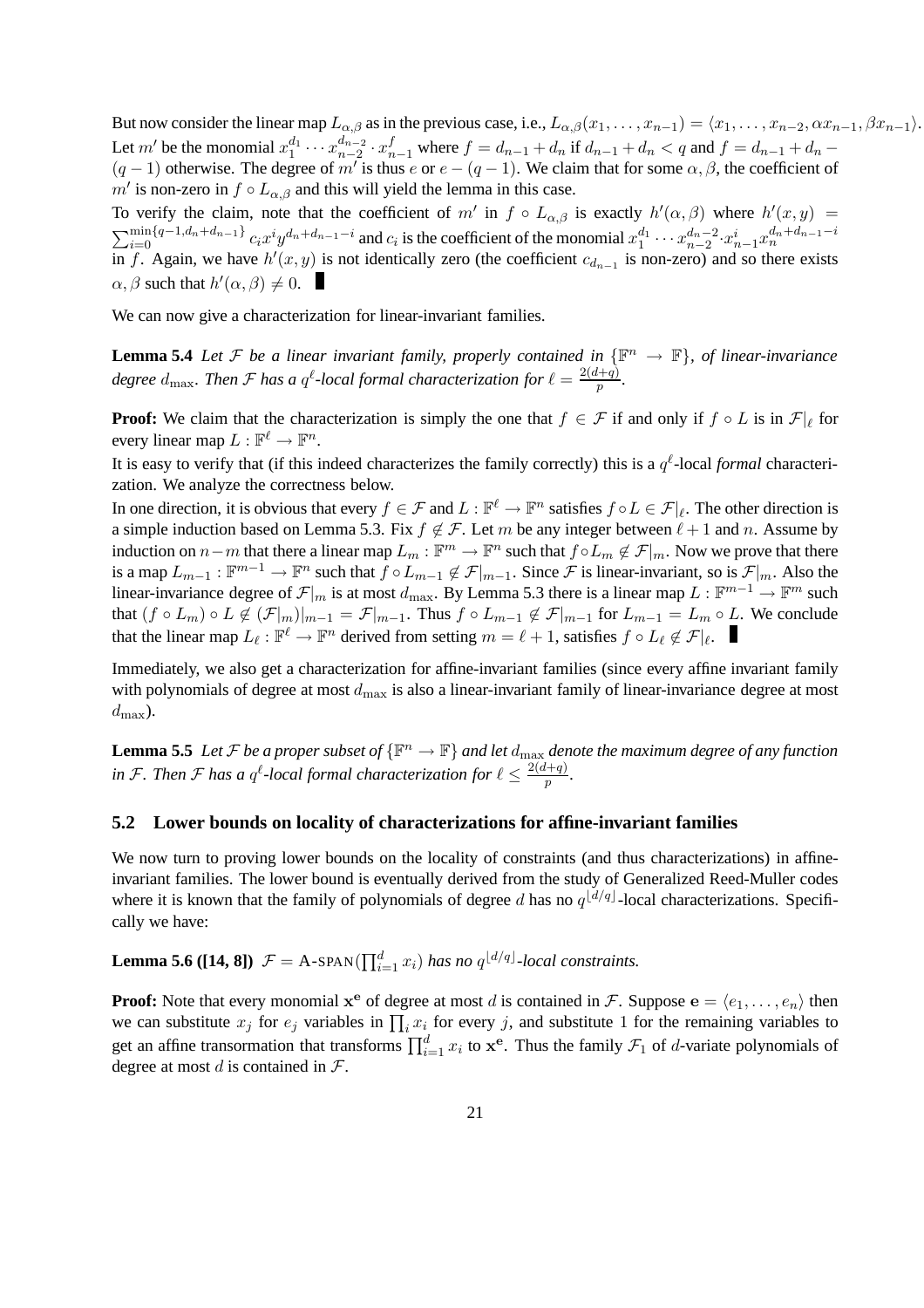But now consider the linear map $L_{\alpha,\beta}$ as in the previous case, i.e., $L_{\alpha,\beta}(x_1, \ldots, x_{n-1}) = \langle x_1, \ldots, x_{n-2}, \alpha x_{n-1}, \beta x_{n-1}\rangle$. Let $m'$ be the monomial $x_1^{d_1} \cdots x_{n-2}^{d_{n-2}} \cdot x_{n-1}^{f}$ where $f = d_{n-1} + d_n$ if $d_{n-1} + d_n < q$ and $f = d_{n-1} + d_n - (q-1)$ otherwise. The degree of $m'$ is thus $e$ or $e - (q-1)$. We claim that for some $\alpha, \beta$, the coefficient of $m'$ is non-zero in $f \circ L_{\alpha,\beta}$ and this will yield the lemma in this case.

To verify the claim, note that the coefficient of $m'$ in $f \circ L_{\alpha,\beta}$ is exactly $h'(\alpha, \beta)$ where $h'(x, y) = \sum_{i=0}^{\min\{q-1, d_n+d_{n-1}\}} c_i x^i y^{d_n+d_{n-1}-i}$ and $c_i$ is the coefficient of the monomial $x_1^{d_1} \cdots x_{n-2}^{d_{n-2}} \cdot x_{n-1}^{i} x_n^{d_n+d_{n-1}-i}$ in $f$. Again, we have $h'(x, y)$ is not identically zero (the coefficient $c_{d_{n-1}}$ is non-zero) and so there exists $\alpha, \beta$ such that $h'(\alpha, \beta) \neq 0$. ∎

We can now give a characterization for linear-invariant families.

**Lemma 5.4** *Let $\mathcal{F}$ be a linear invariant family, properly contained in $\{\mathbb{F}^n \to \mathbb{F}\}$, of linear-invariance degree $d_{\max}$. Then $\mathcal{F}$ has a $q^\ell$-local formal characterization for $\ell = \frac{2(d+q)}{p}$.*

**Proof:** We claim that the characterization is simply the one that $f \in \mathcal{F}$ if and only if $f \circ L$ is in $\mathcal{F}|_\ell$ for every linear map $L : \mathbb{F}^\ell \to \mathbb{F}^n$.

It is easy to verify that (if this indeed characterizes the family correctly) this is a $q^\ell$-local *formal* characterization. We analyze the correctness below.

In one direction, it is obvious that every $f \in \mathcal{F}$ and $L : \mathbb{F}^\ell \to \mathbb{F}^n$ satisfies $f \circ L \in \mathcal{F}|_\ell$. The other direction is a simple induction based on Lemma 5.3. Fix $f \notin \mathcal{F}$. Let $m$ be any integer between $\ell + 1$ and $n$. Assume by induction on $n-m$ that there a linear map $L_m : \mathbb{F}^m \to \mathbb{F}^n$ such that $f \circ L_m \notin \mathcal{F}|_m$. Now we prove that there is a map $L_{m-1} : \mathbb{F}^{m-1} \to \mathbb{F}^n$ such that $f \circ L_{m-1} \notin \mathcal{F}|_{m-1}$. Since $\mathcal{F}$ is linear-invariant, so is $\mathcal{F}|_m$. Also the linear-invariance degree of $\mathcal{F}|_m$ is at most $d_{\max}$. By Lemma 5.3 there is a linear map $L : \mathbb{F}^{m-1} \to \mathbb{F}^m$ such that $(f \circ L_m) \circ L \notin (\mathcal{F}|_m)|_{m-1} = \mathcal{F}|_{m-1}$. Thus $f \circ L_{m-1} \notin \mathcal{F}|_{m-1}$ for $L_{m-1} = L_m \circ L$. We conclude that the linear map $L_\ell : \mathbb{F}^\ell \to \mathbb{F}^n$ derived from setting $m = \ell + 1$, satisfies $f \circ L_\ell \notin \mathcal{F}|_\ell$. ∎

Immediately, we also get a characterization for affine-invariant families (since every affine invariant family with polynomials of degree at most $d_{\max}$ is also a linear-invariant family of linear-invariance degree at most $d_{\max}$).

**Lemma 5.5** *Let $\mathcal{F}$ be a proper subset of $\{\mathbb{F}^n \to \mathbb{F}\}$ and let $d_{\max}$ denote the maximum degree of any function in $\mathcal{F}$. Then $\mathcal{F}$ has a $q^\ell$-local formal characterization for $\ell \leq \frac{2(d+q)}{p}$.*

## 5.2 Lower bounds on locality of characterizations for affine-invariant families

We now turn to proving lower bounds on the locality of constraints (and thus characterizations) in affine-invariant families. The lower bound is eventually derived from the study of Generalized Reed-Muller codes where it is known that the family of polynomials of degree $d$ has no $q^{\lfloor d/q \rfloor}$-local characterizations. Specifically we have:

**Lemma 5.6 ([14, 8])** *$\mathcal{F} = \text{A-SPAN}(\prod_{i=1}^{d} x_i)$ has no $q^{\lfloor d/q \rfloor}$-local constraints.*

**Proof:** Note that every monomial $\mathbf{x}^{\mathbf{e}}$ of degree at most $d$ is contained in $\mathcal{F}$. Suppose $\mathbf{e} = \langle e_1, \ldots, e_n\rangle$ then we can substitute $x_j$ for $e_j$ variables in $\prod_i x_i$ for every $j$, and substitute 1 for the remaining variables to get an affine transormation that transforms $\prod_{i=1}^{d} x_i$ to $\mathbf{x}^{\mathbf{e}}$. Thus the family $\mathcal{F}_1$ of $d$-variate polynomials of degree at most $d$ is contained in $\mathcal{F}$.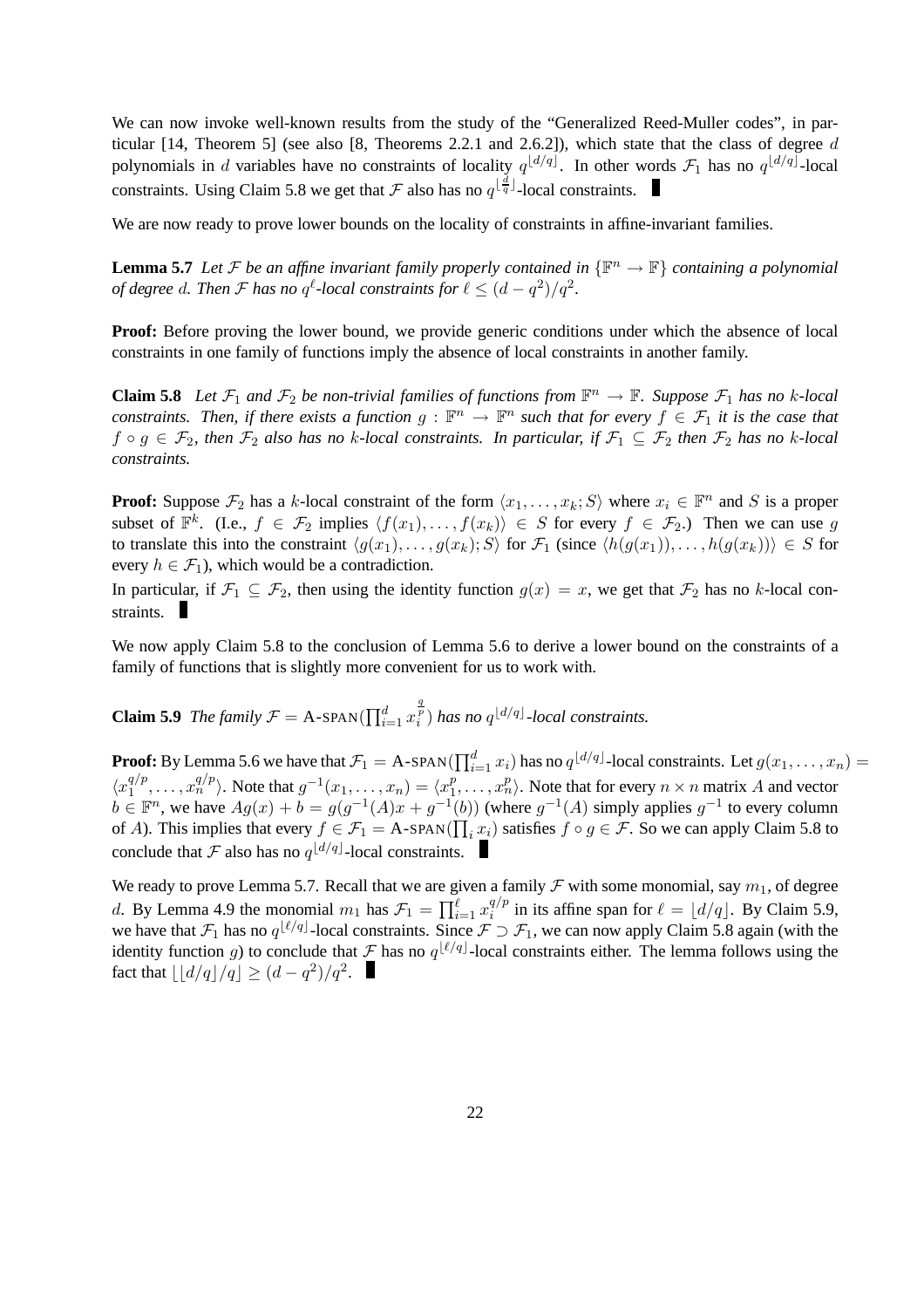We can now invoke well-known results from the study of the "Generalized Reed-Muller codes", in particular [14, Theorem 5] (see also [8, Theorems 2.2.1 and 2.6.2]), which state that the class of degree $d$ polynomials in $d$ variables have no constraints of locality $q^{\lfloor d/q \rfloor}$. In other words $\mathcal{F}_1$ has no $q^{\lfloor d/q \rfloor}$-local constraints. Using Claim 5.8 we get that $\mathcal{F}$ also has no $q^{\lfloor \frac{d}{q} \rfloor}$-local constraints. ∎

We are now ready to prove lower bounds on the locality of constraints in affine-invariant families.

**Lemma 5.7** *Let $\mathcal{F}$ be an affine invariant family properly contained in $\{\mathbb{F}^n \to \mathbb{F}\}$ containing a polynomial of degree $d$. Then $\mathcal{F}$ has no $q^\ell$-local constraints for $\ell \leq (d - q^2)/q^2$.*

**Proof:** Before proving the lower bound, we provide generic conditions under which the absence of local constraints in one family of functions imply the absence of local constraints in another family.

**Claim 5.8** *Let $\mathcal{F}_1$ and $\mathcal{F}_2$ be non-trivial families of functions from $\mathbb{F}^n \to \mathbb{F}$. Suppose $\mathcal{F}_1$ has no $k$-local constraints. Then, if there exists a function $g : \mathbb{F}^n \to \mathbb{F}^n$ such that for every $f \in \mathcal{F}_1$ it is the case that $f \circ g \in \mathcal{F}_2$, then $\mathcal{F}_2$ also has no $k$-local constraints. In particular, if $\mathcal{F}_1 \subseteq \mathcal{F}_2$ then $\mathcal{F}_2$ has no $k$-local constraints.*

**Proof:** Suppose $\mathcal{F}_2$ has a $k$-local constraint of the form $\langle x_1, \ldots, x_k; S \rangle$ where $x_i \in \mathbb{F}^n$ and $S$ is a proper subset of $\mathbb{F}^k$. (I.e., $f \in \mathcal{F}_2$ implies $\langle f(x_1), \ldots, f(x_k) \rangle \in S$ for every $f \in \mathcal{F}_2$.) Then we can use $g$ to translate this into the constraint $\langle g(x_1), \ldots, g(x_k); S \rangle$ for $\mathcal{F}_1$ (since $\langle h(g(x_1)), \ldots, h(g(x_k)) \rangle \in S$ for every $h \in \mathcal{F}_1$), which would be a contradiction.

In particular, if $\mathcal{F}_1 \subseteq \mathcal{F}_2$, then using the identity function $g(x) = x$, we get that $\mathcal{F}_2$ has no $k$-local constraints. ∎

We now apply Claim 5.8 to the conclusion of Lemma 5.6 to derive a lower bound on the constraints of a family of functions that is slightly more convenient for us to work with.

**Claim 5.9** *The family $\mathcal{F} = \text{A-SPAN}(\prod_{i=1}^d x_i^{\frac{q}{p}})$ has no $q^{\lfloor d/q \rfloor}$-local constraints.*

**Proof:** By Lemma 5.6 we have that $\mathcal{F}_1 = \text{A-SPAN}(\prod_{i=1}^d x_i)$ has no $q^{\lfloor d/q \rfloor}$-local constraints. Let $g(x_1, \ldots, x_n) = \langle x_1^{q/p}, \ldots, x_n^{q/p} \rangle$. Note that $g^{-1}(x_1, \ldots, x_n) = \langle x_1^p, \ldots, x_n^p \rangle$. Note that for every $n \times n$ matrix $A$ and vector $b \in \mathbb{F}^n$, we have $Ag(x) + b = g(g^{-1}(A)x + g^{-1}(b))$ (where $g^{-1}(A)$ simply applies $g^{-1}$ to every column of $A$). This implies that every $f \in \mathcal{F}_1 = \text{A-SPAN}(\prod_i x_i)$ satisfies $f \circ g \in \mathcal{F}$. So we can apply Claim 5.8 to conclude that $\mathcal{F}$ also has no $q^{\lfloor d/q \rfloor}$-local constraints. ∎

We ready to prove Lemma 5.7. Recall that we are given a family $\mathcal{F}$ with some monomial, say $m_1$, of degree $d$. By Lemma 4.9 the monomial $m_1$ has $\mathcal{F}_1 = \prod_{i=1}^\ell x_i^{q/p}$ in its affine span for $\ell = \lfloor d/q \rfloor$. By Claim 5.9, we have that $\mathcal{F}_1$ has no $q^{\lfloor \ell/q \rfloor}$-local constraints. Since $\mathcal{F} \supset \mathcal{F}_1$, we can now apply Claim 5.8 again (with the identity function $g$) to conclude that $\mathcal{F}$ has no $q^{\lfloor \ell/q \rfloor}$-local constraints either. The lemma follows using the fact that $\lfloor \lfloor d/q \rfloor / q \rfloor \geq (d - q^2)/q^2$. ∎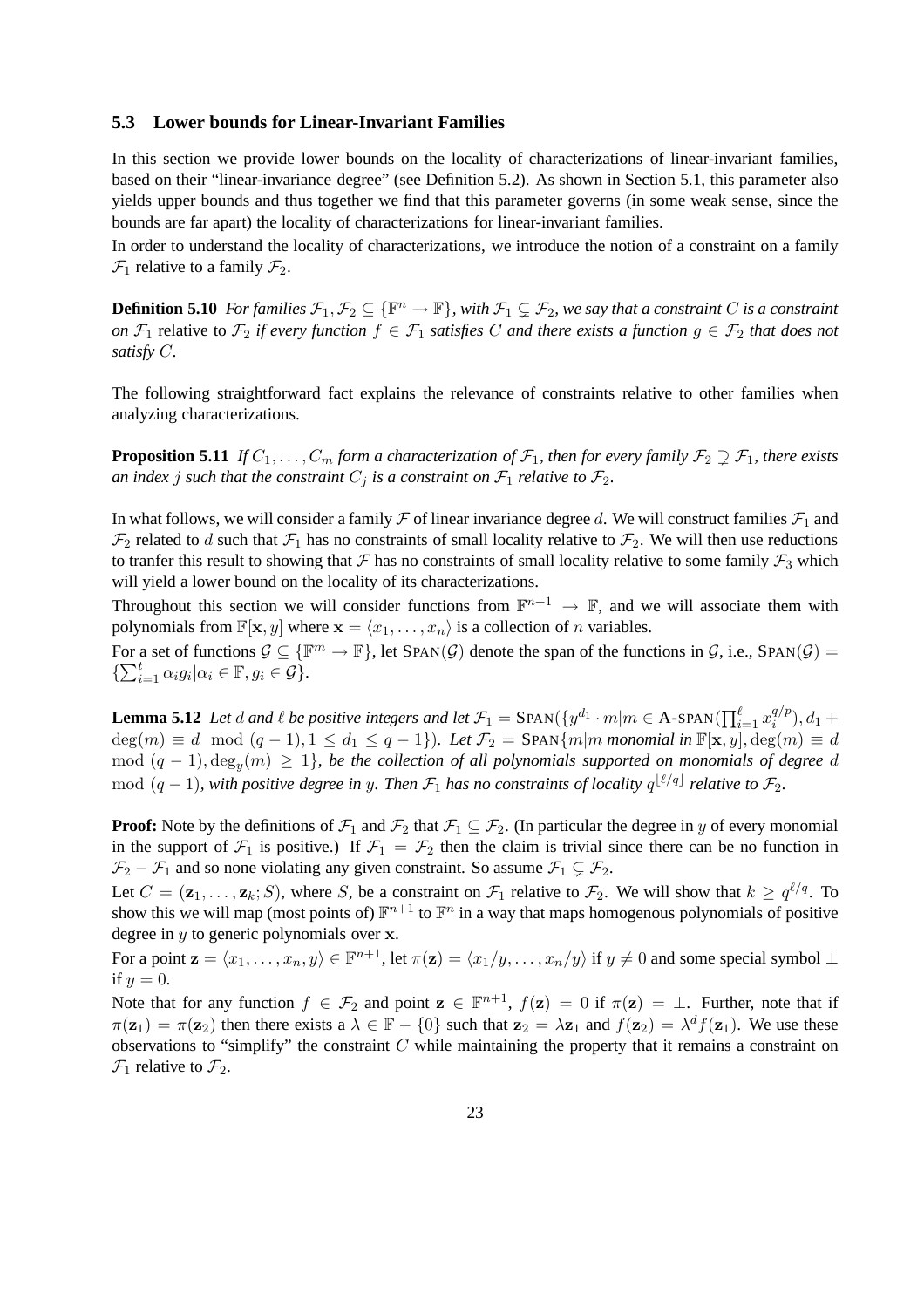### 5.3 Lower bounds for Linear-Invariant Families

In this section we provide lower bounds on the locality of characterizations of linear-invariant families, based on their "linear-invariance degree" (see Definition 5.2). As shown in Section 5.1, this parameter also yields upper bounds and thus together we find that this parameter governs (in some weak sense, since the bounds are far apart) the locality of characterizations for linear-invariant families.

In order to understand the locality of characterizations, we introduce the notion of a constraint on a family $\mathcal{F}_1$ relative to a family $\mathcal{F}_2$.

**Definition 5.10** *For families $\mathcal{F}_1, \mathcal{F}_2 \subseteq \{\mathbb{F}^n \to \mathbb{F}\}$, with $\mathcal{F}_1 \subsetneq \mathcal{F}_2$, we say that a constraint $C$ is a constraint on $\mathcal{F}_1$* relative to *$\mathcal{F}_2$ if every function $f \in \mathcal{F}_1$ satisfies $C$ and there exists a function $g \in \mathcal{F}_2$ that does not satisfy $C$.*

The following straightforward fact explains the relevance of constraints relative to other families when analyzing characterizations.

**Proposition 5.11** *If $C_1, \ldots, C_m$ form a characterization of $\mathcal{F}_1$, then for every family $\mathcal{F}_2 \supsetneq \mathcal{F}_1$, there exists an index $j$ such that the constraint $C_j$ is a constraint on $\mathcal{F}_1$ relative to $\mathcal{F}_2$.*

In what follows, we will consider a family $\mathcal{F}$ of linear invariance degree $d$. We will construct families $\mathcal{F}_1$ and $\mathcal{F}_2$ related to $d$ such that $\mathcal{F}_1$ has no constraints of small locality relative to $\mathcal{F}_2$. We will then use reductions to tranfer this result to showing that $\mathcal{F}$ has no constraints of small locality relative to some family $\mathcal{F}_3$ which will yield a lower bound on the locality of its characterizations.

Throughout this section we will consider functions from $\mathbb{F}^{n+1} \to \mathbb{F}$, and we will associate them with polynomials from $\mathbb{F}[\mathbf{x}, y]$ where $\mathbf{x} = \langle x_1, \ldots, x_n \rangle$ is a collection of $n$ variables.

For a set of functions $\mathcal{G} \subseteq \{\mathbb{F}^m \to \mathbb{F}\}$, let $\textsc{Span}(\mathcal{G})$ denote the span of the functions in $\mathcal{G}$, i.e., $\textsc{Span}(\mathcal{G}) = \{\sum_{i=1}^{t} \alpha_i g_i | \alpha_i \in \mathbb{F}, g_i \in \mathcal{G}\}$.

**Lemma 5.12** *Let $d$ and $\ell$ be positive integers and let $\mathcal{F}_1 = \textsc{Span}(\{y^{d_1} \cdot m | m \in \text{A-}\textsc{span}(\prod_{i=1}^{\ell} x_i^{q/p}), d_1 + \deg(m) \equiv d \mod (q-1), 1 \le d_1 \le q-1\})$. Let $\mathcal{F}_2 = \textsc{Span}\{m | m$ monomial in $\mathbb{F}[\mathbf{x}, y], \deg(m) \equiv d \mod (q-1), \deg_y(m) \ge 1\}$, be the collection of all polynomials supported on monomials of degree $d \mod (q-1)$, with positive degree in $y$. Then $\mathcal{F}_1$ has no constraints of locality $q^{\lfloor \ell/q \rfloor}$ relative to $\mathcal{F}_2$.*

**Proof:** Note by the definitions of $\mathcal{F}_1$ and $\mathcal{F}_2$ that $\mathcal{F}_1 \subseteq \mathcal{F}_2$. (In particular the degree in $y$ of every monomial in the support of $\mathcal{F}_1$ is positive.) If $\mathcal{F}_1 = \mathcal{F}_2$ then the claim is trivial since there can be no function in $\mathcal{F}_2 - \mathcal{F}_1$ and so none violating any given constraint. So assume $\mathcal{F}_1 \subsetneq \mathcal{F}_2$.

Let $C = (\mathbf{z}_1, \ldots, \mathbf{z}_k; S)$, where $S$, be a constraint on $\mathcal{F}_1$ relative to $\mathcal{F}_2$. We will show that $k \ge q^{\ell/q}$. To show this we will map (most points of) $\mathbb{F}^{n+1}$ to $\mathbb{F}^n$ in a way that maps homogenous polynomials of positive degree in $y$ to generic polynomials over $\mathbf{x}$.

For a point $\mathbf{z} = \langle x_1, \ldots, x_n, y \rangle \in \mathbb{F}^{n+1}$, let $\pi(\mathbf{z}) = \langle x_1/y, \ldots, x_n/y \rangle$ if $y \ne 0$ and some special symbol $\perp$ if $y = 0$.

Note that for any function $f \in \mathcal{F}_2$ and point $\mathbf{z} \in \mathbb{F}^{n+1}$, $f(\mathbf{z}) = 0$ if $\pi(\mathbf{z}) = \perp$. Further, note that if $\pi(\mathbf{z}_1) = \pi(\mathbf{z}_2)$ then there exists a $\lambda \in \mathbb{F} - \{0\}$ such that $\mathbf{z}_2 = \lambda \mathbf{z}_1$ and $f(\mathbf{z}_2) = \lambda^d f(\mathbf{z}_1)$. We use these observations to "simplify" the constraint $C$ while maintaining the property that it remains a constraint on $\mathcal{F}_1$ relative to $\mathcal{F}_2$.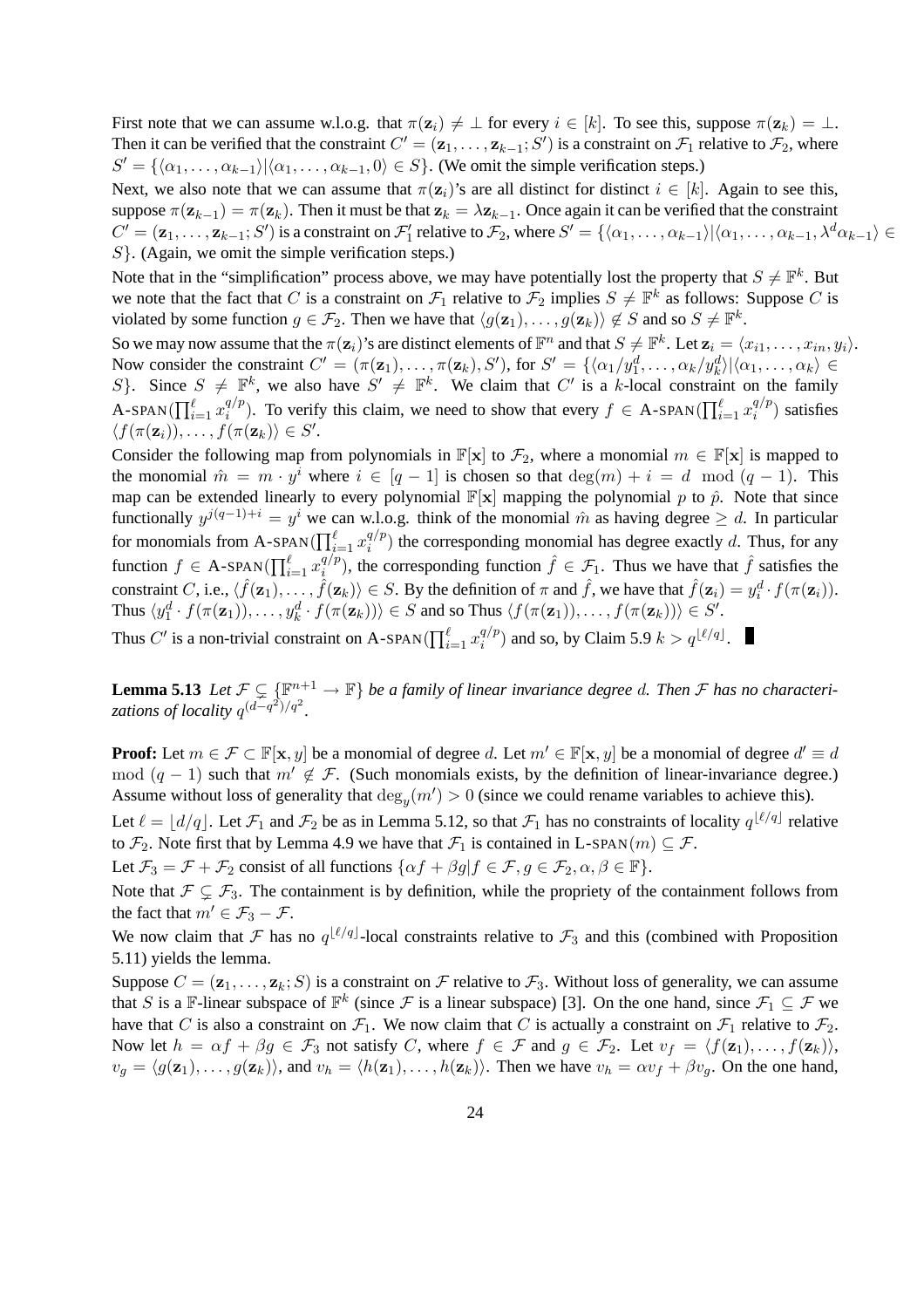First note that we can assume w.l.o.g. that $\pi(\mathbf{z}_i) \neq \perp$ for every $i \in [k]$. To see this, suppose $\pi(\mathbf{z}_k) = \perp$. Then it can be verified that the constraint $C' = (\mathbf{z}_1, \ldots, \mathbf{z}_{k-1}; S')$ is a constraint on $\mathcal{F}_1$ relative to $\mathcal{F}_2$, where $S' = \{\langle \alpha_1, \ldots, \alpha_{k-1}\rangle | \langle \alpha_1, \ldots, \alpha_{k-1}, 0\rangle \in S\}$. (We omit the simple verification steps.)

Next, we also note that we can assume that $\pi(\mathbf{z}_i)$'s are all distinct for distinct $i \in [k]$. Again to see this, suppose $\pi(\mathbf{z}_{k-1}) = \pi(\mathbf{z}_k)$. Then it must be that $\mathbf{z}_k = \lambda \mathbf{z}_{k-1}$. Once again it can be verified that the constraint $C' = (\mathbf{z}_1, \ldots, \mathbf{z}_{k-1}; S')$ is a constraint on $\mathcal{F}_1'$ relative to $\mathcal{F}_2$, where $S' = \{\langle \alpha_1, \ldots, \alpha_{k-1}\rangle | \langle \alpha_1, \ldots, \alpha_{k-1}, \lambda^d \alpha_{k-1}\rangle \in S\}$. (Again, we omit the simple verification steps.)

Note that in the "simplification" process above, we may have potentially lost the property that $S \neq \mathbb{F}^k$. But we note that the fact that $C$ is a constraint on $\mathcal{F}_1$ relative to $\mathcal{F}_2$ implies $S \neq \mathbb{F}^k$ as follows: Suppose $C$ is violated by some function $g \in \mathcal{F}_2$. Then we have that $\langle g(\mathbf{z}_1), \ldots, g(\mathbf{z}_k)\rangle \notin S$ and so $S \neq \mathbb{F}^k$.

So we may now assume that the $\pi(\mathbf{z}_i)$'s are distinct elements of $\mathbb{F}^n$ and that $S \neq \mathbb{F}^k$. Let $\mathbf{z}_i = \langle x_{i1}, \ldots, x_{in}, y_i\rangle$. Now consider the constraint $C' = (\pi(\mathbf{z}_1), \ldots, \pi(\mathbf{z}_k), S')$, for $S' = \{\langle \alpha_1/y_1^d, \ldots, \alpha_k/y_k^d\rangle | \langle \alpha_1, \ldots, \alpha_k\rangle \in S\}$. Since $S \neq \mathbb{F}^k$, we also have $S' \neq \mathbb{F}^k$. We claim that $C'$ is a $k$-local constraint on the family $\text{A-SPAN}(\prod_{i=1}^{\ell} x_i^{q/p})$. To verify this claim, we need to show that every $f \in \text{A-SPAN}(\prod_{i=1}^{\ell} x_i^{q/p})$ satisfies $\langle f(\pi(\mathbf{z}_i)), \ldots, f(\pi(\mathbf{z}_k))\rangle \in S'$.

Consider the following map from polynomials in $\mathbb{F}[\mathbf{x}]$ to $\mathcal{F}_2$, where a monomial $m \in \mathbb{F}[\mathbf{x}]$ is mapped to the monomial $\hat{m} = m \cdot y^i$ where $i \in [q-1]$ is chosen so that $\deg(m) + i = d \mod (q-1)$. This map can be extended linearly to every polynomial $\mathbb{F}[\mathbf{x}]$ mapping the polynomial $p$ to $\hat{p}$. Note that since functionally $y^{j(q-1)+i} = y^i$ we can w.l.o.g. think of the monomial $\hat{m}$ as having degree $\geq d$. In particular for monomials from $\text{A-SPAN}(\prod_{i=1}^{\ell} x_i^{q/p})$ the corresponding monomial has degree exactly $d$. Thus, for any function $f \in \text{A-SPAN}(\prod_{i=1}^{\ell} x_i^{q/p})$, the corresponding function $\hat{f} \in \mathcal{F}_1$. Thus we have that $\hat{f}$ satisfies the constraint $C$, i.e., $\langle \hat{f}(\mathbf{z}_1), \ldots, \hat{f}(\mathbf{z}_k)\rangle \in S$. By the definition of $\pi$ and $\hat{f}$, we have that $\hat{f}(\mathbf{z}_i) = y_i^d \cdot f(\pi(\mathbf{z}_i))$. Thus $\langle y_1^d \cdot f(\pi(\mathbf{z}_1)), \ldots, y_k^d \cdot f(\pi(\mathbf{z}_k))\rangle \in S$ and so Thus $\langle f(\pi(\mathbf{z}_1)), \ldots, f(\pi(\mathbf{z}_k))\rangle \in S'$.

Thus $C'$ is a non-trivial constraint on $\text{A-SPAN}(\prod_{i=1}^{\ell} x_i^{q/p})$ and so, by Claim 5.9 $k > q^{\lfloor \ell/q \rfloor}$. ∎

**Lemma 5.13** *Let $\mathcal{F} \subsetneq \{\mathbb{F}^{n+1} \to \mathbb{F}\}$ be a family of linear invariance degree $d$. Then $\mathcal{F}$ has no characterizations of locality $q^{(d-q^2)/q^2}$.*

**Proof:** Let $m \in \mathcal{F} \subset \mathbb{F}[\mathbf{x}, y]$ be a monomial of degree $d$. Let $m' \in \mathbb{F}[\mathbf{x}, y]$ be a monomial of degree $d' \equiv d \mod (q-1)$ such that $m' \notin \mathcal{F}$. (Such monomials exists, by the definition of linear-invariance degree.) Assume without loss of generality that $\deg_y(m') > 0$ (since we could rename variables to achieve this).

Let $\ell = \lfloor d/q \rfloor$. Let $\mathcal{F}_1$ and $\mathcal{F}_2$ be as in Lemma 5.12, so that $\mathcal{F}_1$ has no constraints of locality $q^{\lfloor \ell/q \rfloor}$ relative to $\mathcal{F}_2$. Note first that by Lemma 4.9 we have that $\mathcal{F}_1$ is contained in $\text{L-SPAN}(m) \subseteq \mathcal{F}$.

Let $\mathcal{F}_3 = \mathcal{F} + \mathcal{F}_2$ consist of all functions $\{\alpha f + \beta g | f \in \mathcal{F}, g \in \mathcal{F}_2, \alpha, \beta \in \mathbb{F}\}$.

Note that $\mathcal{F} \subsetneq \mathcal{F}_3$. The containment is by definition, while the propriety of the containment follows from the fact that $m' \in \mathcal{F}_3 - \mathcal{F}$.

We now claim that $\mathcal{F}$ has no $q^{\lfloor \ell/q \rfloor}$-local constraints relative to $\mathcal{F}_3$ and this (combined with Proposition 5.11) yields the lemma.

Suppose $C = (\mathbf{z}_1, \ldots, \mathbf{z}_k; S)$ is a constraint on $\mathcal{F}$ relative to $\mathcal{F}_3$. Without loss of generality, we can assume that $S$ is a $\mathbb{F}$-linear subspace of $\mathbb{F}^k$ (since $\mathcal{F}$ is a linear subspace) [3]. On the one hand, since $\mathcal{F}_1 \subseteq \mathcal{F}$ we have that $C$ is also a constraint on $\mathcal{F}_1$. We now claim that $C$ is actually a constraint on $\mathcal{F}_1$ relative to $\mathcal{F}_2$. Now let $h = \alpha f + \beta g \in \mathcal{F}_3$ not satisfy $C$, where $f \in \mathcal{F}$ and $g \in \mathcal{F}_2$. Let $v_f = \langle f(\mathbf{z}_1), \ldots, f(\mathbf{z}_k)\rangle$, $v_g = \langle g(\mathbf{z}_1), \ldots, g(\mathbf{z}_k)\rangle$, and $v_h = \langle h(\mathbf{z}_1), \ldots, h(\mathbf{z}_k)\rangle$. Then we have $v_h = \alpha v_f + \beta v_g$. On the one hand,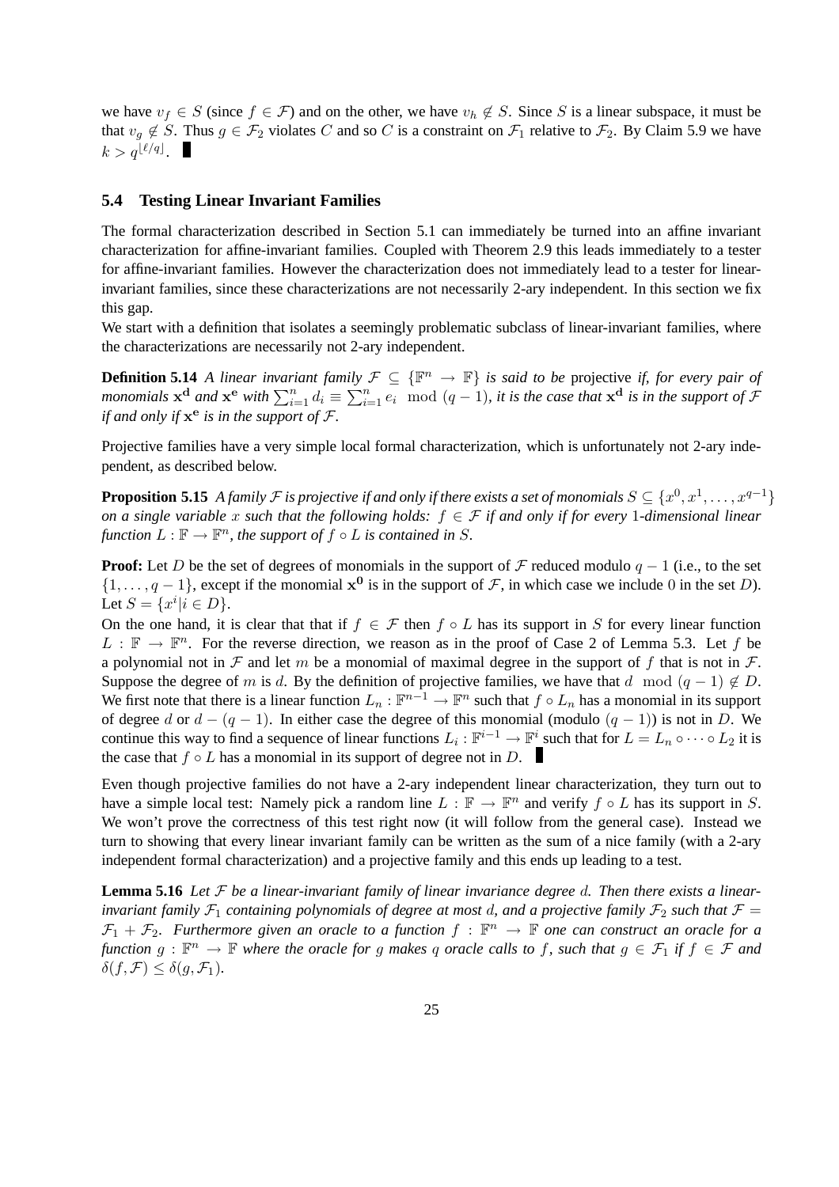we have $v_f \in S$ (since $f \in \mathcal{F}$) and on the other, we have $v_h \notin S$. Since $S$ is a linear subspace, it must be that $v_g \notin S$. Thus $g \in \mathcal{F}_2$ violates $C$ and so $C$ is a constraint on $\mathcal{F}_1$ relative to $\mathcal{F}_2$. By Claim 5.9 we have $k > q^{\lfloor \ell/q \rfloor}$. ∎

### 5.4 Testing Linear Invariant Families

The formal characterization described in Section 5.1 can immediately be turned into an affine invariant characterization for affine-invariant families. Coupled with Theorem 2.9 this leads immediately to a tester for affine-invariant families. However the characterization does not immediately lead to a tester for linear-invariant families, since these characterizations are not necessarily 2-ary independent. In this section we fix this gap.

We start with a definition that isolates a seemingly problematic subclass of linear-invariant families, where the characterizations are necessarily not 2-ary independent.

**Definition 5.14** *A linear invariant family $\mathcal{F} \subseteq \{\mathbb{F}^n \to \mathbb{F}\}$ is said to be* projective *if, for every pair of monomials $\mathbf{x}^{\mathbf{d}}$ and $\mathbf{x}^{\mathbf{e}}$ with $\sum_{i=1}^n d_i \equiv \sum_{i=1}^n e_i \mod (q-1)$, it is the case that $\mathbf{x}^{\mathbf{d}}$ is in the support of $\mathcal{F}$ if and only if $\mathbf{x}^{\mathbf{e}}$ is in the support of $\mathcal{F}$.*

Projective families have a very simple local formal characterization, which is unfortunately not 2-ary independent, as described below.

**Proposition 5.15** *A family $\mathcal{F}$ is projective if and only if there exists a set of monomials $S \subseteq \{x^0, x^1, \ldots, x^{q-1}\}$ on a single variable $x$ such that the following holds: $f \in \mathcal{F}$ if and only if for every 1-dimensional linear function $L : \mathbb{F} \to \mathbb{F}^n$, the support of $f \circ L$ is contained in $S$.*

**Proof:** Let $D$ be the set of degrees of monomials in the support of $\mathcal{F}$ reduced modulo $q-1$ (i.e., to the set $\{1, \ldots, q-1\}$, except if the monomial $\mathbf{x}^{\mathbf{0}}$ is in the support of $\mathcal{F}$, in which case we include 0 in the set $D$). Let $S = \{x^i | i \in D\}$.

On the one hand, it is clear that that if $f \in \mathcal{F}$ then $f \circ L$ has its support in $S$ for every linear function $L : \mathbb{F} \to \mathbb{F}^n$. For the reverse direction, we reason as in the proof of Case 2 of Lemma 5.3. Let $f$ be a polynomial not in $\mathcal{F}$ and let $m$ be a monomial of maximal degree in the support of $f$ that is not in $\mathcal{F}$. Suppose the degree of $m$ is $d$. By the definition of projective families, we have that $d \mod (q-1) \notin D$. We first note that there is a linear function $L_n : \mathbb{F}^{n-1} \to \mathbb{F}^n$ such that $f \circ L_n$ has a monomial in its support of degree $d$ or $d - (q-1)$. In either case the degree of this monomial (modulo $(q-1)$) is not in $D$. We continue this way to find a sequence of linear functions $L_i : \mathbb{F}^{i-1} \to \mathbb{F}^i$ such that for $L = L_n \circ \cdots \circ L_2$ it is the case that $f \circ L$ has a monomial in its support of degree not in $D$. ∎

Even though projective families do not have a 2-ary independent linear characterization, they turn out to have a simple local test: Namely pick a random line $L : \mathbb{F} \to \mathbb{F}^n$ and verify $f \circ L$ has its support in $S$. We won't prove the correctness of this test right now (it will follow from the general case). Instead we turn to showing that every linear invariant family can be written as the sum of a nice family (with a 2-ary independent formal characterization) and a projective family and this ends up leading to a test.

**Lemma 5.16** *Let $\mathcal{F}$ be a linear-invariant family of linear invariance degree $d$. Then there exists a linear-invariant family $\mathcal{F}_1$ containing polynomials of degree at most $d$, and a projective family $\mathcal{F}_2$ such that $\mathcal{F} = \mathcal{F}_1 + \mathcal{F}_2$. Furthermore given an oracle to a function $f : \mathbb{F}^n \to \mathbb{F}$ one can construct an oracle for a function $g : \mathbb{F}^n \to \mathbb{F}$ where the oracle for $g$ makes $q$ oracle calls to $f$, such that $g \in \mathcal{F}_1$ if $f \in \mathcal{F}$ and $\delta(f, \mathcal{F}) \leq \delta(g, \mathcal{F}_1)$.*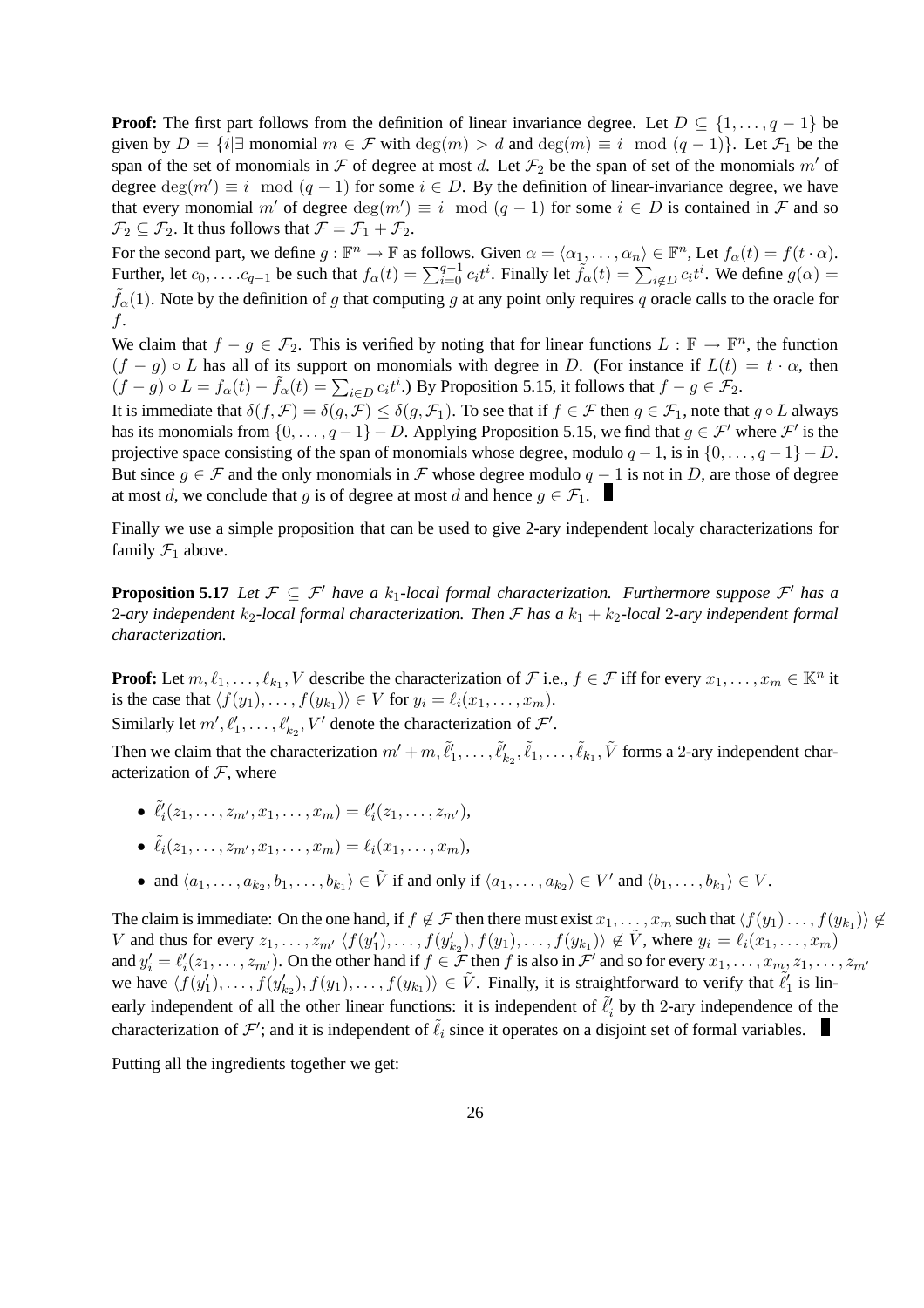**Proof:** The first part follows from the definition of linear invariance degree. Let $D \subseteq \{1, \ldots, q-1\}$ be given by $D = \{i | \exists \text{ monomial } m \in \mathcal{F} \text{ with } \deg(m) > d \text{ and } \deg(m) \equiv i \mod (q-1)\}$. Let $\mathcal{F}_1$ be the span of the set of monomials in $\mathcal{F}$ of degree at most $d$. Let $\mathcal{F}_2$ be the span of set of the monomials $m'$ of degree $\deg(m') \equiv i \mod (q-1)$ for some $i \in D$. By the definition of linear-invariance degree, we have that every monomial $m'$ of degree $\deg(m') \equiv i \mod (q-1)$ for some $i \in D$ is contained in $\mathcal{F}$ and so $\mathcal{F}_2 \subseteq \mathcal{F}_2$. It thus follows that $\mathcal{F} = \mathcal{F}_1 + \mathcal{F}_2$.

For the second part, we define $g : \mathbb{F}^n \to \mathbb{F}$ as follows. Given $\alpha = \langle \alpha_1, \ldots, \alpha_n \rangle \in \mathbb{F}^n$, Let $f_\alpha(t) = f(t \cdot \alpha)$. Further, let $c_0, \ldots . c_{q-1}$ be such that $f_\alpha(t) = \sum_{i=0}^{q-1} c_i t^i$. Finally let $\tilde{f}_\alpha(t) = \sum_{i \notin D} c_i t^i$. We define $g(\alpha) = \tilde{f}_\alpha(1)$. Note by the definition of $g$ that computing $g$ at any point only requires $q$ oracle calls to the oracle for $f$.

We claim that $f - g \in \mathcal{F}_2$. This is verified by noting that for linear functions $L : \mathbb{F} \to \mathbb{F}^n$, the function $(f - g) \circ L$ has all of its support on monomials with degree in $D$. (For instance if $L(t) = t \cdot \alpha$, then $(f - g) \circ L = f_\alpha(t) - \tilde{f}_\alpha(t) = \sum_{i \in D} c_i t^i$.) By Proposition 5.15, it follows that $f - g \in \mathcal{F}_2$.

It is immediate that $\delta(f, \mathcal{F}) = \delta(g, \mathcal{F}) \leq \delta(g, \mathcal{F}_1)$. To see that if $f \in \mathcal{F}$ then $g \in \mathcal{F}_1$, note that $g \circ L$ always has its monomials from $\{0, \ldots, q-1\} - D$. Applying Proposition 5.15, we find that $g \in \mathcal{F}'$ where $\mathcal{F}'$ is the projective space consisting of the span of monomials whose degree, modulo $q-1$, is in $\{0, \ldots, q-1\} - D$. But since $g \in \mathcal{F}$ and the only monomials in $\mathcal{F}$ whose degree modulo $q-1$ is not in $D$, are those of degree at most $d$, we conclude that $g$ is of degree at most $d$ and hence $g \in \mathcal{F}_1$. ∎

Finally we use a simple proposition that can be used to give 2-ary independent localy characterizations for family $\mathcal{F}_1$ above.

**Proposition 5.17** *Let $\mathcal{F} \subseteq \mathcal{F}'$ have a $k_1$-local formal characterization. Furthermore suppose $\mathcal{F}'$ has a 2-ary independent $k_2$-local formal characterization. Then $\mathcal{F}$ has a $k_1 + k_2$-local 2-ary independent formal characterization.*

**Proof:** Let $m, \ell_1, \ldots, \ell_{k_1}, V$ describe the characterization of $\mathcal{F}$ i.e., $f \in \mathcal{F}$ iff for every $x_1, \ldots, x_m \in \mathbb{K}^n$ it is the case that $\langle f(y_1), \ldots, f(y_{k_1}) \rangle \in V$ for $y_i = \ell_i(x_1, \ldots, x_m)$.

Similarly let $m', \ell'_1, \ldots, \ell'_{k_2}, V'$ denote the characterization of $\mathcal{F}'$.

Then we claim that the characterization $m' + m, \tilde{\ell}'_1, \ldots, \tilde{\ell}'_{k_2}, \tilde{\ell}_1, \ldots, \tilde{\ell}_{k_1}, \tilde{V}$ forms a 2-ary independent characterization of $\mathcal{F}$, where

- $\tilde{\ell}'_i(z_1, \ldots, z_{m'}, x_1, \ldots, x_m) = \ell'_i(z_1, \ldots, z_{m'})$,
- $\tilde{\ell}_i(z_1, \ldots, z_{m'}, x_1, \ldots, x_m) = \ell_i(x_1, \ldots, x_m)$,
- and $\langle a_1, \ldots, a_{k_2}, b_1, \ldots, b_{k_1} \rangle \in \tilde{V}$ if and only if $\langle a_1, \ldots, a_{k_2} \rangle \in V'$ and $\langle b_1, \ldots, b_{k_1} \rangle \in V$.

The claim is immediate: On the one hand, if $f \notin \mathcal{F}$ then there must exist $x_1, \ldots, x_m$ such that $\langle f(y_1) \ldots, f(y_{k_1}) \rangle \notin V$ and thus for every $z_1, \ldots, z_{m'}$ $\langle f(y'_1), \ldots, f(y'_{k_2}), f(y_1), \ldots, f(y_{k_1}) \rangle \notin \tilde{V}$, where $y_i = \ell_i(x_1, \ldots, x_m)$ and $y'_i = \ell'_i(z_1, \ldots, z_{m'})$. On the other hand if $f \in \mathcal{F}$ then $f$ is also in $\mathcal{F}'$ and so for every $x_1, \ldots, x_m, z_1, \ldots, z_{m'}$ we have $\langle f(y'_1), \ldots, f(y'_{k_2}), f(y_1), \ldots, f(y_{k_1}) \rangle \in \tilde{V}$. Finally, it is straightforward to verify that $\tilde{\ell}'_1$ is linearly independent of all the other linear functions: it is independent of $\tilde{\ell}'_i$ by th 2-ary independence of the characterization of $\mathcal{F}'$; and it is independent of $\tilde{\ell}_i$ since it operates on a disjoint set of formal variables. ∎

Putting all the ingredients together we get: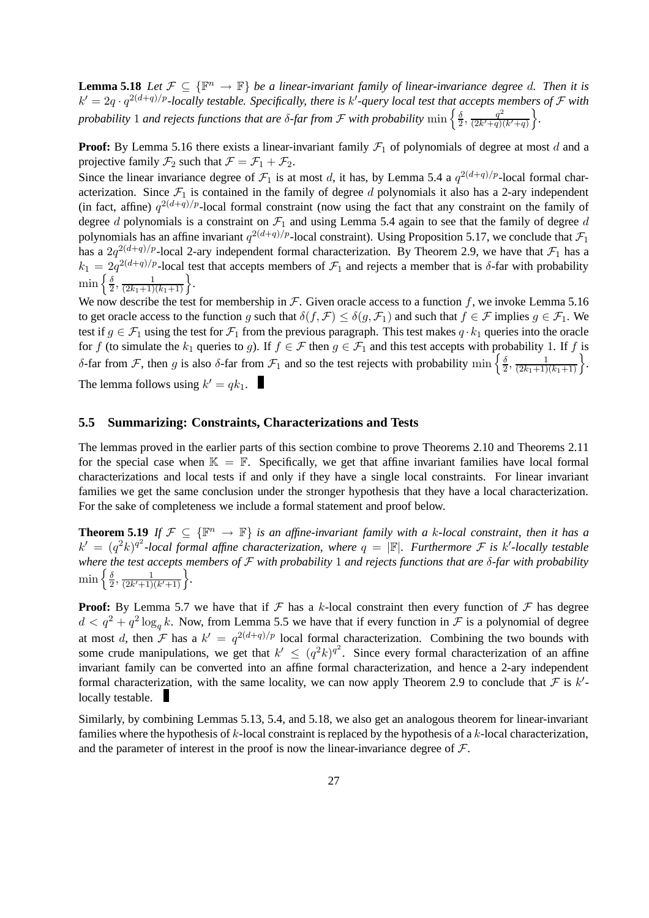**Lemma 5.18** *Let $\mathcal{F} \subseteq \{\mathbb{F}^n \to \mathbb{F}\}$ be a linear-invariant family of linear-invariance degree $d$. Then it is $k' = 2q \cdot q^{2(d+q)/p}$-locally testable. Specifically, there is $k'$-query local test that accepts members of $\mathcal{F}$ with probability 1 and rejects functions that are $\delta$-far from $\mathcal{F}$ with probability $\min\left\{\frac{\delta}{2}, \frac{q^2}{(2k'+q)(k'+q)}\right\}$.*

**Proof:** By Lemma 5.16 there exists a linear-invariant family $\mathcal{F}_1$ of polynomials of degree at most $d$ and a projective family $\mathcal{F}_2$ such that $\mathcal{F} = \mathcal{F}_1 + \mathcal{F}_2$.

Since the linear invariance degree of $\mathcal{F}_1$ is at most $d$, it has, by Lemma 5.4 a $q^{2(d+q)/p}$-local formal characterization. Since $\mathcal{F}_1$ is contained in the family of degree $d$ polynomials it also has a 2-ary independent (in fact, affine) $q^{2(d+q)/p}$-local formal constraint (now using the fact that any constraint on the family of degree $d$ polynomials is a constraint on $\mathcal{F}_1$ and using Lemma 5.4 again to see that the family of degree $d$ polynomials has an affine invariant $q^{2(d+q)/p}$-local constraint). Using Proposition 5.17, we conclude that $\mathcal{F}_1$ has a $2q^{2(d+q)/p}$-local 2-ary independent formal characterization. By Theorem 2.9, we have that $\mathcal{F}_1$ has a $k_1 = 2q^{2(d+q)/p}$-local test that accepts members of $\mathcal{F}_1$ and rejects a member that is $\delta$-far with probability $\min\left\{\frac{\delta}{2}, \frac{1}{(2k_1+1)(k_1+1)}\right\}$.

We now describe the test for membership in $\mathcal{F}$. Given oracle access to a function $f$, we invoke Lemma 5.16 to get oracle access to the function $g$ such that $\delta(f, \mathcal{F}) \leq \delta(g, \mathcal{F}_1)$ and such that $f \in \mathcal{F}$ implies $g \in \mathcal{F}_1$. We test if $g \in \mathcal{F}_1$ using the test for $\mathcal{F}_1$ from the previous paragraph. This test makes $q \cdot k_1$ queries into the oracle for $f$ (to simulate the $k_1$ queries to $g$). If $f \in \mathcal{F}$ then $g \in \mathcal{F}_1$ and this test accepts with probability 1. If $f$ is $\delta$-far from $\mathcal{F}$, then $g$ is also $\delta$-far from $\mathcal{F}_1$ and so the test rejects with probability $\min\left\{\frac{\delta}{2}, \frac{1}{(2k_1+1)(k_1+1)}\right\}$. The lemma follows using $k' = qk_1$. ∎

## 5.5 Summarizing: Constraints, Characterizations and Tests

The lemmas proved in the earlier parts of this section combine to prove Theorems 2.10 and Theorems 2.11 for the special case when $\mathbb{K} = \mathbb{F}$. Specifically, we get that affine invariant families have local formal characterizations and local tests if and only if they have a single local constraints. For linear invariant families we get the same conclusion under the stronger hypothesis that they have a local characterization. For the sake of completeness we include a formal statement and proof below.

**Theorem 5.19** *If $\mathcal{F} \subseteq \{\mathbb{F}^n \to \mathbb{F}\}$ is an affine-invariant family with a $k$-local constraint, then it has a $k' = (q^2k)^{q^2}$-local formal affine characterization, where $q = |\mathbb{F}|$. Furthermore $\mathcal{F}$ is $k'$-locally testable where the test accepts members of $\mathcal{F}$ with probability 1 and rejects functions that are $\delta$-far with probability $\min\left\{\frac{\delta}{2}, \frac{1}{(2k'+1)(k'+1)}\right\}$.*

**Proof:** By Lemma 5.7 we have that if $\mathcal{F}$ has a $k$-local constraint then every function of $\mathcal{F}$ has degree $d < q^2 + q^2 \log_q k$. Now, from Lemma 5.5 we have that if every function in $\mathcal{F}$ is a polynomial of degree at most $d$, then $\mathcal{F}$ has a $k' = q^{2(d+q)/p}$ local formal characterization. Combining the two bounds with some crude manipulations, we get that $k' \leq (q^2k)^{q^2}$. Since every formal characterization of an affine invariant family can be converted into an affine formal characterization, and hence a 2-ary independent formal characterization, with the same locality, we can now apply Theorem 2.9 to conclude that $\mathcal{F}$ is $k'$-locally testable. ∎

Similarly, by combining Lemmas 5.13, 5.4, and 5.18, we also get an analogous theorem for linear-invariant families where the hypothesis of $k$-local constraint is replaced by the hypothesis of a $k$-local characterization, and the parameter of interest in the proof is now the linear-invariance degree of $\mathcal{F}$.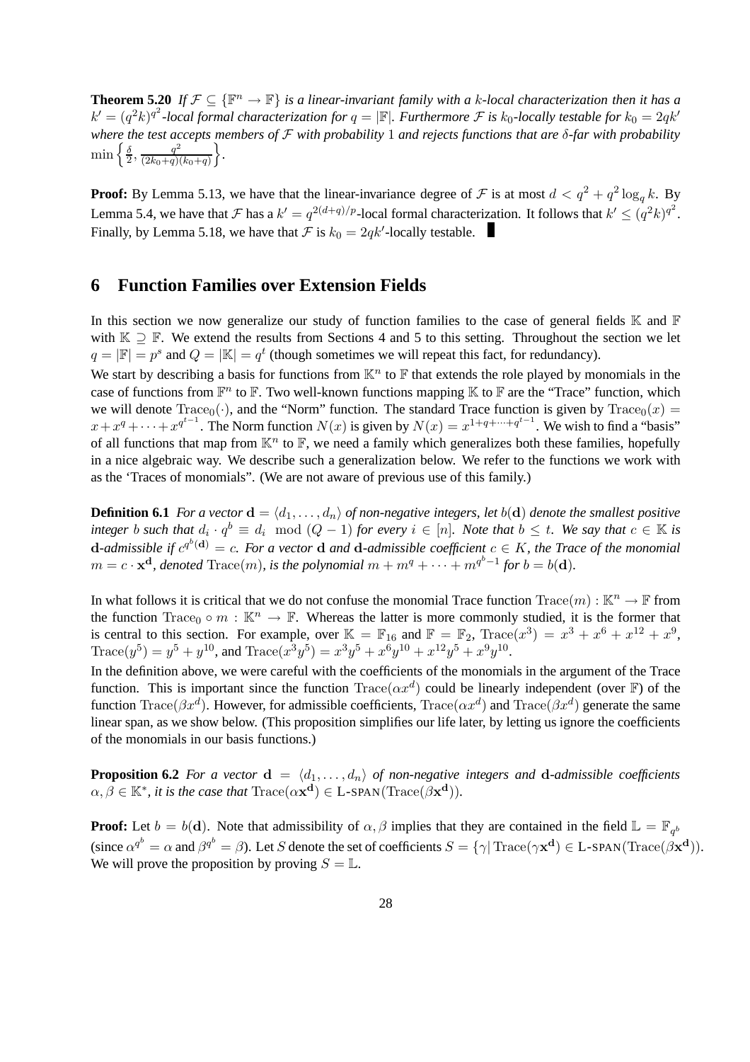**Theorem 5.20** *If $\mathcal{F} \subseteq \{\mathbb{F}^n \to \mathbb{F}\}$ is a linear-invariant family with a $k$-local characterization then it has a $k' = (q^2k)^{q^2}$-local formal characterization for $q = |\mathbb{F}|$. Furthermore $\mathcal{F}$ is $k_0$-locally testable for $k_0 = 2qk'$ where the test accepts members of $\mathcal{F}$ with probability 1 and rejects functions that are $\delta$-far with probability $\min\left\{\frac{\delta}{2}, \frac{q^2}{(2k_0+q)(k_0+q)}\right\}$.*

**Proof:** By Lemma 5.13, we have that the linear-invariance degree of $\mathcal{F}$ is at most $d < q^2 + q^2 \log_q k$. By Lemma 5.4, we have that $\mathcal{F}$ has a $k' = q^{2(d+q)/p}$-local formal characterization. It follows that $k' \leq (q^2k)^{q^2}$. Finally, by Lemma 5.18, we have that $\mathcal{F}$ is $k_0 = 2qk'$-locally testable. ∎

# 6 Function Families over Extension Fields

In this section we now generalize our study of function families to the case of general fields $\mathbb{K}$ and $\mathbb{F}$ with $\mathbb{K} \supseteq \mathbb{F}$. We extend the results from Sections 4 and 5 to this setting. Throughout the section we let $q = |\mathbb{F}| = p^s$ and $Q = |\mathbb{K}| = q^t$ (though sometimes we will repeat this fact, for redundancy).

We start by describing a basis for functions from $\mathbb{K}^n$ to $\mathbb{F}$ that extends the role played by monomials in the case of functions from $\mathbb{F}^n$ to $\mathbb{F}$. Two well-known functions mapping $\mathbb{K}$ to $\mathbb{F}$ are the "Trace" function, which we will denote $\mathrm{Trace}_0(\cdot)$, and the "Norm" function. The standard Trace function is given by $\mathrm{Trace}_0(x) = x + x^q + \cdots + x^{q^{t-1}}$. The Norm function $N(x)$ is given by $N(x) = x^{1+q+\cdots+q^{t-1}}$. We wish to find a "basis" of all functions that map from $\mathbb{K}^n$ to $\mathbb{F}$, we need a family which generalizes both these families, hopefully in a nice algebraic way. We describe such a generalization below. We refer to the functions we work with as the 'Traces of monomials". (We are not aware of previous use of this family.)

**Definition 6.1** *For a vector $\mathbf{d} = \langle d_1, \ldots, d_n \rangle$ of non-negative integers, let $b(\mathbf{d})$ denote the smallest positive integer $b$ such that $d_i \cdot q^b \equiv d_i \mod (Q-1)$ for every $i \in [n]$. Note that $b \leq t$. We say that $c \in \mathbb{K}$ is $\mathbf{d}$-admissible if $c^{q^{b(\mathbf{d})}} = c$. For a vector $\mathbf{d}$ and $\mathbf{d}$-admissible coefficient $c \in K$, the Trace of the monomial $m = c \cdot \mathbf{x}^{\mathbf{d}}$, denoted $\mathrm{Trace}(m)$, is the polynomial $m + m^q + \cdots + m^{q^b - 1}$ for $b = b(\mathbf{d})$.*

In what follows it is critical that we do not confuse the monomial Trace function $\mathrm{Trace}(m) : \mathbb{K}^n \to \mathbb{F}$ from the function $\mathrm{Trace}_0 \circ m : \mathbb{K}^n \to \mathbb{F}$. Whereas the latter is more commonly studied, it is the former that is central to this section. For example, over $\mathbb{K} = \mathbb{F}_{16}$ and $\mathbb{F} = \mathbb{F}_2$, $\mathrm{Trace}(x^3) = x^3 + x^6 + x^{12} + x^9$, $\mathrm{Trace}(y^5) = y^5 + y^{10}$, and $\mathrm{Trace}(x^3y^5) = x^3y^5 + x^6y^{10} + x^{12}y^5 + x^9y^{10}$.

In the definition above, we were careful with the coefficients of the monomials in the argument of the Trace function. This is important since the function $\mathrm{Trace}(\alpha x^d)$ could be linearly independent (over $\mathbb{F}$) of the function $\mathrm{Trace}(\beta x^d)$. However, for admissible coefficients, $\mathrm{Trace}(\alpha x^d)$ and $\mathrm{Trace}(\beta x^d)$ generate the same linear span, as we show below. (This proposition simplifies our life later, by letting us ignore the coefficients of the monomials in our basis functions.)

**Proposition 6.2** *For a vector $\mathbf{d} = \langle d_1, \ldots, d_n \rangle$ of non-negative integers and $\mathbf{d}$-admissible coefficients $\alpha, \beta \in \mathbb{K}^*$, it is the case that $\mathrm{Trace}(\alpha \mathbf{x}^{\mathbf{d}}) \in \text{L-SPAN}(\mathrm{Trace}(\beta \mathbf{x}^{\mathbf{d}}))$.*

**Proof:** Let $b = b(\mathbf{d})$. Note that admissibility of $\alpha, \beta$ implies that they are contained in the field $\mathbb{L} = \mathbb{F}_{q^b}$ (since $\alpha^{q^b} = \alpha$ and $\beta^{q^b} = \beta$). Let $S$ denote the set of coefficients $S = \{\gamma | \mathrm{Trace}(\gamma \mathbf{x}^{\mathbf{d}}) \in \text{L-SPAN}(\mathrm{Trace}(\beta \mathbf{x}^{\mathbf{d}}))$. We will prove the proposition by proving $S = \mathbb{L}$.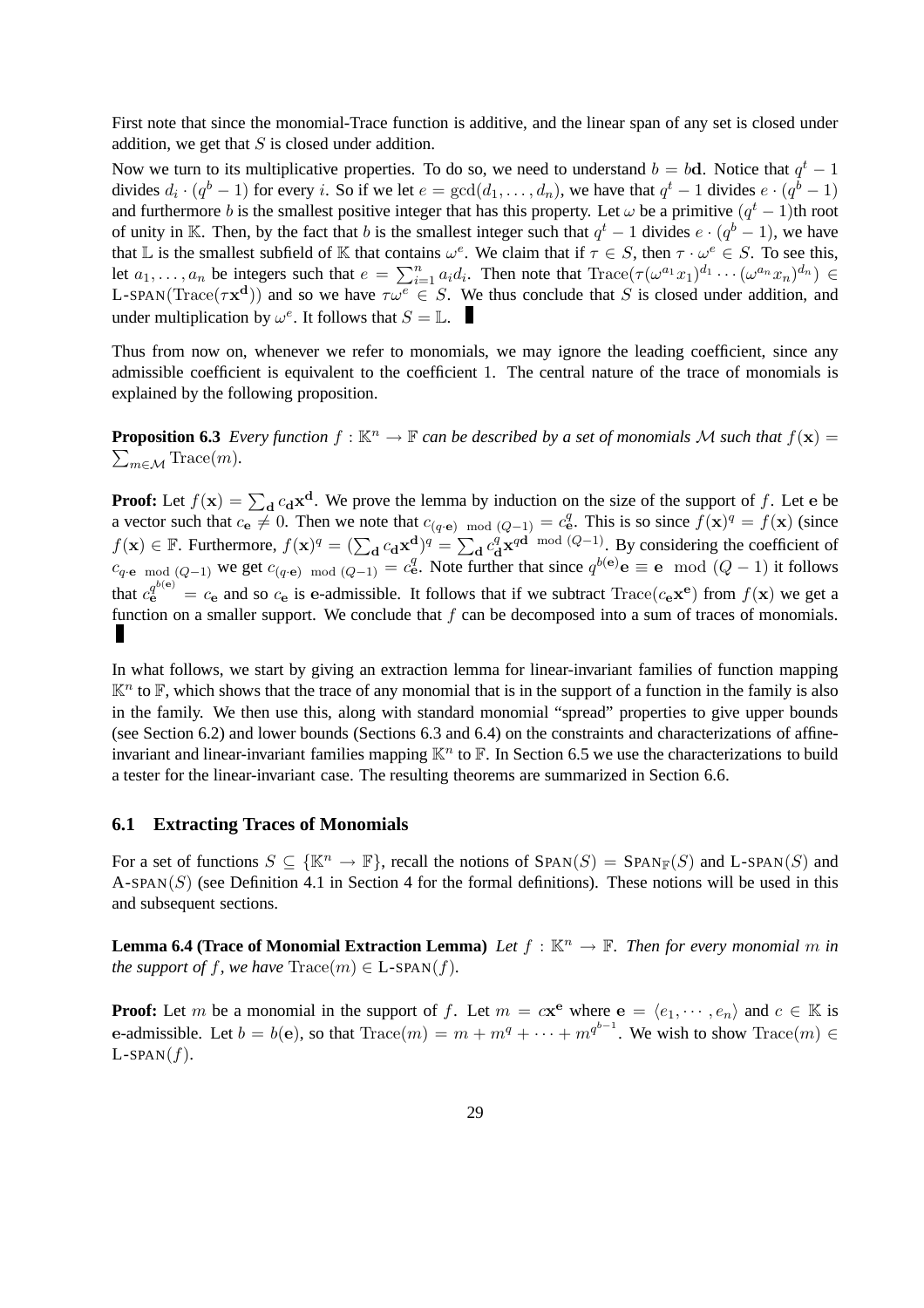First note that since the monomial-Trace function is additive, and the linear span of any set is closed under addition, we get that $S$ is closed under addition.

Now we turn to its multiplicative properties. To do so, we need to understand $b = b\mathbf{d}$. Notice that $q^t - 1$ divides $d_i \cdot (q^b - 1)$ for every $i$. So if we let $e = \gcd(d_1, \ldots, d_n)$, we have that $q^t - 1$ divides $e \cdot (q^b - 1)$ and furthermore $b$ is the smallest positive integer that has this property. Let $\omega$ be a primitive $(q^t - 1)$th root of unity in $\mathbb{K}$. Then, by the fact that $b$ is the smallest integer such that $q^t - 1$ divides $e \cdot (q^b - 1)$, we have that $\mathbb{L}$ is the smallest subfield of $\mathbb{K}$ that contains $\omega^e$. We claim that if $\tau \in S$, then $\tau \cdot \omega^e \in S$. To see this, let $a_1, \ldots, a_n$ be integers such that $e = \sum_{i=1}^n a_i d_i$. Then note that $\mathrm{Trace}(\tau(\omega^{a_1} x_1)^{d_1} \cdots (\omega^{a_n} x_n)^{d_n}) \in$ L-SPAN$(\mathrm{Trace}(\tau \mathbf{x}^{\mathbf{d}}))$ and so we have $\tau \omega^e \in S$. We thus conclude that $S$ is closed under addition, and under multiplication by $\omega^e$. It follows that $S = \mathbb{L}$. ∎

Thus from now on, whenever we refer to monomials, we may ignore the leading coefficient, since any admissible coefficient is equivalent to the coefficient 1. The central nature of the trace of monomials is explained by the following proposition.

**Proposition 6.3** *Every function $f : \mathbb{K}^n \to \mathbb{F}$ can be described by a set of monomials $\mathcal{M}$ such that $f(\mathbf{x}) = \sum_{m \in \mathcal{M}} \mathrm{Trace}(m)$.*

**Proof:** Let $f(\mathbf{x}) = \sum_{\mathbf{d}} c_{\mathbf{d}} \mathbf{x}^{\mathbf{d}}$. We prove the lemma by induction on the size of the support of $f$. Let $\mathbf{e}$ be a vector such that $c_{\mathbf{e}} \neq 0$. Then we note that $c_{(q \cdot \mathbf{e}) \mod (Q-1)} = c_{\mathbf{e}}^q$. This is so since $f(\mathbf{x})^q = f(\mathbf{x})$ (since $f(\mathbf{x}) \in \mathbb{F}$. Furthermore, $f(\mathbf{x})^q = (\sum_{\mathbf{d}} c_{\mathbf{d}} \mathbf{x}^{\mathbf{d}})^q = \sum_{\mathbf{d}} c_{\mathbf{d}}^q \mathbf{x}^{q\mathbf{d} \mod (Q-1)}$. By considering the coefficient of $c_{q \cdot \mathbf{e} \mod (Q-1)}$ we get $c_{(q \cdot \mathbf{e}) \mod (Q-1)} = c_{\mathbf{e}}^q$. Note further that since $q^{b(\mathbf{e})} \mathbf{e} \equiv \mathbf{e} \mod (Q-1)$ it follows that $c_{\mathbf{e}}^{q^{b(\mathbf{e})}} = c_{\mathbf{e}}$ and so $c_{\mathbf{e}}$ is $\mathbf{e}$-admissible. It follows that if we subtract $\mathrm{Trace}(c_{\mathbf{e}} \mathbf{x}^{\mathbf{e}})$ from $f(\mathbf{x})$ we get a function on a smaller support. We conclude that $f$ can be decomposed into a sum of traces of monomials. ∎

In what follows, we start by giving an extraction lemma for linear-invariant families of function mapping $\mathbb{K}^n$ to $\mathbb{F}$, which shows that the trace of any monomial that is in the support of a function in the family is also in the family. We then use this, along with standard monomial "spread" properties to give upper bounds (see Section 6.2) and lower bounds (Sections 6.3 and 6.4) on the constraints and characterizations of affine-invariant and linear-invariant families mapping $\mathbb{K}^n$ to $\mathbb{F}$. In Section 6.5 we use the characterizations to build a tester for the linear-invariant case. The resulting theorems are summarized in Section 6.6.

## 6.1 Extracting Traces of Monomials

For a set of functions $S \subseteq \{\mathbb{K}^n \to \mathbb{F}\}$, recall the notions of SPAN$(S)$ = SPAN$_{\mathbb{F}}(S)$ and L-SPAN$(S)$ and A-SPAN$(S)$ (see Definition 4.1 in Section 4 for the formal definitions). These notions will be used in this and subsequent sections.

**Lemma 6.4 (Trace of Monomial Extraction Lemma)** *Let $f : \mathbb{K}^n \to \mathbb{F}$. Then for every monomial $m$ in the support of $f$, we have $\mathrm{Trace}(m) \in$ L-SPAN$(f)$.*

**Proof:** Let $m$ be a monomial in the support of $f$. Let $m = c\mathbf{x}^{\mathbf{e}}$ where $\mathbf{e} = \langle e_1, \cdots, e_n \rangle$ and $c \in \mathbb{K}$ is $\mathbf{e}$-admissible. Let $b = b(\mathbf{e})$, so that $\mathrm{Trace}(m) = m + m^q + \cdots + m^{q^{b-1}}$. We wish to show $\mathrm{Trace}(m) \in$ L-SPAN$(f)$.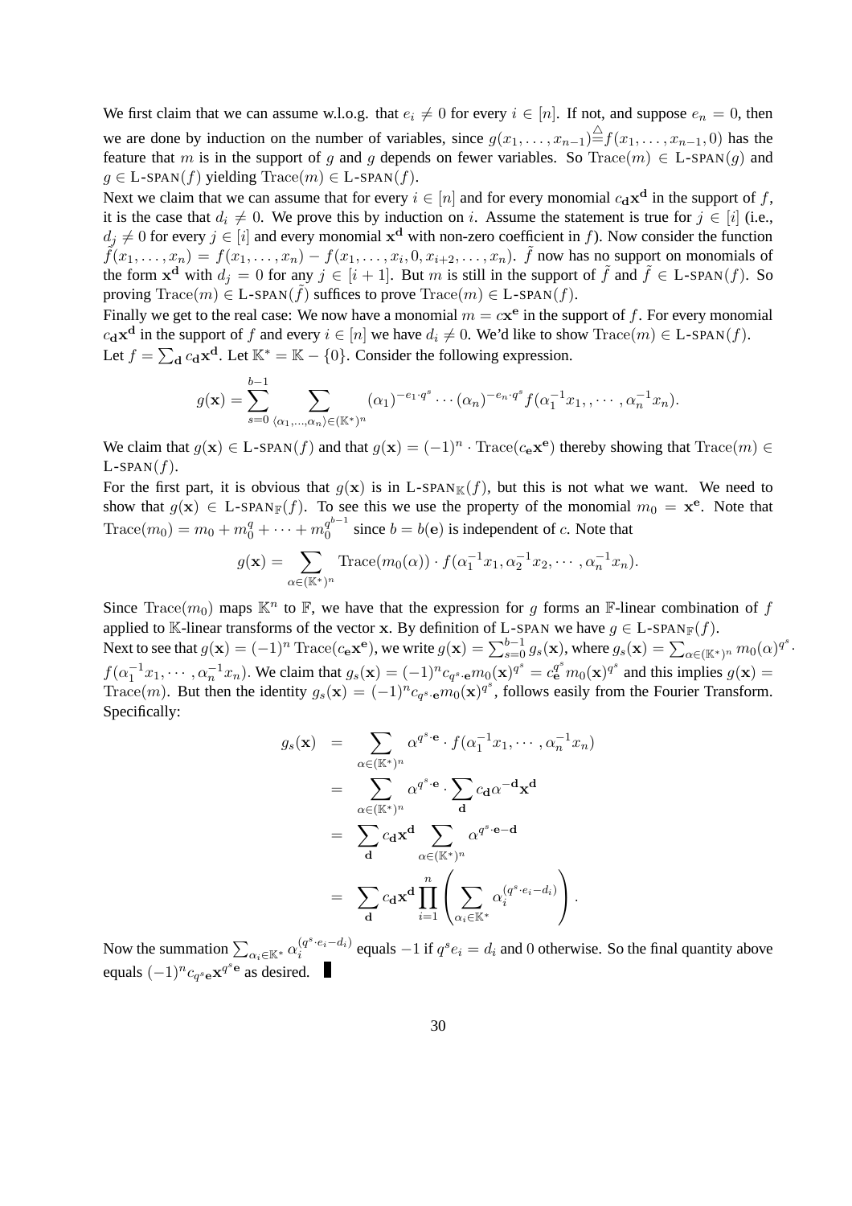We first claim that we can assume w.l.o.g. that $e_i \neq 0$ for every $i \in [n]$. If not, and suppose $e_n = 0$, then we are done by induction on the number of variables, since $g(x_1, \ldots, x_{n-1}) \stackrel{\triangle}{=} f(x_1, \ldots, x_{n-1}, 0)$ has the feature that $m$ is in the support of $g$ and $g$ depends on fewer variables. So $\mathrm{Trace}(m) \in$ L-SPAN$(g)$ and $g \in$ L-SPAN$(f)$ yielding $\mathrm{Trace}(m) \in$ L-SPAN$(f)$.

Next we claim that we can assume that for every $i \in [n]$ and for every monomial $c_{\mathbf{d}}\mathbf{x}^{\mathbf{d}}$ in the support of $f$, it is the case that $d_i \neq 0$. We prove this by induction on $i$. Assume the statement is true for $j \in [i]$ (i.e., $d_j \neq 0$ for every $j \in [i]$ and every monomial $\mathbf{x}^{\mathbf{d}}$ with non-zero coefficient in $f$). Now consider the function $\tilde{f}(x_1, \ldots, x_n) = f(x_1, \ldots, x_n) - f(x_1, \ldots, x_i, 0, x_{i+2}, \ldots, x_n)$. $\tilde{f}$ now has no support on monomials of the form $\mathbf{x}^{\mathbf{d}}$ with $d_j = 0$ for any $j \in [i+1]$. But $m$ is still in the support of $\tilde{f}$ and $\tilde{f} \in$ L-SPAN$(f)$. So proving $\mathrm{Trace}(m) \in$ L-SPAN$(\tilde{f})$ suffices to prove $\mathrm{Trace}(m) \in$ L-SPAN$(f)$.

Finally we get to the real case: We now have a monomial $m = c\mathbf{x}^{\mathbf{e}}$ in the support of $f$. For every monomial $c_{\mathbf{d}}\mathbf{x}^{\mathbf{d}}$ in the support of $f$ and every $i \in [n]$ we have $d_i \neq 0$. We'd like to show $\mathrm{Trace}(m) \in$ L-SPAN$(f)$.

Let $f = \sum_{\mathbf{d}} c_{\mathbf{d}}\mathbf{x}^{\mathbf{d}}$. Let $\mathbb{K}^* = \mathbb{K} - \{0\}$. Consider the following expression.

$$g(\mathbf{x}) = \sum_{s=0}^{b-1} \sum_{\langle \alpha_1, \ldots, \alpha_n \rangle \in (\mathbb{K}^*)^n} (\alpha_1)^{-e_1 \cdot q^s} \cdots (\alpha_n)^{-e_n \cdot q^s} f(\alpha_1^{-1}x_1, , \cdots, \alpha_n^{-1}x_n).$$

We claim that $g(\mathbf{x}) \in$ L-SPAN$(f)$ and that $g(\mathbf{x}) = (-1)^n \cdot \mathrm{Trace}(c_{\mathbf{e}}\mathbf{x}^{\mathbf{e}})$ thereby showing that $\mathrm{Trace}(m) \in$ L-SPAN$(f)$.

For the first part, it is obvious that $g(\mathbf{x})$ is in L-SPAN$_{\mathbb{K}}(f)$, but this is not what we want. We need to show that $g(\mathbf{x}) \in$ L-SPAN$_{\mathbb{F}}(f)$. To see this we use the property of the monomial $m_0 = \mathbf{x}^{\mathbf{e}}$. Note that $\mathrm{Trace}(m_0) = m_0 + m_0^q + \cdots + m_0^{q^{b-1}}$ since $b = b(\mathbf{e})$ is independent of $c$. Note that

$$g(\mathbf{x}) = \sum_{\alpha \in (\mathbb{K}^*)^n} \mathrm{Trace}(m_0(\alpha)) \cdot f(\alpha_1^{-1}x_1, \alpha_2^{-1}x_2, \cdots, \alpha_n^{-1}x_n).$$

Since $\mathrm{Trace}(m_0)$ maps $\mathbb{K}^n$ to $\mathbb{F}$, we have that the expression for $g$ forms an $\mathbb{F}$-linear combination of $f$ applied to $\mathbb{K}$-linear transforms of the vector $\mathbf{x}$. By definition of L-SPAN we have $g \in$ L-SPAN$_{\mathbb{F}}(f)$.

Next to see that $g(\mathbf{x}) = (-1)^n \, \mathrm{Trace}(c_{\mathbf{e}}\mathbf{x}^{\mathbf{e}})$, we write $g(\mathbf{x}) = \sum_{s=0}^{b-1} g_s(\mathbf{x})$, where $g_s(\mathbf{x}) = \sum_{\alpha \in (\mathbb{K}^*)^n} m_0(\alpha)^{q^s} \cdot f(\alpha_1^{-1}x_1, \cdots, \alpha_n^{-1}x_n)$. We claim that $g_s(\mathbf{x}) = (-1)^n c_{q^s \cdot \mathbf{e}} m_0(\mathbf{x})^{q^s} = c_{\mathbf{e}}^{q^s} m_0(\mathbf{x})^{q^s}$ and this implies $g(\mathbf{x}) = \mathrm{Trace}(m)$. But then the identity $g_s(\mathbf{x}) = (-1)^n c_{q^s \cdot \mathbf{e}} m_0(\mathbf{x})^{q^s}$, follows easily from the Fourier Transform. Specifically:

$$\begin{aligned}
g_s(\mathbf{x}) &= \sum_{\alpha \in (\mathbb{K}^*)^n} \alpha^{q^s \cdot \mathbf{e}} \cdot f(\alpha_1^{-1}x_1, \cdots, \alpha_n^{-1}x_n) \\
&= \sum_{\alpha \in (\mathbb{K}^*)^n} \alpha^{q^s \cdot \mathbf{e}} \cdot \sum_{\mathbf{d}} c_{\mathbf{d}} \alpha^{-\mathbf{d}} \mathbf{x}^{\mathbf{d}} \\
&= \sum_{\mathbf{d}} c_{\mathbf{d}} \mathbf{x}^{\mathbf{d}} \sum_{\alpha \in (\mathbb{K}^*)^n} \alpha^{q^s \cdot \mathbf{e} - \mathbf{d}} \\
&= \sum_{\mathbf{d}} c_{\mathbf{d}} \mathbf{x}^{\mathbf{d}} \prod_{i=1}^{n} \left( \sum_{\alpha_i \in \mathbb{K}^*} \alpha_i^{(q^s \cdot e_i - d_i)} \right).
\end{aligned}$$

Now the summation $\sum_{\alpha_i \in \mathbb{K}^*} \alpha_i^{(q^s \cdot e_i - d_i)}$ equals $-1$ if $q^s e_i = d_i$ and $0$ otherwise. So the final quantity above equals $(-1)^n c_{q^s \mathbf{e}} \mathbf{x}^{q^s \mathbf{e}}$ as desired. ∎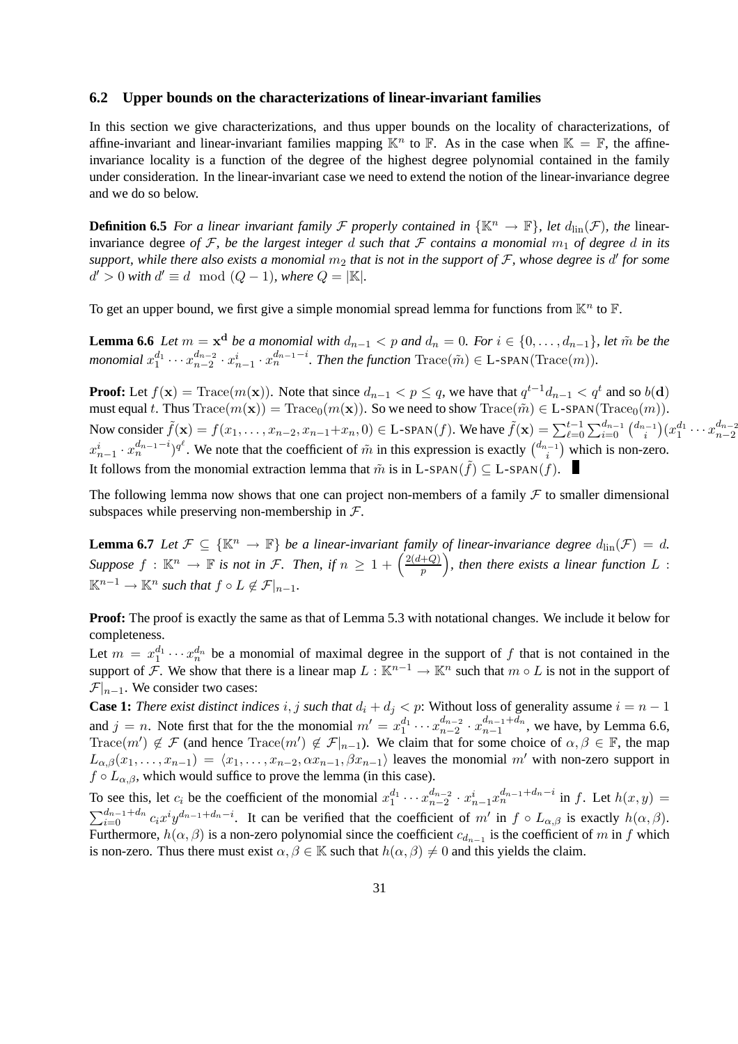### 6.2 Upper bounds on the characterizations of linear-invariant families

In this section we give characterizations, and thus upper bounds on the locality of characterizations, of affine-invariant and linear-invariant families mapping $\mathbb{K}^n$ to $\mathbb{F}$. As in the case when $\mathbb{K} = \mathbb{F}$, the affine-invariance locality is a function of the degree of the highest degree polynomial contained in the family under consideration. In the linear-invariant case we need to extend the notion of the linear-invariance degree and we do so below.

**Definition 6.5** *For a linear invariant family $\mathcal{F}$ properly contained in $\{\mathbb{K}^n \to \mathbb{F}\}$, let $d_{\rm lin}(\mathcal{F})$, the* linear-invariance degree *of $\mathcal{F}$, be the largest integer $d$ such that $\mathcal{F}$ contains a monomial $m_1$ of degree $d$ in its support, while there also exists a monomial $m_2$ that is not in the support of $\mathcal{F}$, whose degree is $d'$ for some $d' > 0$ with $d' \equiv d \mod (Q-1)$, where $Q = |\mathbb{K}|$.*

To get an upper bound, we first give a simple monomial spread lemma for functions from $\mathbb{K}^n$ to $\mathbb{F}$.

**Lemma 6.6** *Let $m = \mathbf{x}^{\mathbf{d}}$ be a monomial with $d_{n-1} < p$ and $d_n = 0$. For $i \in \{0, \dots, d_{n-1}\}$, let $\tilde{m}$ be the monomial $x_1^{d_1} \cdots x_{n-2}^{d_{n-2}} \cdot x_{n-1}^i \cdot x_n^{d_{n-1}-i}$. Then the function $\mathrm{Trace}(\tilde{m}) \in$ L-SPAN$(\mathrm{Trace}(m))$.*

**Proof:** Let $f(\mathbf{x}) = \mathrm{Trace}(m(\mathbf{x}))$. Note that since $d_{n-1} < p \le q$, we have that $q^{t-1}d_{n-1} < q^t$ and so $b(\mathbf{d})$ must equal $t$. Thus $\mathrm{Trace}(m(\mathbf{x})) = \mathrm{Trace}_0(m(\mathbf{x}))$. So we need to show $\mathrm{Trace}(\tilde{m}) \in$ L-SPAN$(\mathrm{Trace}_0(m))$. Now consider $\tilde{f}(\mathbf{x}) = f(x_1, \dots, x_{n-2}, x_{n-1}+x_n, 0) \in$ L-SPAN$(f)$. We have $\tilde{f}(\mathbf{x}) = \sum_{\ell=0}^{t-1}\sum_{i=0}^{d_{n-1}} \binom{d_{n-1}}{i}(x_1^{d_1} \cdots x_{n-2}^{d_{n-2}} \cdot x_{n-1}^i \cdot x_n^{d_{n-1}-i})^{q^\ell}$. We note that the coefficient of $\tilde{m}$ in this expression is exactly $\binom{d_{n-1}}{i}$ which is non-zero. It follows from the monomial extraction lemma that $\tilde{m}$ is in L-SPAN$(\tilde{f}) \subseteq$ L-SPAN$(f)$. ∎

The following lemma now shows that one can project non-members of a family $\mathcal{F}$ to smaller dimensional subspaces while preserving non-membership in $\mathcal{F}$.

**Lemma 6.7** *Let $\mathcal{F} \subseteq \{\mathbb{K}^n \to \mathbb{F}\}$ be a linear-invariant family of linear-invariance degree $d_{\rm lin}(\mathcal{F}) = d$. Suppose $f : \mathbb{K}^n \to \mathbb{F}$ is not in $\mathcal{F}$. Then, if $n \ge 1 + \left(\frac{2(d+Q)}{p}\right)$, then there exists a linear function $L : \mathbb{K}^{n-1} \to \mathbb{K}^n$ such that $f \circ L \notin \mathcal{F}|_{n-1}$.*

**Proof:** The proof is exactly the same as that of Lemma 5.3 with notational changes. We include it below for completeness.

Let $m = x_1^{d_1} \cdots x_n^{d_n}$ be a monomial of maximal degree in the support of $f$ that is not contained in the support of $\mathcal{F}$. We show that there is a linear map $L : \mathbb{K}^{n-1} \to \mathbb{K}^n$ such that $m \circ L$ is not in the support of $\mathcal{F}|_{n-1}$. We consider two cases:

**Case 1:** *There exist distinct indices $i, j$ such that $d_i + d_j < p$:* Without loss of generality assume $i = n-1$ and $j = n$. Note first that for the the monomial $m' = x_1^{d_1} \cdots x_{n-2}^{d_{n-2}} \cdot x_{n-1}^{d_{n-1}+d_n}$, we have, by Lemma 6.6, $\mathrm{Trace}(m') \notin \mathcal{F}$ (and hence $\mathrm{Trace}(m') \notin \mathcal{F}|_{n-1}$). We claim that for some choice of $\alpha, \beta \in \mathbb{F}$, the map $L_{\alpha,\beta}(x_1, \dots, x_{n-1}) = \langle x_1, \dots, x_{n-2}, \alpha x_{n-1}, \beta x_{n-1}\rangle$ leaves the monomial $m'$ with non-zero support in $f \circ L_{\alpha,\beta}$, which would suffice to prove the lemma (in this case).

To see this, let $c_i$ be the coefficient of the monomial $x_1^{d_1} \cdots x_{n-2}^{d_{n-2}} \cdot x_{n-1}^i x_n^{d_{n-1}+d_n-i}$ in $f$. Let $h(x, y) = \sum_{i=0}^{d_{n-1}+d_n} c_i x^i y^{d_{n-1}+d_n-i}$. It can be verified that the coefficient of $m'$ in $f \circ L_{\alpha,\beta}$ is exactly $h(\alpha, \beta)$. Furthermore, $h(\alpha, \beta)$ is a non-zero polynomial since the coefficient $c_{d_{n-1}}$ is the coefficient of $m$ in $f$ which is non-zero. Thus there must exist $\alpha, \beta \in \mathbb{K}$ such that $h(\alpha, \beta) \neq 0$ and this yields the claim.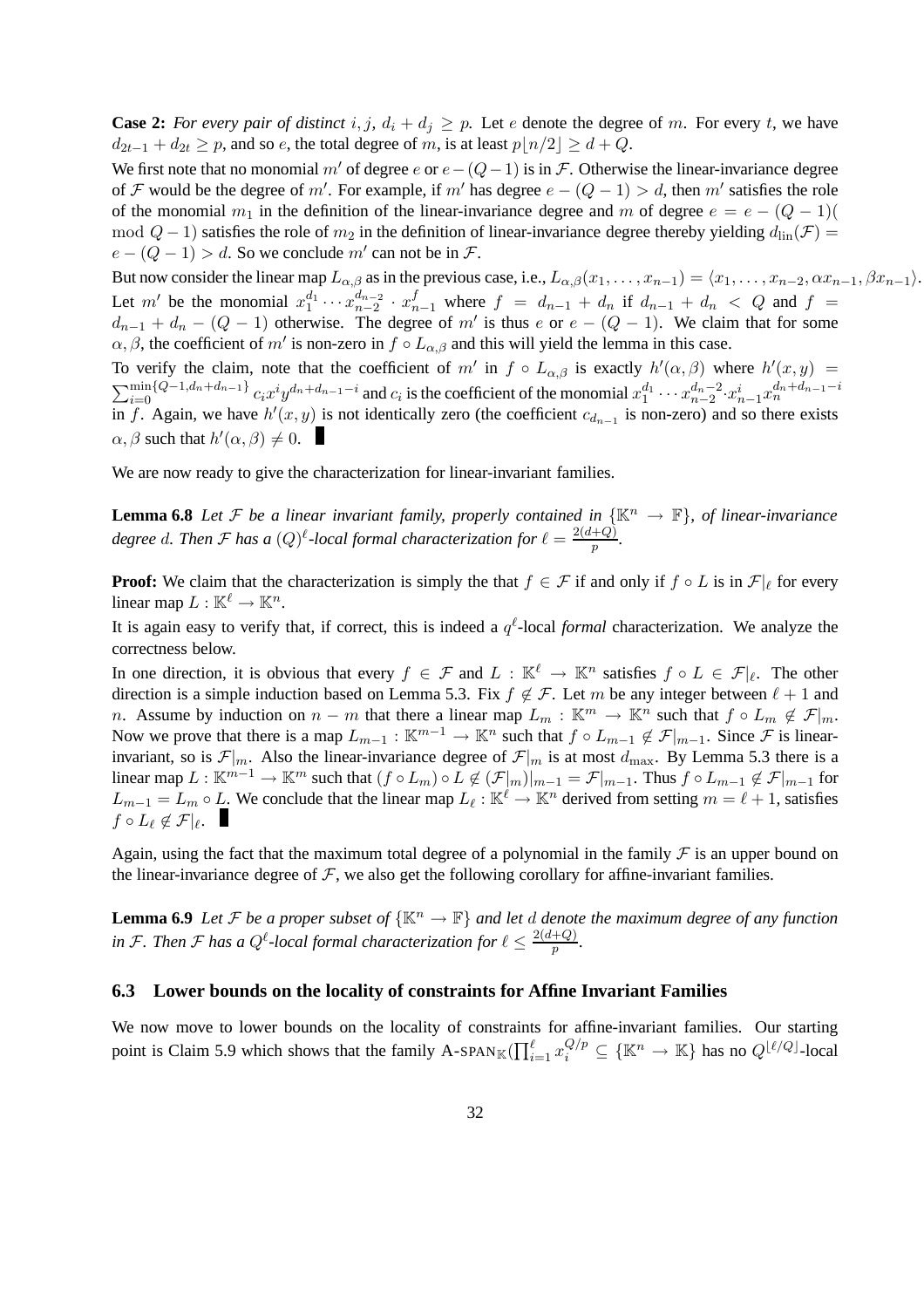**Case 2:** *For every pair of distinct $i, j$, $d_i + d_j \geq p$.* Let $e$ denote the degree of $m$. For every $t$, we have $d_{2t-1} + d_{2t} \geq p$, and so $e$, the total degree of $m$, is at least $p\lfloor n/2 \rfloor \geq d + Q$.

We first note that no monomial $m'$ of degree $e$ or $e-(Q-1)$ is in $\mathcal{F}$. Otherwise the linear-invariance degree of $\mathcal{F}$ would be the degree of $m'$. For example, if $m'$ has degree $e - (Q-1) > d$, then $m'$ satisfies the role of the monomial $m_1$ in the definition of the linear-invariance degree and $m$ of degree $e = e - (Q-1)($ mod $Q-1)$ satisfies the role of $m_2$ in the definition of linear-invariance degree thereby yielding $d_{\text{lin}}(\mathcal{F}) = e - (Q-1) > d$. So we conclude $m'$ can not be in $\mathcal{F}$.

But now consider the linear map $L_{\alpha,\beta}$ as in the previous case, i.e., $L_{\alpha,\beta}(x_1, \ldots, x_{n-1}) = \langle x_1, \ldots, x_{n-2}, \alpha x_{n-1}, \beta x_{n-1}\rangle$. Let $m'$ be the monomial $x_1^{d_1} \cdots x_{n-2}^{d_{n-2}} \cdot x_{n-1}^{f}$ where $f = d_{n-1} + d_n$ if $d_{n-1} + d_n < Q$ and $f = d_{n-1} + d_n - (Q-1)$ otherwise. The degree of $m'$ is thus $e$ or $e - (Q-1)$. We claim that for some $\alpha, \beta$, the coefficient of $m'$ is non-zero in $f \circ L_{\alpha,\beta}$ and this will yield the lemma in this case.

To verify the claim, note that the coefficient of $m'$ in $f \circ L_{\alpha,\beta}$ is exactly $h'(\alpha, \beta)$ where $h'(x, y) = \sum_{i=0}^{\min\{Q-1, d_n+d_{n-1}\}} c_i x^i y^{d_n+d_{n-1}-i}$ and $c_i$ is the coefficient of the monomial $x_1^{d_1} \cdots x_{n-2}^{d_{n-2}} \cdot x_{n-1}^{i} x_n^{d_n+d_{n-1}-i}$ in $f$. Again, we have $h'(x, y)$ is not identically zero (the coefficient $c_{d_{n-1}}$ is non-zero) and so there exists $\alpha, \beta$ such that $h'(\alpha, \beta) \neq 0$. ∎

We are now ready to give the characterization for linear-invariant families.

**Lemma 6.8** *Let $\mathcal{F}$ be a linear invariant family, properly contained in $\{\mathbb{K}^n \to \mathbb{F}\}$, of linear-invariance degree $d$. Then $\mathcal{F}$ has a $(Q)^\ell$-local formal characterization for $\ell = \frac{2(d+Q)}{p}$.*

**Proof:** We claim that the characterization is simply the that $f \in \mathcal{F}$ if and only if $f \circ L$ is in $\mathcal{F}|_\ell$ for every linear map $L : \mathbb{K}^\ell \to \mathbb{K}^n$.

It is again easy to verify that, if correct, this is indeed a $q^\ell$-local *formal* characterization. We analyze the correctness below.

In one direction, it is obvious that every $f \in \mathcal{F}$ and $L : \mathbb{K}^\ell \to \mathbb{K}^n$ satisfies $f \circ L \in \mathcal{F}|_\ell$. The other direction is a simple induction based on Lemma 5.3. Fix $f \notin \mathcal{F}$. Let $m$ be any integer between $\ell + 1$ and $n$. Assume by induction on $n - m$ that there a linear map $L_m : \mathbb{K}^m \to \mathbb{K}^n$ such that $f \circ L_m \notin \mathcal{F}|_m$. Now we prove that there is a map $L_{m-1} : \mathbb{K}^{m-1} \to \mathbb{K}^n$ such that $f \circ L_{m-1} \notin \mathcal{F}|_{m-1}$. Since $\mathcal{F}$ is linear-invariant, so is $\mathcal{F}|_m$. Also the linear-invariance degree of $\mathcal{F}|_m$ is at most $d_{\max}$. By Lemma 5.3 there is a linear map $L : \mathbb{K}^{m-1} \to \mathbb{K}^m$ such that $(f \circ L_m) \circ L \notin (\mathcal{F}|_m)|_{m-1} = \mathcal{F}|_{m-1}$. Thus $f \circ L_{m-1} \notin \mathcal{F}|_{m-1}$ for $L_{m-1} = L_m \circ L$. We conclude that the linear map $L_\ell : \mathbb{K}^\ell \to \mathbb{K}^n$ derived from setting $m = \ell + 1$, satisfies $f \circ L_\ell \notin \mathcal{F}|_\ell$. ∎

Again, using the fact that the maximum total degree of a polynomial in the family $\mathcal{F}$ is an upper bound on the linear-invariance degree of $\mathcal{F}$, we also get the following corollary for affine-invariant families.

**Lemma 6.9** *Let $\mathcal{F}$ be a proper subset of $\{\mathbb{K}^n \to \mathbb{F}\}$ and let $d$ denote the maximum degree of any function in $\mathcal{F}$. Then $\mathcal{F}$ has a $Q^\ell$-local formal characterization for $\ell \leq \frac{2(d+Q)}{p}$.*

### 6.3 Lower bounds on the locality of constraints for Affine Invariant Families

We now move to lower bounds on the locality of constraints for affine-invariant families. Our starting point is Claim 5.9 which shows that the family A-SPAN$_{\mathbb{K}}(\prod_{i=1}^{\ell} x_i^{Q/p} \subseteq \{\mathbb{K}^n \to \mathbb{K}\}$ has no $Q^{\lfloor \ell/Q \rfloor}$-local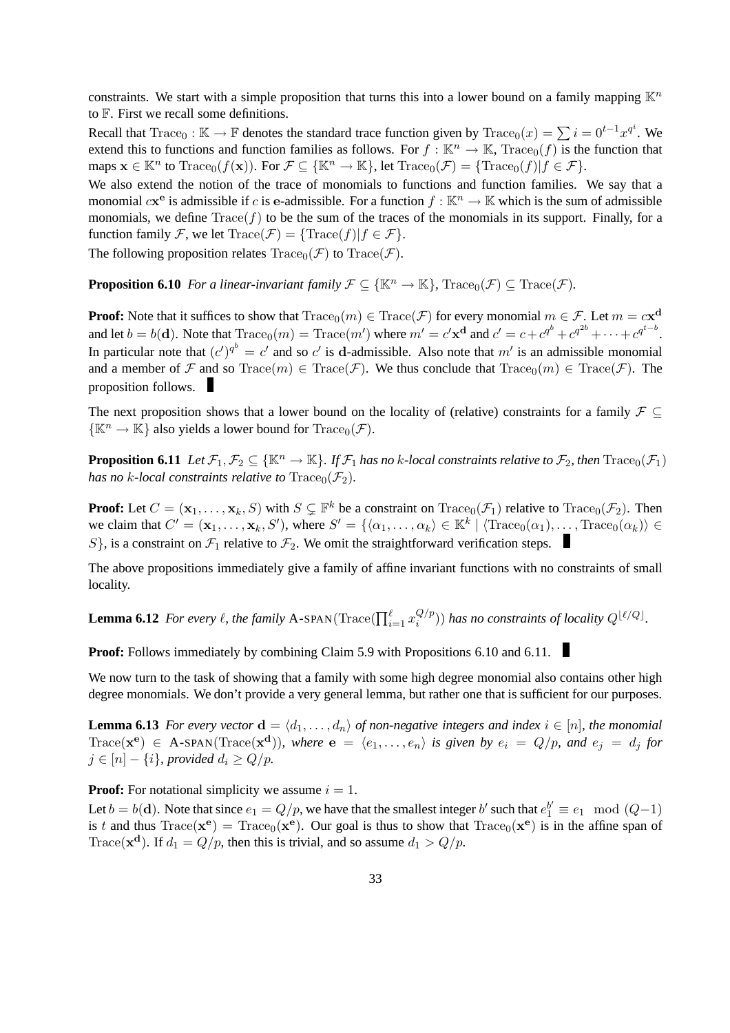constraints. We start with a simple proposition that turns this into a lower bound on a family mapping $\mathbb{K}^n$ to $\mathbb{F}$. First we recall some definitions.

Recall that $\mathrm{Trace}_0 : \mathbb{K} \to \mathbb{F}$ denotes the standard trace function given by $\mathrm{Trace}_0(x) = \sum i = 0^{t-1} x^{q^i}$. We extend this to functions and function families as follows. For $f : \mathbb{K}^n \to \mathbb{K}$, $\mathrm{Trace}_0(f)$ is the function that maps $\mathbf{x} \in \mathbb{K}^n$ to $\mathrm{Trace}_0(f(\mathbf{x}))$. For $\mathcal{F} \subseteq \{\mathbb{K}^n \to \mathbb{K}\}$, let $\mathrm{Trace}_0(\mathcal{F}) = \{\mathrm{Trace}_0(f) | f \in \mathcal{F}\}$.

We also extend the notion of the trace of monomials to functions and function families. We say that a monomial $c\mathbf{x}^{\mathbf{e}}$ is admissible if $c$ is $\mathbf{e}$-admissible. For a function $f : \mathbb{K}^n \to \mathbb{K}$ which is the sum of admissible monomials, we define $\mathrm{Trace}(f)$ to be the sum of the traces of the monomials in its support. Finally, for a function family $\mathcal{F}$, we let $\mathrm{Trace}(\mathcal{F}) = \{\mathrm{Trace}(f) | f \in \mathcal{F}\}$.

The following proposition relates $\mathrm{Trace}_0(\mathcal{F})$ to $\mathrm{Trace}(\mathcal{F})$.

**Proposition 6.10** *For a linear-invariant family $\mathcal{F} \subseteq \{\mathbb{K}^n \to \mathbb{K}\}$, $\mathrm{Trace}_0(\mathcal{F}) \subseteq \mathrm{Trace}(\mathcal{F})$.*

**Proof:** Note that it suffices to show that $\mathrm{Trace}_0(m) \in \mathrm{Trace}(\mathcal{F})$ for every monomial $m \in \mathcal{F}$. Let $m = c\mathbf{x}^{\mathbf{d}}$ and let $b = b(\mathbf{d})$. Note that $\mathrm{Trace}_0(m) = \mathrm{Trace}(m')$ where $m' = c'\mathbf{x}^{\mathbf{d}}$ and $c' = c + c^{q^b} + c^{q^{2b}} + \cdots + c^{q^{t-b}}$. In particular note that $(c')^{q^b} = c'$ and so $c'$ is $\mathbf{d}$-admissible. Also note that $m'$ is an admissible monomial and a member of $\mathcal{F}$ and so $\mathrm{Trace}(m) \in \mathrm{Trace}(\mathcal{F})$. We thus conclude that $\mathrm{Trace}_0(m) \in \mathrm{Trace}(\mathcal{F})$. The proposition follows. ∎

The next proposition shows that a lower bound on the locality of (relative) constraints for a family $\mathcal{F} \subseteq \{\mathbb{K}^n \to \mathbb{K}\}$ also yields a lower bound for $\mathrm{Trace}_0(\mathcal{F})$.

**Proposition 6.11** *Let $\mathcal{F}_1, \mathcal{F}_2 \subseteq \{\mathbb{K}^n \to \mathbb{K}\}$. If $\mathcal{F}_1$ has no $k$-local constraints relative to $\mathcal{F}_2$, then $\mathrm{Trace}_0(\mathcal{F}_1)$ has no $k$-local constraints relative to $\mathrm{Trace}_0(\mathcal{F}_2)$.*

**Proof:** Let $C = (\mathbf{x}_1, \ldots, \mathbf{x}_k, S)$ with $S \subsetneq \mathbb{F}^k$ be a constraint on $\mathrm{Trace}_0(\mathcal{F}_1)$ relative to $\mathrm{Trace}_0(\mathcal{F}_2)$. Then we claim that $C' = (\mathbf{x}_1, \ldots, \mathbf{x}_k, S')$, where $S' = \{\langle \alpha_1, \ldots, \alpha_k \rangle \in \mathbb{K}^k \mid \langle \mathrm{Trace}_0(\alpha_1), \ldots, \mathrm{Trace}_0(\alpha_k) \rangle \in S\}$, is a constraint on $\mathcal{F}_1$ relative to $\mathcal{F}_2$. We omit the straightforward verification steps. ∎

The above propositions immediately give a family of affine invariant functions with no constraints of small locality.

**Lemma 6.12** *For every $\ell$, the family $\mathrm{A\text{-}SPAN}(\mathrm{Trace}(\prod_{i=1}^{\ell} x_i^{Q/p}))$ has no constraints of locality $Q^{\lfloor \ell/Q \rfloor}$.*

**Proof:** Follows immediately by combining Claim 5.9 with Propositions 6.10 and 6.11. ∎

We now turn to the task of showing that a family with some high degree monomial also contains other high degree monomials. We don't provide a very general lemma, but rather one that is sufficient for our purposes.

**Lemma 6.13** *For every vector $\mathbf{d} = \langle d_1, \ldots, d_n \rangle$ of non-negative integers and index $i \in [n]$, the monomial $\mathrm{Trace}(\mathbf{x}^{\mathbf{e}}) \in \mathrm{A\text{-}SPAN}(\mathrm{Trace}(\mathbf{x}^{\mathbf{d}}))$, where $\mathbf{e} = \langle e_1, \ldots, e_n \rangle$ is given by $e_i = Q/p$, and $e_j = d_j$ for $j \in [n] - \{i\}$, provided $d_i \geq Q/p$.*

**Proof:** For notational simplicity we assume $i = 1$.

Let $b = b(\mathbf{d})$. Note that since $e_1 = Q/p$, we have that the smallest integer $b'$ such that $e_1^{b'} \equiv e_1 \mod (Q-1)$ is $t$ and thus $\mathrm{Trace}(\mathbf{x}^{\mathbf{e}}) = \mathrm{Trace}_0(\mathbf{x}^{\mathbf{e}})$. Our goal is thus to show that $\mathrm{Trace}_0(\mathbf{x}^{\mathbf{e}})$ is in the affine span of $\mathrm{Trace}(\mathbf{x}^{\mathbf{d}})$. If $d_1 = Q/p$, then this is trivial, and so assume $d_1 > Q/p$.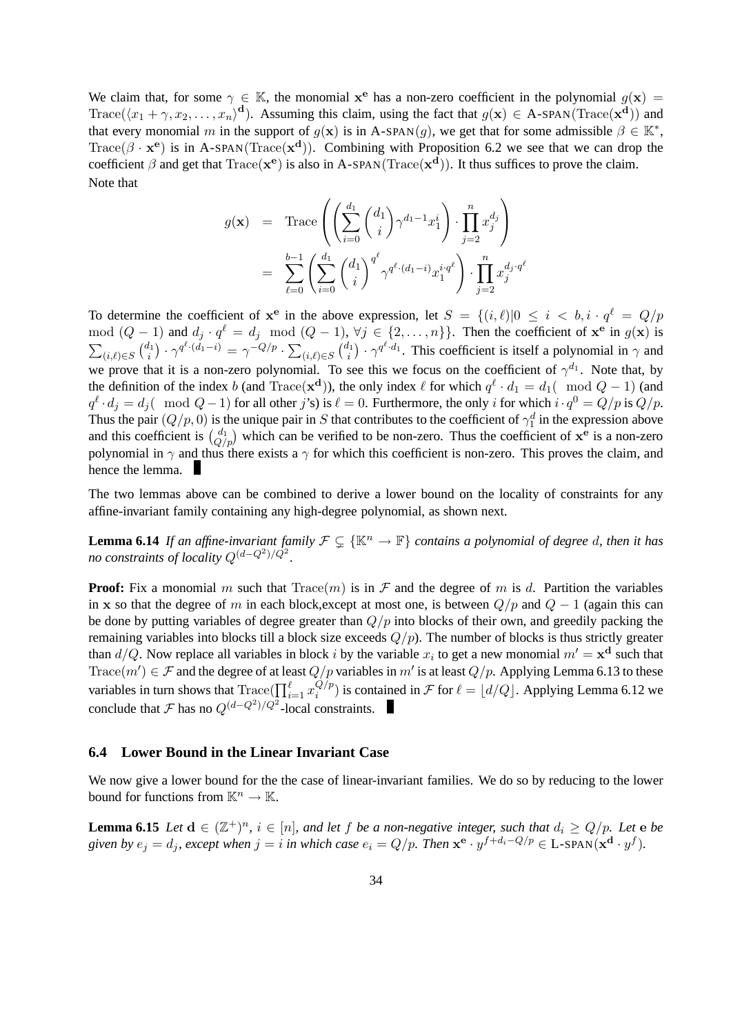We claim that, for some $\gamma \in \mathbb{K}$, the monomial $\mathbf{x}^{\mathbf{e}}$ has a non-zero coefficient in the polynomial $g(\mathbf{x}) = \mathrm{Trace}(\langle x_1 + \gamma, x_2, \ldots, x_n \rangle^{\mathbf{d}})$. Assuming this claim, using the fact that $g(\mathbf{x}) \in$ A-SPAN$(\mathrm{Trace}(\mathbf{x}^{\mathbf{d}}))$ and that every monomial $m$ in the support of $g(\mathbf{x})$ is in A-SPAN$(g)$, we get that for some admissible $\beta \in \mathbb{K}^*$, $\mathrm{Trace}(\beta \cdot \mathbf{x}^{\mathbf{e}})$ is in A-SPAN$(\mathrm{Trace}(\mathbf{x}^{\mathbf{d}}))$. Combining with Proposition 6.2 we see that we can drop the coefficient $\beta$ and get that $\mathrm{Trace}(\mathbf{x}^{\mathbf{e}})$ is also in A-SPAN$(\mathrm{Trace}(\mathbf{x}^{\mathbf{d}}))$. It thus suffices to prove the claim.

Note that

$$
\begin{aligned}
g(\mathbf{x}) &= \mathrm{Trace}\left( \left( \sum_{i=0}^{d_1} \binom{d_1}{i} \gamma^{d_1 - 1} x_1^i \right) \cdot \prod_{j=2}^{n} x_j^{d_j} \right) \\
&= \sum_{\ell=0}^{b-1} \left( \sum_{i=0}^{d_1} \binom{d_1}{i}^{q^\ell} \gamma^{q^\ell \cdot (d_1 - i)} x_1^{i \cdot q^\ell} \right) \cdot \prod_{j=2}^{n} x_j^{d_j \cdot q^\ell}
\end{aligned}
$$

To determine the coefficient of $\mathbf{x}^{\mathbf{e}}$ in the above expression, let $S = \{(i,\ell) | 0 \le i < b, i \cdot q^\ell = Q/p \mod (Q-1)$ and $d_j \cdot q^\ell = d_j \mod (Q-1), \forall j \in \{2, \ldots, n\}\}$. Then the coefficient of $\mathbf{x}^{\mathbf{e}}$ in $g(\mathbf{x})$ is $\sum_{(i,\ell) \in S} \binom{d_1}{i} \cdot \gamma^{q^\ell \cdot (d_1 - i)} = \gamma^{-Q/p} \cdot \sum_{(i,\ell) \in S} \binom{d_1}{i} \cdot \gamma^{q^\ell \cdot d_1}$. This coefficient is itself a polynomial in $\gamma$ and we prove that it is a non-zero polynomial. To see this we focus on the coefficient of $\gamma^{d_1}$. Note that, by the definition of the index $b$ (and $\mathrm{Trace}(\mathbf{x}^{\mathbf{d}})$), the only index $\ell$ for which $q^\ell \cdot d_1 = d_1 (\mod Q-1)$ (and $q^\ell \cdot d_j = d_j (\mod Q-1)$ for all other $j$'s) is $\ell = 0$. Furthermore, the only $i$ for which $i \cdot q^0 = Q/p$ is $Q/p$. Thus the pair $(Q/p, 0)$ is the unique pair in $S$ that contributes to the coefficient of $\gamma_1^d$ in the expression above and this coefficient is $\binom{d_1}{Q/p}$ which can be verified to be non-zero. Thus the coefficient of $\mathbf{x}^{\mathbf{e}}$ is a non-zero polynomial in $\gamma$ and thus there exists a $\gamma$ for which this coefficient is non-zero. This proves the claim, and hence the lemma. ■

The two lemmas above can be combined to derive a lower bound on the locality of constraints for any affine-invariant family containing any high-degree polynomial, as shown next.

**Lemma 6.14** *If an affine-invariant family $\mathcal{F} \subsetneq \{\mathbb{K}^n \to \mathbb{F}\}$ contains a polynomial of degree $d$, then it has no constraints of locality $Q^{(d-Q^2)/Q^2}$.*

**Proof:** Fix a monomial $m$ such that $\mathrm{Trace}(m)$ is in $\mathcal{F}$ and the degree of $m$ is $d$. Partition the variables in $\mathbf{x}$ so that the degree of $m$ in each block,except at most one, is between $Q/p$ and $Q-1$ (again this can be done by putting variables of degree greater than $Q/p$ into blocks of their own, and greedily packing the remaining variables into blocks till a block size exceeds $Q/p$). The number of blocks is thus strictly greater than $d/Q$. Now replace all variables in block $i$ by the variable $x_i$ to get a new monomial $m' = \mathbf{x}^{\mathbf{d}}$ such that $\mathrm{Trace}(m') \in \mathcal{F}$ and the degree of at least $Q/p$ variables in $m'$ is at least $Q/p$. Applying Lemma 6.13 to these variables in turn shows that $\mathrm{Trace}(\prod_{i=1}^{\ell} x_i^{Q/p})$ is contained in $\mathcal{F}$ for $\ell = \lfloor d/Q \rfloor$. Applying Lemma 6.12 we conclude that $\mathcal{F}$ has no $Q^{(d-Q^2)/Q^2}$-local constraints. ■

### 6.4 Lower Bound in the Linear Invariant Case

We now give a lower bound for the the case of linear-invariant families. We do so by reducing to the lower bound for functions from $\mathbb{K}^n \to \mathbb{K}$.

**Lemma 6.15** *Let $\mathbf{d} \in (\mathbb{Z}^+)^n$, $i \in [n]$, and let $f$ be a non-negative integer, such that $d_i \ge Q/p$. Let $\mathbf{e}$ be given by $e_j = d_j$, except when $j = i$ in which case $e_i = Q/p$. Then $\mathbf{x}^{\mathbf{e}} \cdot y^{f + d_i - Q/p} \in$ L-SPAN$(\mathbf{x}^{\mathbf{d}} \cdot y^f)$.*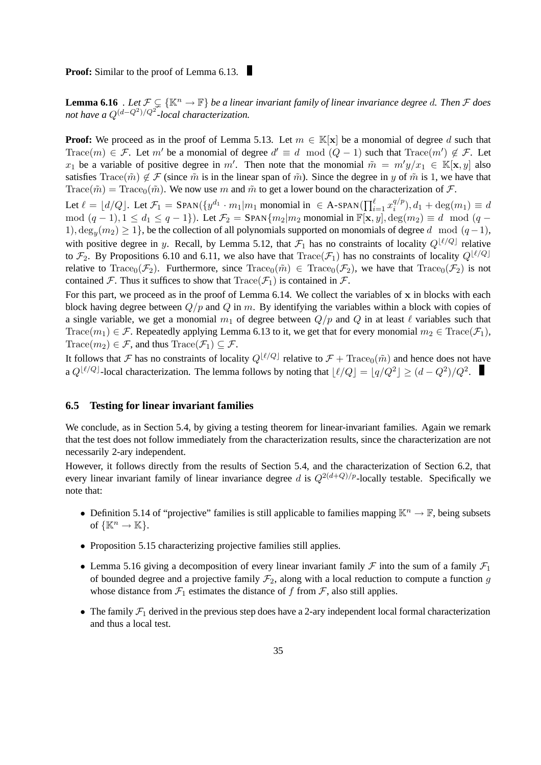**Proof:** Similar to the proof of Lemma 6.13. ∎

**Lemma 6.16** . *Let $\mathcal{F} \subsetneq \{\mathbb{K}^n \to \mathbb{F}\}$ be a linear invariant family of linear invariance degree $d$. Then $\mathcal{F}$ does not have a $Q^{(d-Q^2)/Q^2}$-local characterization.*

**Proof:** We proceed as in the proof of Lemma 5.13. Let $m \in \mathbb{K}[\mathbf{x}]$ be a monomial of degree $d$ such that $\mathrm{Trace}(m) \in \mathcal{F}$. Let $m'$ be a monomial of degree $d' \equiv d \mod (Q-1)$ such that $\mathrm{Trace}(m') \notin \mathcal{F}$. Let $x_1$ be a variable of positive degree in $m'$. Then note that the monomial $\tilde{m} = m'y/x_1 \in \mathbb{K}[\mathbf{x}, y]$ also satisfies $\mathrm{Trace}(\tilde{m}) \notin \mathcal{F}$ (since $\tilde{m}$ is in the linear span of $\tilde{m}$). Since the degree in $y$ of $\tilde{m}$ is 1, we have that $\mathrm{Trace}(\tilde{m}) = \mathrm{Trace}_0(\tilde{m})$. We now use $m$ and $\tilde{m}$ to get a lower bound on the characterization of $\mathcal{F}$.

Let $\ell = \lfloor d/Q \rfloor$. Let $\mathcal{F}_1 = \mathrm{SPAN}(\{y^{d_1} \cdot m_1 | m_1 \text{ monomial in } \in \text{A-SPAN}(\prod_{i=1}^{\ell} x_i^{q/p}), d_1 + \deg(m_1) \equiv d \mod (q-1), 1 \leq d_1 \leq q-1\})$. Let $\mathcal{F}_2 = \mathrm{SPAN}\{m_2 | m_2 \text{ monomial in } \mathbb{F}[\mathbf{x}, y], \deg(m_2) \equiv d \mod (q-1), \deg_y(m_2) \geq 1\}$, be the collection of all polynomials supported on monomials of degree $d \mod (q-1)$, with positive degree in $y$. Recall, by Lemma 5.12, that $\mathcal{F}_1$ has no constraints of locality $Q^{\lfloor \ell/Q \rfloor}$ relative to $\mathcal{F}_2$. By Propositions 6.10 and 6.11, we also have that $\mathrm{Trace}(\mathcal{F}_1)$ has no constraints of locality $Q^{\lfloor \ell/Q \rfloor}$ relative to $\mathrm{Trace}_0(\mathcal{F}_2)$. Furthermore, since $\mathrm{Trace}_0(\tilde{m}) \in \mathrm{Trace}_0(\mathcal{F}_2)$, we have that $\mathrm{Trace}_0(\mathcal{F}_2)$ is not contained $\mathcal{F}$. Thus it suffices to show that $\mathrm{Trace}(\mathcal{F}_1)$ is contained in $\mathcal{F}$.

For this part, we proceed as in the proof of Lemma 6.14. We collect the variables of $\mathbf{x}$ in blocks with each block having degree between $Q/p$ and $Q$ in $m$. By identifying the variables within a block with copies of a single variable, we get a monomial $m_1$ of degree between $Q/p$ and $Q$ in at least $\ell$ variables such that $\mathrm{Trace}(m_1) \in \mathcal{F}$. Repeatedly applying Lemma 6.13 to it, we get that for every monomial $m_2 \in \mathrm{Trace}(\mathcal{F}_1)$, $\mathrm{Trace}(m_2) \in \mathcal{F}$, and thus $\mathrm{Trace}(\mathcal{F}_1) \subseteq \mathcal{F}$.

It follows that $\mathcal{F}$ has no constraints of locality $Q^{\lfloor \ell/Q \rfloor}$ relative to $\mathcal{F} + \mathrm{Trace}_0(\tilde{m})$ and hence does not have a $Q^{\lfloor \ell/Q \rfloor}$-local characterization. The lemma follows by noting that $\lfloor \ell/Q \rfloor = \lfloor q/Q^2 \rfloor \geq (d - Q^2)/Q^2$. ∎

## 6.5 Testing for linear invariant families

We conclude, as in Section 5.4, by giving a testing theorem for linear-invariant families. Again we remark that the test does not follow immediately from the characterization results, since the characterization are not necessarily 2-ary independent.

However, it follows directly from the results of Section 5.4, and the characterization of Section 6.2, that every linear invariant family of linear invariance degree $d$ is $Q^{2(d+Q)/p}$-locally testable. Specifically we note that:

- Definition 5.14 of "projective" families is still applicable to families mapping $\mathbb{K}^n \to \mathbb{F}$, being subsets of $\{\mathbb{K}^n \to \mathbb{K}\}$.
- Proposition 5.15 characterizing projective families still applies.
- Lemma 5.16 giving a decomposition of every linear invariant family $\mathcal{F}$ into the sum of a family $\mathcal{F}_1$ of bounded degree and a projective family $\mathcal{F}_2$, along with a local reduction to compute a function $g$ whose distance from $\mathcal{F}_1$ estimates the distance of $f$ from $\mathcal{F}$, also still applies.
- The family $\mathcal{F}_1$ derived in the previous step does have a 2-ary independent local formal characterization and thus a local test.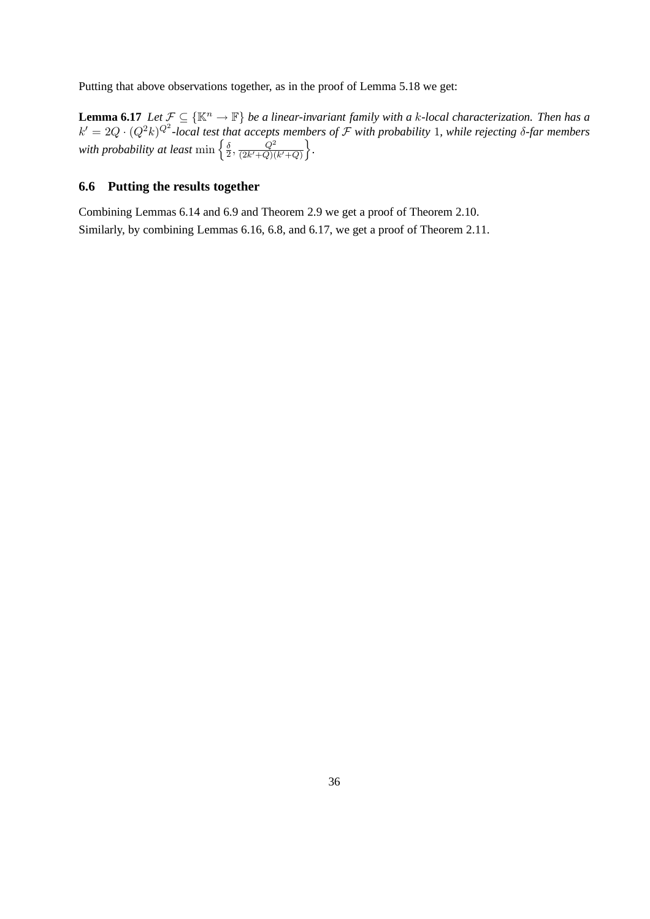Putting that above observations together, as in the proof of Lemma 5.18 we get:

**Lemma 6.17** *Let $\mathcal{F} \subseteq \{\mathbb{K}^n \to \mathbb{F}\}$ be a linear-invariant family with a $k$-local characterization. Then has a $k' = 2Q \cdot (Q^2 k)^{Q^2}$-local test that accepts members of $\mathcal{F}$ with probability $1$, while rejecting $\delta$-far members with probability at least $\min\left\{\frac{\delta}{2}, \frac{Q^2}{(2k'+Q)(k'+Q)}\right\}$.*

### 6.6 Putting the results together

Combining Lemmas 6.14 and 6.9 and Theorem 2.9 we get a proof of Theorem 2.10.

Similarly, by combining Lemmas 6.16, 6.8, and 6.17, we get a proof of Theorem 2.11.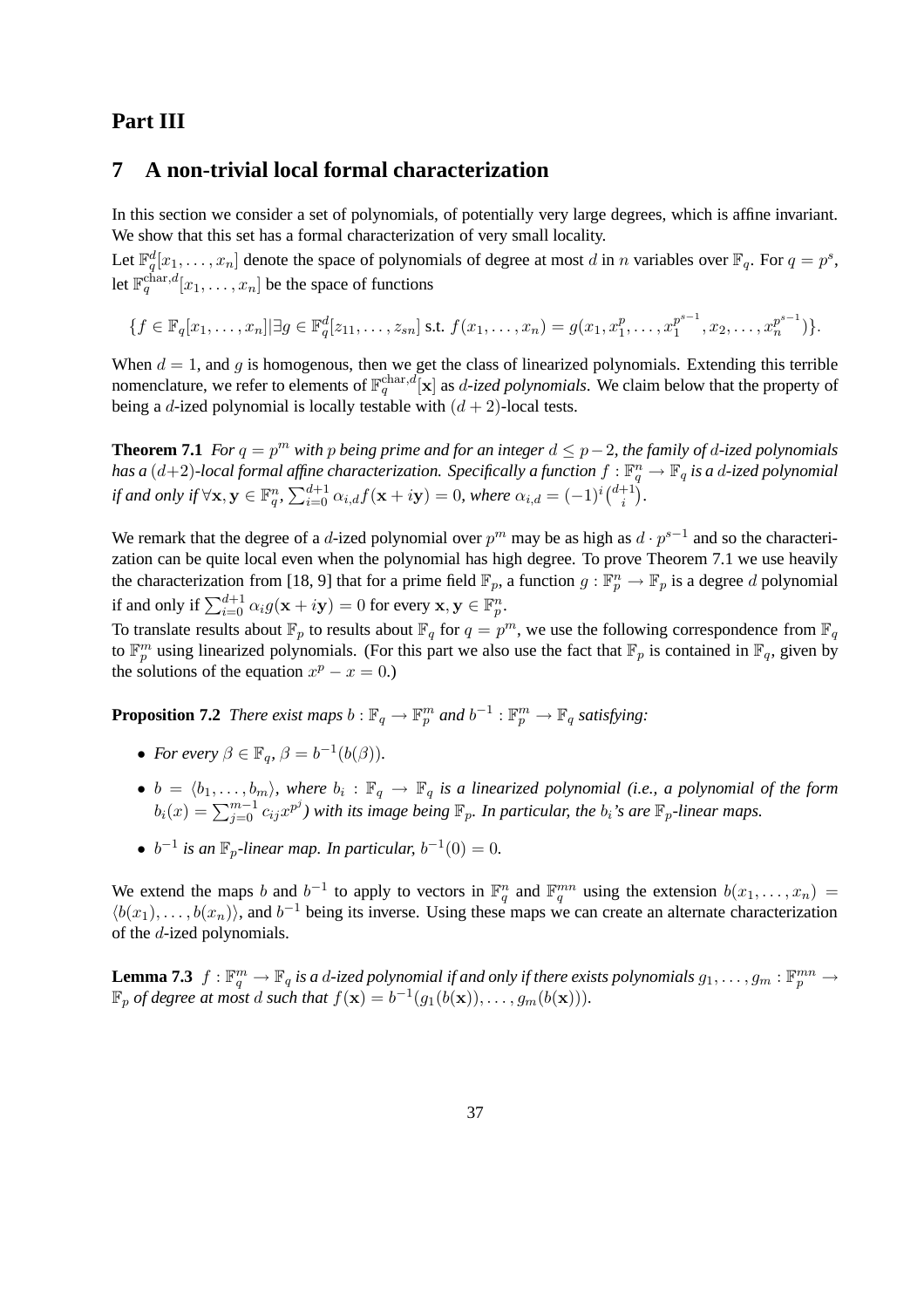# Part III

## 7 A non-trivial local formal characterization

In this section we consider a set of polynomials, of potentially very large degrees, which is affine invariant. We show that this set has a formal characterization of very small locality.

Let $\mathbb{F}_q^d[x_1, \ldots, x_n]$ denote the space of polynomials of degree at most $d$ in $n$ variables over $\mathbb{F}_q$. For $q = p^s$, let $\mathbb{F}_q^{\mathrm{char},d}[x_1, \ldots, x_n]$ be the space of functions

$$\{f \in \mathbb{F}_q[x_1, \ldots, x_n] | \exists g \in \mathbb{F}_q^d[z_{11}, \ldots, z_{sn}] \text{ s.t. } f(x_1, \ldots, x_n) = g(x_1, x_1^p, \ldots, x_1^{p^{s-1}}, x_2, \ldots, x_n^{p^{s-1}})\}.$$

When $d = 1$, and $g$ is homogenous, then we get the class of linearized polynomials. Extending this terrible nomenclature, we refer to elements of $\mathbb{F}_q^{\mathrm{char},d}[\mathbf{x}]$ as *$d$-ized polynomials*. We claim below that the property of being a $d$-ized polynomial is locally testable with $(d+2)$-local tests.

**Theorem 7.1** *For $q = p^m$ with $p$ being prime and for an integer $d \leq p-2$, the family of $d$-ized polynomials has a $(d+2)$-local formal affine characterization. Specifically a function $f : \mathbb{F}_q^n \to \mathbb{F}_q$ is a $d$-ized polynomial if and only if $\forall \mathbf{x}, \mathbf{y} \in \mathbb{F}_q^n$, $\sum_{i=0}^{d+1} \alpha_{i,d} f(\mathbf{x} + i\mathbf{y}) = 0$, where $\alpha_{i,d} = (-1)^i \binom{d+1}{i}$.*

We remark that the degree of a $d$-ized polynomial over $p^m$ may be as high as $d \cdot p^{s-1}$ and so the characterization can be quite local even when the polynomial has high degree. To prove Theorem 7.1 we use heavily the characterization from [18, 9] that for a prime field $\mathbb{F}_p$, a function $g : \mathbb{F}_p^n \to \mathbb{F}_p$ is a degree $d$ polynomial if and only if $\sum_{i=0}^{d+1} \alpha_i g(\mathbf{x} + i\mathbf{y}) = 0$ for every $\mathbf{x}, \mathbf{y} \in \mathbb{F}_p^n$.

To translate results about $\mathbb{F}_p$ to results about $\mathbb{F}_q$ for $q = p^m$, we use the following correspondence from $\mathbb{F}_q$ to $\mathbb{F}_p^m$ using linearized polynomials. (For this part we also use the fact that $\mathbb{F}_p$ is contained in $\mathbb{F}_q$, given by the solutions of the equation $x^p - x = 0$.)

**Proposition 7.2** *There exist maps $b : \mathbb{F}_q \to \mathbb{F}_p^m$ and $b^{-1} : \mathbb{F}_p^m \to \mathbb{F}_q$ satisfying:*

- *For every $\beta \in \mathbb{F}_q$, $\beta = b^{-1}(b(\beta))$.*
- *$b = \langle b_1, \ldots, b_m \rangle$, where $b_i : \mathbb{F}_q \to \mathbb{F}_q$ is a linearized polynomial (i.e., a polynomial of the form $b_i(x) = \sum_{j=0}^{m-1} c_{ij} x^{p^j}$) with its image being $\mathbb{F}_p$. In particular, the $b_i$'s are $\mathbb{F}_p$-linear maps.*
- *$b^{-1}$ is an $\mathbb{F}_p$-linear map. In particular, $b^{-1}(0) = 0$.*

We extend the maps $b$ and $b^{-1}$ to apply to vectors in $\mathbb{F}_q^n$ and $\mathbb{F}_q^{mn}$ using the extension $b(x_1, \ldots, x_n) = \langle b(x_1), \ldots, b(x_n) \rangle$, and $b^{-1}$ being its inverse. Using these maps we can create an alternate characterization of the $d$-ized polynomials.

**Lemma 7.3** *$f : \mathbb{F}_q^m \to \mathbb{F}_q$ is a $d$-ized polynomial if and only if there exists polynomials $g_1, \ldots, g_m : \mathbb{F}_p^{mn} \to \mathbb{F}_p$ of degree at most $d$ such that $f(\mathbf{x}) = b^{-1}(g_1(b(\mathbf{x})), \ldots, g_m(b(\mathbf{x})))$.*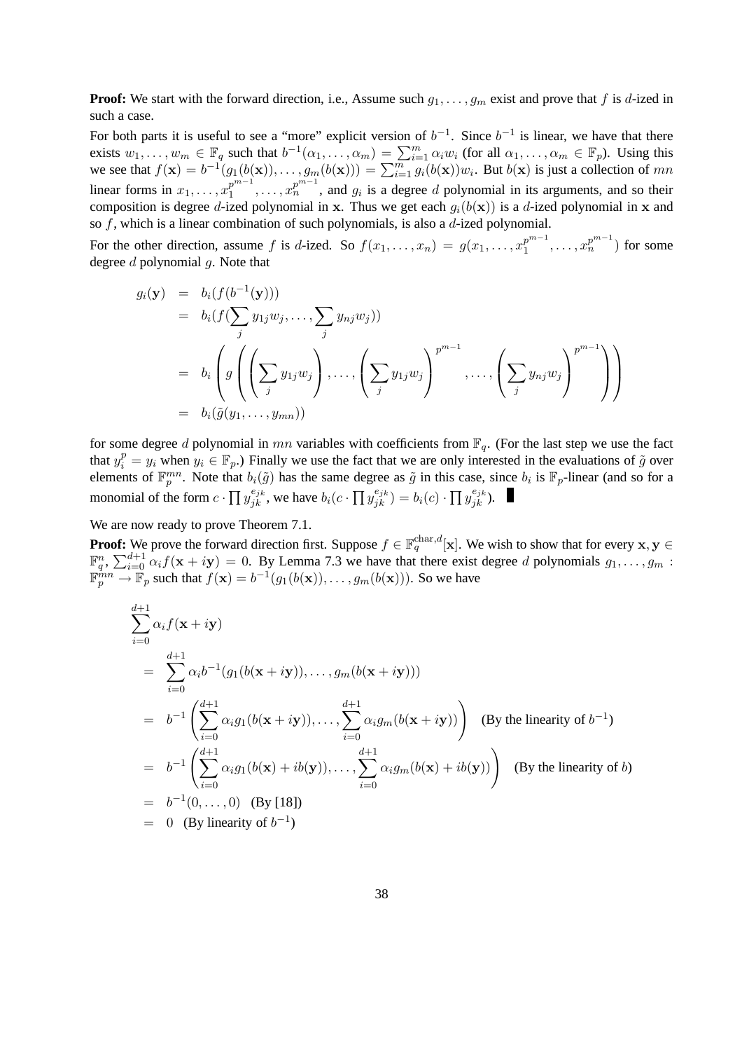**Proof:** We start with the forward direction, i.e., Assume such $g_1, \ldots, g_m$ exist and prove that $f$ is $d$-ized in such a case.

For both parts it is useful to see a "more" explicit version of $b^{-1}$. Since $b^{-1}$ is linear, we have that there exists $w_1, \ldots, w_m \in \mathbb{F}_q$ such that $b^{-1}(\alpha_1, \ldots, \alpha_m) = \sum_{i=1}^m \alpha_i w_i$ (for all $\alpha_1, \ldots, \alpha_m \in \mathbb{F}_p$). Using this we see that $f(\mathbf{x}) = b^{-1}(g_1(b(\mathbf{x})), \ldots, g_m(b(\mathbf{x}))) = \sum_{i=1}^m g_i(b(\mathbf{x}))w_i$. But $b(\mathbf{x})$ is just a collection of $mn$ linear forms in $x_1, \ldots, x_1^{p^{m-1}}, \ldots, x_n^{p^{m-1}}$, and $g_i$ is a degree $d$ polynomial in its arguments, and so their composition is degree $d$-ized polynomial in $\mathbf{x}$. Thus we get each $g_i(b(\mathbf{x}))$ is a $d$-ized polynomial in $\mathbf{x}$ and so $f$, which is a linear combination of such polynomials, is also a $d$-ized polynomial.

For the other direction, assume $f$ is $d$-ized. So $f(x_1, \ldots, x_n) = g(x_1, \ldots, x_1^{p^{m-1}}, \ldots, x_n^{p^{m-1}})$ for some degree $d$ polynomial $g$. Note that

$$
\begin{aligned}
g_i(\mathbf{y}) &= b_i(f(b^{-1}(\mathbf{y}))) \\
&= b_i(f(\sum_j y_{1j}w_j, \ldots, \sum_j y_{nj}w_j)) \\
&= b_i\left(g\left(\left(\sum_j y_{1j}w_j\right), \ldots, \left(\sum_j y_{1j}w_j\right)^{p^{m-1}}, \ldots, \left(\sum_j y_{nj}w_j\right)^{p^{m-1}}\right)\right) \\
&= b_i(\tilde{g}(y_1, \ldots, y_{mn}))
\end{aligned}
$$

for some degree $d$ polynomial in $mn$ variables with coefficients from $\mathbb{F}_q$. (For the last step we use the fact that $y_i^p = y_i$ when $y_i \in \mathbb{F}_p$.) Finally we use the fact that we are only interested in the evaluations of $\tilde{g}$ over elements of $\mathbb{F}_p^{mn}$. Note that $b_i(\tilde{g})$ has the same degree as $\tilde{g}$ in this case, since $b_i$ is $\mathbb{F}_p$-linear (and so for a monomial of the form $c \cdot \prod y_{jk}^{e_{jk}}$, we have $b_i(c \cdot \prod y_{jk}^{e_{jk}}) = b_i(c) \cdot \prod y_{jk}^{e_{jk}}$). ∎

We are now ready to prove Theorem 7.1.

**Proof:** We prove the forward direction first. Suppose $f \in \mathbb{F}_q^{\mathrm{char},d}[\mathbf{x}]$. We wish to show that for every $\mathbf{x}, \mathbf{y} \in \mathbb{F}_q^n$, $\sum_{i=0}^{d+1} \alpha_i f(\mathbf{x} + i\mathbf{y}) = 0$. By Lemma 7.3 we have that there exist degree $d$ polynomials $g_1, \ldots, g_m : \mathbb{F}_p^{mn} \to \mathbb{F}_p$ such that $f(\mathbf{x}) = b^{-1}(g_1(b(\mathbf{x})), \ldots, g_m(b(\mathbf{x})))$. So we have

$$
\begin{aligned}
&\sum_{i=0}^{d+1} \alpha_i f(\mathbf{x} + i\mathbf{y}) \\
&= \sum_{i=0}^{d+1} \alpha_i b^{-1}(g_1(b(\mathbf{x} + i\mathbf{y})), \ldots, g_m(b(\mathbf{x} + i\mathbf{y}))) \\
&= b^{-1}\left(\sum_{i=0}^{d+1} \alpha_i g_1(b(\mathbf{x} + i\mathbf{y})), \ldots, \sum_{i=0}^{d+1} \alpha_i g_m(b(\mathbf{x} + i\mathbf{y}))\right) \quad \text{(By the linearity of } b^{-1}\text{)} \\
&= b^{-1}\left(\sum_{i=0}^{d+1} \alpha_i g_1(b(\mathbf{x}) + ib(\mathbf{y})), \ldots, \sum_{i=0}^{d+1} \alpha_i g_m(b(\mathbf{x}) + ib(\mathbf{y}))\right) \quad \text{(By the linearity of } b\text{)} \\
&= b^{-1}(0, \ldots, 0) \quad \text{(By [18])} \\
&= 0 \quad \text{(By linearity of } b^{-1}\text{)}
\end{aligned}
$$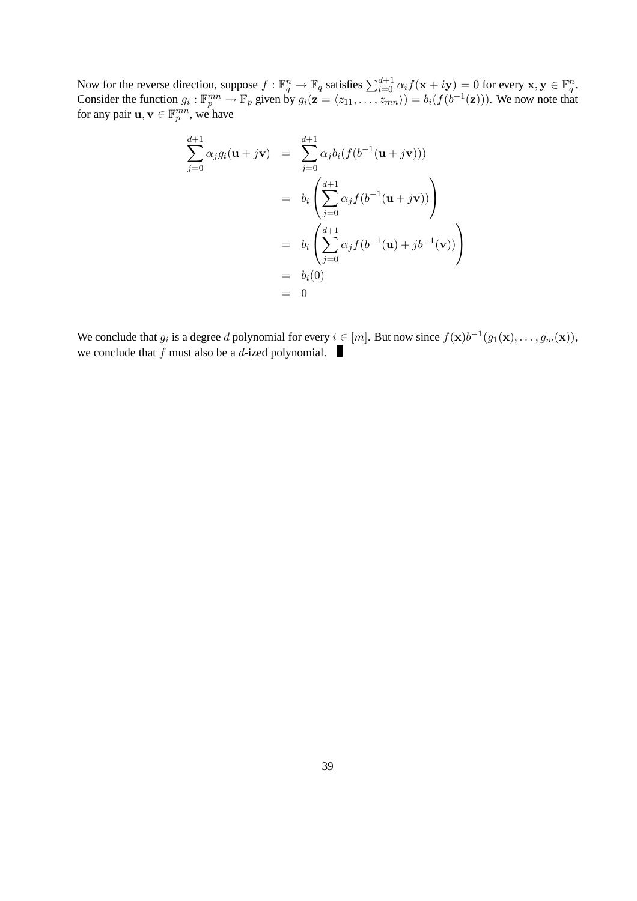Now for the reverse direction, suppose $f : \mathbb{F}_q^n \to \mathbb{F}_q$ satisfies $\sum_{i=0}^{d+1} \alpha_i f(\mathbf{x} + i\mathbf{y}) = 0$ for every $\mathbf{x}, \mathbf{y} \in \mathbb{F}_q^n$. Consider the function $g_i : \mathbb{F}_p^{mn} \to \mathbb{F}_p$ given by $g_i(\mathbf{z} = \langle z_{11}, \ldots, z_{mn} \rangle) = b_i(f(b^{-1}(\mathbf{z})))$. We now note that for any pair $\mathbf{u}, \mathbf{v} \in \mathbb{F}_p^{mn}$, we have

$$
\begin{aligned}
\sum_{j=0}^{d+1} \alpha_j g_i(\mathbf{u} + j\mathbf{v}) &= \sum_{j=0}^{d+1} \alpha_j b_i(f(b^{-1}(\mathbf{u} + j\mathbf{v}))) \\
&= b_i\left(\sum_{j=0}^{d+1} \alpha_j f(b^{-1}(\mathbf{u} + j\mathbf{v}))\right) \\
&= b_i\left(\sum_{j=0}^{d+1} \alpha_j f(b^{-1}(\mathbf{u}) + j b^{-1}(\mathbf{v}))\right) \\
&= b_i(0) \\
&= 0
\end{aligned}
$$

We conclude that $g_i$ is a degree $d$ polynomial for every $i \in [m]$. But now since $f(\mathbf{x}) b^{-1}(g_1(\mathbf{x}), \ldots, g_m(\mathbf{x}))$, we conclude that $f$ must also be a $d$-ized polynomial. ∎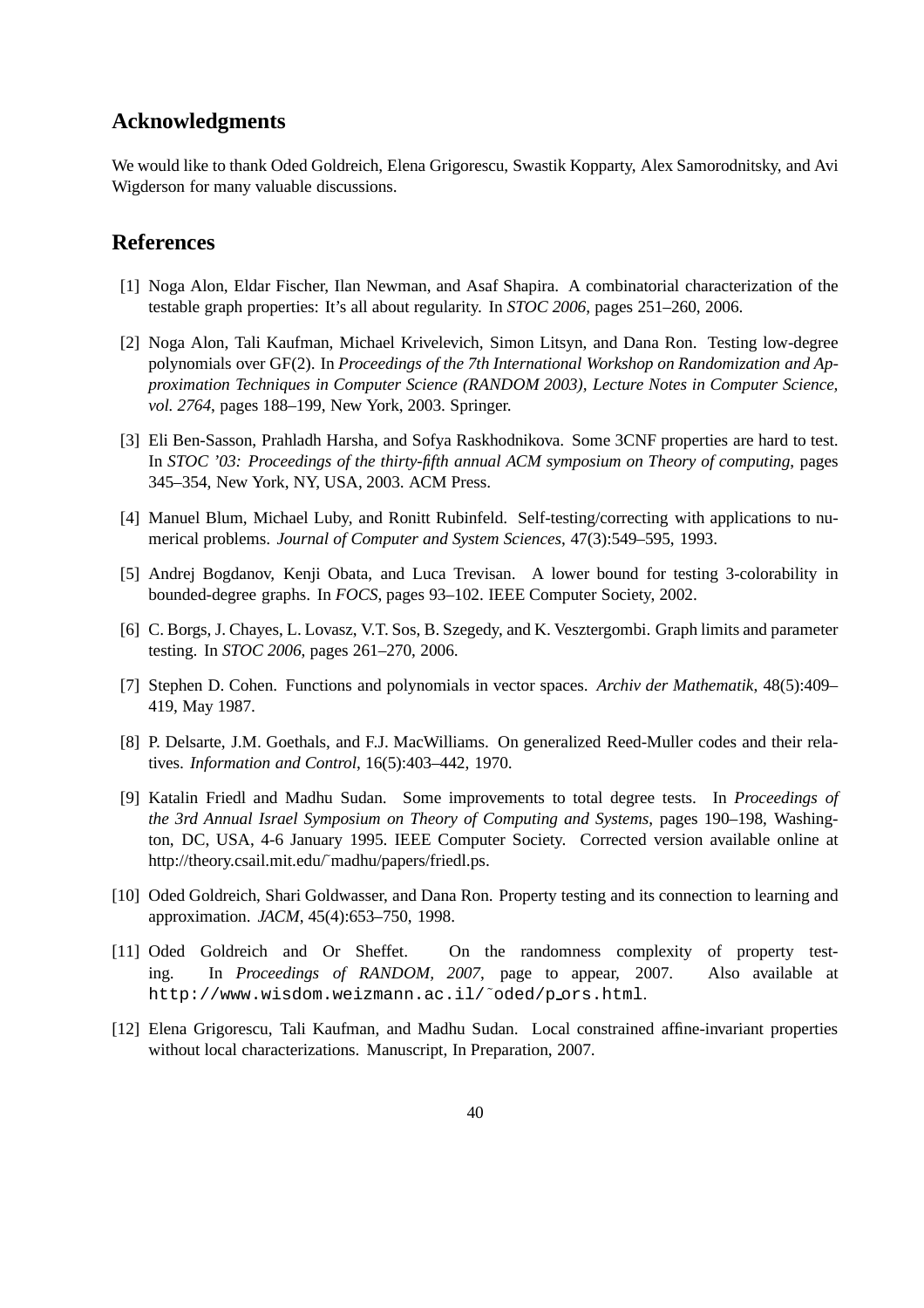## Acknowledgments

We would like to thank Oded Goldreich, Elena Grigorescu, Swastik Kopparty, Alex Samorodnitsky, and Avi Wigderson for many valuable discussions.

## References

[1] Noga Alon, Eldar Fischer, Ilan Newman, and Asaf Shapira. A combinatorial characterization of the testable graph properties: It's all about regularity. In *STOC 2006*, pages 251–260, 2006.

[2] Noga Alon, Tali Kaufman, Michael Krivelevich, Simon Litsyn, and Dana Ron. Testing low-degree polynomials over GF(2). In *Proceedings of the 7th International Workshop on Randomization and Approximation Techniques in Computer Science (RANDOM 2003), Lecture Notes in Computer Science, vol. 2764*, pages 188–199, New York, 2003. Springer.

[3] Eli Ben-Sasson, Prahladh Harsha, and Sofya Raskhodnikova. Some 3CNF properties are hard to test. In *STOC '03: Proceedings of the thirty-fifth annual ACM symposium on Theory of computing*, pages 345–354, New York, NY, USA, 2003. ACM Press.

[4] Manuel Blum, Michael Luby, and Ronitt Rubinfeld. Self-testing/correcting with applications to numerical problems. *Journal of Computer and System Sciences*, 47(3):549–595, 1993.

[5] Andrej Bogdanov, Kenji Obata, and Luca Trevisan. A lower bound for testing 3-colorability in bounded-degree graphs. In *FOCS*, pages 93–102. IEEE Computer Society, 2002.

[6] C. Borgs, J. Chayes, L. Lovasz, V.T. Sos, B. Szegedy, and K. Vesztergombi. Graph limits and parameter testing. In *STOC 2006*, pages 261–270, 2006.

[7] Stephen D. Cohen. Functions and polynomials in vector spaces. *Archiv der Mathematik*, 48(5):409–419, May 1987.

[8] P. Delsarte, J.M. Goethals, and F.J. MacWilliams. On generalized Reed-Muller codes and their relatives. *Information and Control*, 16(5):403–442, 1970.

[9] Katalin Friedl and Madhu Sudan. Some improvements to total degree tests. In *Proceedings of the 3rd Annual Israel Symposium on Theory of Computing and Systems*, pages 190–198, Washington, DC, USA, 4-6 January 1995. IEEE Computer Society. Corrected version available online at http://theory.csail.mit.edu/˜madhu/papers/friedl.ps.

[10] Oded Goldreich, Shari Goldwasser, and Dana Ron. Property testing and its connection to learning and approximation. *JACM*, 45(4):653–750, 1998.

[11] Oded Goldreich and Or Sheffet. On the randomness complexity of property testing. In *Proceedings of RANDOM, 2007*, page to appear, 2007. Also available at http://www.wisdom.weizmann.ac.il/˜oded/p_ors.html.

[12] Elena Grigorescu, Tali Kaufman, and Madhu Sudan. Local constrained affine-invariant properties without local characterizations. Manuscript, In Preparation, 2007.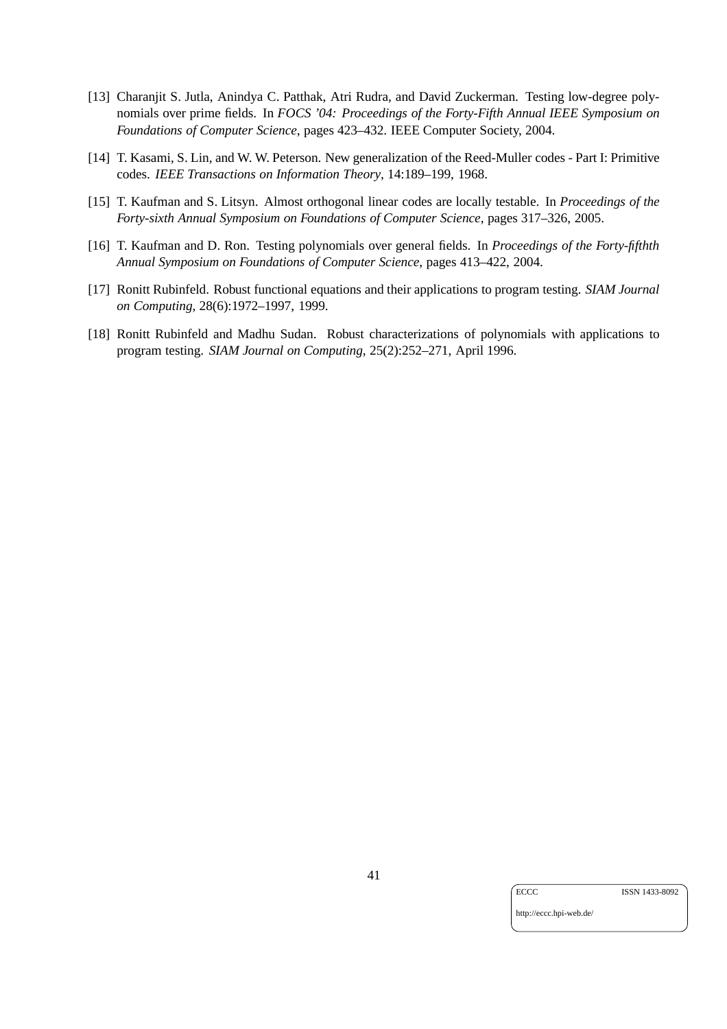[13] Charanjit S. Jutla, Anindya C. Patthak, Atri Rudra, and David Zuckerman. Testing low-degree polynomials over prime fields. In *FOCS '04: Proceedings of the Forty-Fifth Annual IEEE Symposium on Foundations of Computer Science*, pages 423–432. IEEE Computer Society, 2004.

[14] T. Kasami, S. Lin, and W. W. Peterson. New generalization of the Reed-Muller codes - Part I: Primitive codes. *IEEE Transactions on Information Theory*, 14:189–199, 1968.

[15] T. Kaufman and S. Litsyn. Almost orthogonal linear codes are locally testable. In *Proceedings of the Forty-sixth Annual Symposium on Foundations of Computer Science*, pages 317–326, 2005.

[16] T. Kaufman and D. Ron. Testing polynomials over general fields. In *Proceedings of the Forty-fifthth Annual Symposium on Foundations of Computer Science*, pages 413–422, 2004.

[17] Ronitt Rubinfeld. Robust functional equations and their applications to program testing. *SIAM Journal on Computing*, 28(6):1972–1997, 1999.

[18] Ronitt Rubinfeld and Madhu Sudan. Robust characterizations of polynomials with applications to program testing. *SIAM Journal on Computing*, 25(2):252–271, April 1996.

ECCC ISSN 1433-8092

http://eccc.hpi-web.de/